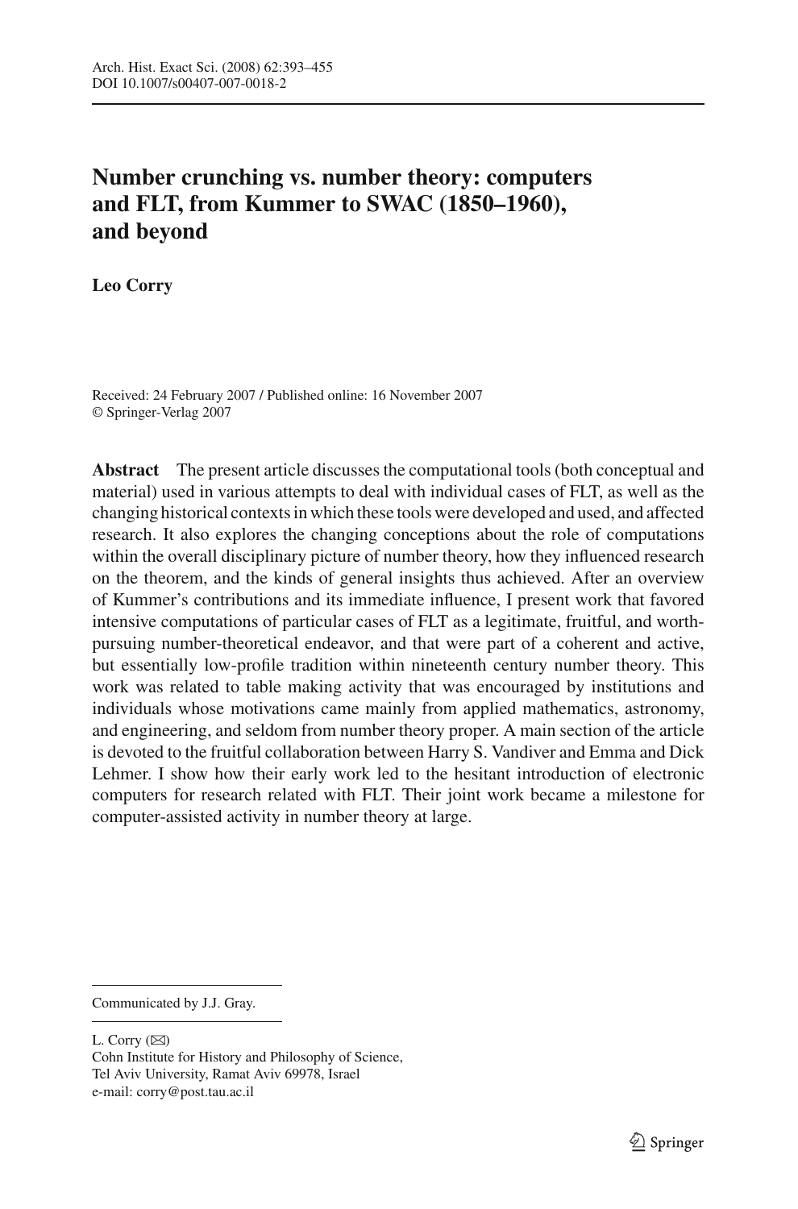# Number crunching vs. number theory: computers and FLT, from Kummer to SWAC (1850–1960), and beyond

**Leo Corry**

Received: 24 February 2007 / Published online: 16 November 2007
© Springer-Verlag 2007

**Abstract** The present article discusses the computational tools (both conceptual and material) used in various attempts to deal with individual cases of FLT, as well as the changing historical contexts in which these tools were developed and used, and affected research. It also explores the changing conceptions about the role of computations within the overall disciplinary picture of number theory, how they influenced research on the theorem, and the kinds of general insights thus achieved. After an overview of Kummer's contributions and its immediate influence, I present work that favored intensive computations of particular cases of FLT as a legitimate, fruitful, and worth-pursuing number-theoretical endeavor, and that were part of a coherent and active, but essentially low-profile tradition within nineteenth century number theory. This work was related to table making activity that was encouraged by institutions and individuals whose motivations came mainly from applied mathematics, astronomy, and engineering, and seldom from number theory proper. A main section of the article is devoted to the fruitful collaboration between Harry S. Vandiver and Emma and Dick Lehmer. I show how their early work led to the hesitant introduction of electronic computers for research related with FLT. Their joint work became a milestone for computer-assisted activity in number theory at large.

---

Communicated by J.J. Gray.

---

L. Corry (✉)
Cohn Institute for History and Philosophy of Science,
Tel Aviv University, Ramat Aviv 69978, Israel
e-mail: corry@post.tau.ac.il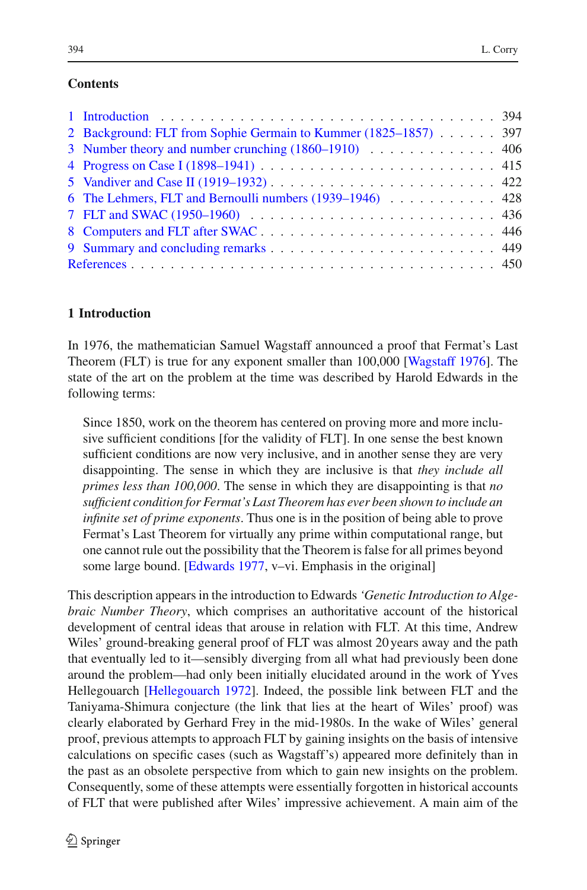## Contents

1 Introduction . . . . . . . . . . . . . . . . . . . . . . . . . . . . . . . . 394
2 Background: FLT from Sophie Germain to Kummer (1825–1857) . . . . . . 397
3 Number theory and number crunching (1860–1910) . . . . . . . . . . . . 406
4 Progress on Case I (1898–1941) . . . . . . . . . . . . . . . . . . . . . . 415
5 Vandiver and Case II (1919–1932) . . . . . . . . . . . . . . . . . . . . . 422
6 The Lehmers, FLT and Bernoulli numbers (1939–1946) . . . . . . . . . . . 428
7 FLT and SWAC (1950–1960) . . . . . . . . . . . . . . . . . . . . . . . . 436
8 Computers and FLT after SWAC . . . . . . . . . . . . . . . . . . . . . . 446
9 Summary and concluding remarks . . . . . . . . . . . . . . . . . . . . . . 449
References . . . . . . . . . . . . . . . . . . . . . . . . . . . . . . . . . . 450

## 1 Introduction

In 1976, the mathematician Samuel Wagstaff announced a proof that Fermat's Last Theorem (FLT) is true for any exponent smaller than 100,000 [Wagstaff 1976]. The state of the art on the problem at the time was described by Harold Edwards in the following terms:

> Since 1850, work on the theorem has centered on proving more and more inclusive sufficient conditions [for the validity of FLT]. In one sense the best known sufficient conditions are now very inclusive, and in another sense they are very disappointing. The sense in which they are inclusive is that *they include all primes less than 100,000*. The sense in which they are disappointing is that *no sufficient condition for Fermat's Last Theorem has ever been shown to include an infinite set of prime exponents*. Thus one is in the position of being able to prove Fermat's Last Theorem for virtually any prime within computational range, but one cannot rule out the possibility that the Theorem is false for all primes beyond some large bound. [Edwards 1977, v–vi. Emphasis in the original]

This description appears in the introduction to Edwards *'Genetic Introduction to Algebraic Number Theory*, which comprises an authoritative account of the historical development of central ideas that arouse in relation with FLT. At this time, Andrew Wiles' ground-breaking general proof of FLT was almost 20 years away and the path that eventually led to it—sensibly diverging from all what had previously been done around the problem—had only been initially elucidated around in the work of Yves Hellegouarch [Hellegouarch 1972]. Indeed, the possible link between FLT and the Taniyama-Shimura conjecture (the link that lies at the heart of Wiles' proof) was clearly elaborated by Gerhard Frey in the mid-1980s. In the wake of Wiles' general proof, previous attempts to approach FLT by gaining insights on the basis of intensive calculations on specific cases (such as Wagstaff's) appeared more definitely than in the past as an obsolete perspective from which to gain new insights on the problem. Consequently, some of these attempts were essentially forgotten in historical accounts of FLT that were published after Wiles' impressive achievement. A main aim of the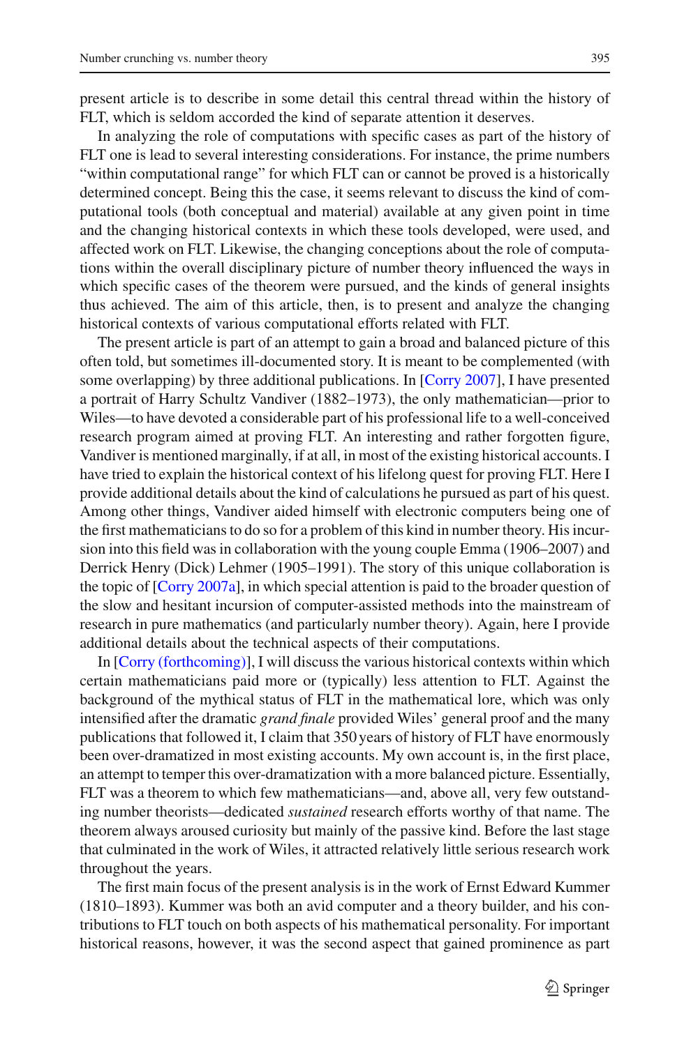present article is to describe in some detail this central thread within the history of FLT, which is seldom accorded the kind of separate attention it deserves.

In analyzing the role of computations with specific cases as part of the history of FLT one is lead to several interesting considerations. For instance, the prime numbers "within computational range" for which FLT can or cannot be proved is a historically determined concept. Being this the case, it seems relevant to discuss the kind of computational tools (both conceptual and material) available at any given point in time and the changing historical contexts in which these tools developed, were used, and affected work on FLT. Likewise, the changing conceptions about the role of computations within the overall disciplinary picture of number theory influenced the ways in which specific cases of the theorem were pursued, and the kinds of general insights thus achieved. The aim of this article, then, is to present and analyze the changing historical contexts of various computational efforts related with FLT.

The present article is part of an attempt to gain a broad and balanced picture of this often told, but sometimes ill-documented story. It is meant to be complemented (with some overlapping) by three additional publications. In [Corry 2007], I have presented a portrait of Harry Schultz Vandiver (1882–1973), the only mathematician—prior to Wiles—to have devoted a considerable part of his professional life to a well-conceived research program aimed at proving FLT. An interesting and rather forgotten figure, Vandiver is mentioned marginally, if at all, in most of the existing historical accounts. I have tried to explain the historical context of his lifelong quest for proving FLT. Here I provide additional details about the kind of calculations he pursued as part of his quest. Among other things, Vandiver aided himself with electronic computers being one of the first mathematicians to do so for a problem of this kind in number theory. His incursion into this field was in collaboration with the young couple Emma (1906–2007) and Derrick Henry (Dick) Lehmer (1905–1991). The story of this unique collaboration is the topic of [Corry 2007a], in which special attention is paid to the broader question of the slow and hesitant incursion of computer-assisted methods into the mainstream of research in pure mathematics (and particularly number theory). Again, here I provide additional details about the technical aspects of their computations.

In [Corry (forthcoming)], I will discuss the various historical contexts within which certain mathematicians paid more or (typically) less attention to FLT. Against the background of the mythical status of FLT in the mathematical lore, which was only intensified after the dramatic *grand finale* provided Wiles' general proof and the many publications that followed it, I claim that 350 years of history of FLT have enormously been over-dramatized in most existing accounts. My own account is, in the first place, an attempt to temper this over-dramatization with a more balanced picture. Essentially, FLT was a theorem to which few mathematicians—and, above all, very few outstanding number theorists—dedicated *sustained* research efforts worthy of that name. The theorem always aroused curiosity but mainly of the passive kind. Before the last stage that culminated in the work of Wiles, it attracted relatively little serious research work throughout the years.

The first main focus of the present analysis is in the work of Ernst Edward Kummer (1810–1893). Kummer was both an avid computer and a theory builder, and his contributions to FLT touch on both aspects of his mathematical personality. For important historical reasons, however, it was the second aspect that gained prominence as part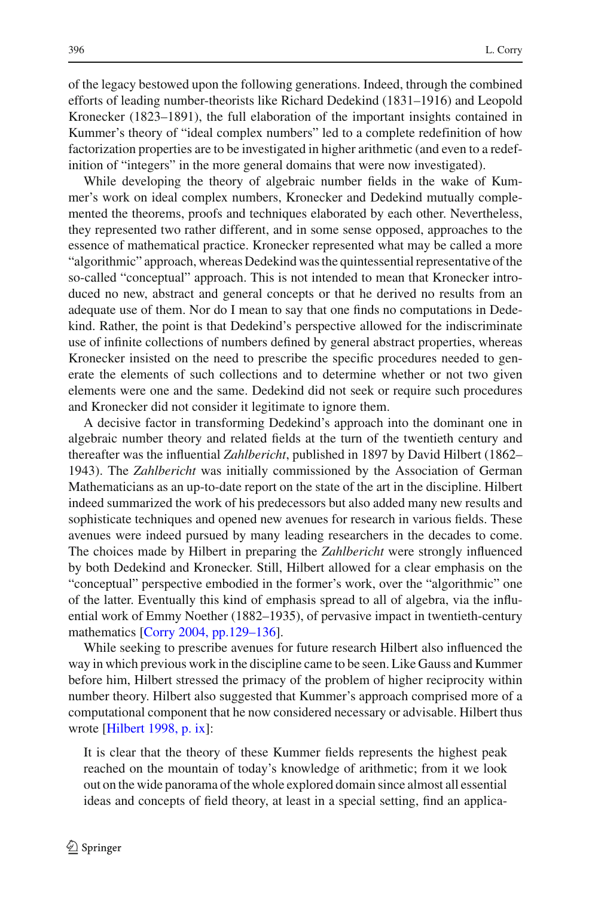of the legacy bestowed upon the following generations. Indeed, through the combined efforts of leading number-theorists like Richard Dedekind (1831–1916) and Leopold Kronecker (1823–1891), the full elaboration of the important insights contained in Kummer's theory of "ideal complex numbers" led to a complete redefinition of how factorization properties are to be investigated in higher arithmetic (and even to a redefinition of "integers" in the more general domains that were now investigated).

While developing the theory of algebraic number fields in the wake of Kummer's work on ideal complex numbers, Kronecker and Dedekind mutually complemented the theorems, proofs and techniques elaborated by each other. Nevertheless, they represented two rather different, and in some sense opposed, approaches to the essence of mathematical practice. Kronecker represented what may be called a more "algorithmic" approach, whereas Dedekind was the quintessential representative of the so-called "conceptual" approach. This is not intended to mean that Kronecker introduced no new, abstract and general concepts or that he derived no results from an adequate use of them. Nor do I mean to say that one finds no computations in Dedekind. Rather, the point is that Dedekind's perspective allowed for the indiscriminate use of infinite collections of numbers defined by general abstract properties, whereas Kronecker insisted on the need to prescribe the specific procedures needed to generate the elements of such collections and to determine whether or not two given elements were one and the same. Dedekind did not seek or require such procedures and Kronecker did not consider it legitimate to ignore them.

A decisive factor in transforming Dedekind's approach into the dominant one in algebraic number theory and related fields at the turn of the twentieth century and thereafter was the influential *Zahlbericht*, published in 1897 by David Hilbert (1862–1943). The *Zahlbericht* was initially commissioned by the Association of German Mathematicians as an up-to-date report on the state of the art in the discipline. Hilbert indeed summarized the work of his predecessors but also added many new results and sophisticate techniques and opened new avenues for research in various fields. These avenues were indeed pursued by many leading researchers in the decades to come. The choices made by Hilbert in preparing the *Zahlbericht* were strongly influenced by both Dedekind and Kronecker. Still, Hilbert allowed for a clear emphasis on the "conceptual" perspective embodied in the former's work, over the "algorithmic" one of the latter. Eventually this kind of emphasis spread to all of algebra, via the influential work of Emmy Noether (1882–1935), of pervasive impact in twentieth-century mathematics [Corry 2004, pp.129–136].

While seeking to prescribe avenues for future research Hilbert also influenced the way in which previous work in the discipline came to be seen. Like Gauss and Kummer before him, Hilbert stressed the primacy of the problem of higher reciprocity within number theory. Hilbert also suggested that Kummer's approach comprised more of a computational component that he now considered necessary or advisable. Hilbert thus wrote [Hilbert 1998, p. ix]:

> It is clear that the theory of these Kummer fields represents the highest peak reached on the mountain of today's knowledge of arithmetic; from it we look out on the wide panorama of the whole explored domain since almost all essential ideas and concepts of field theory, at least in a special setting, find an applica-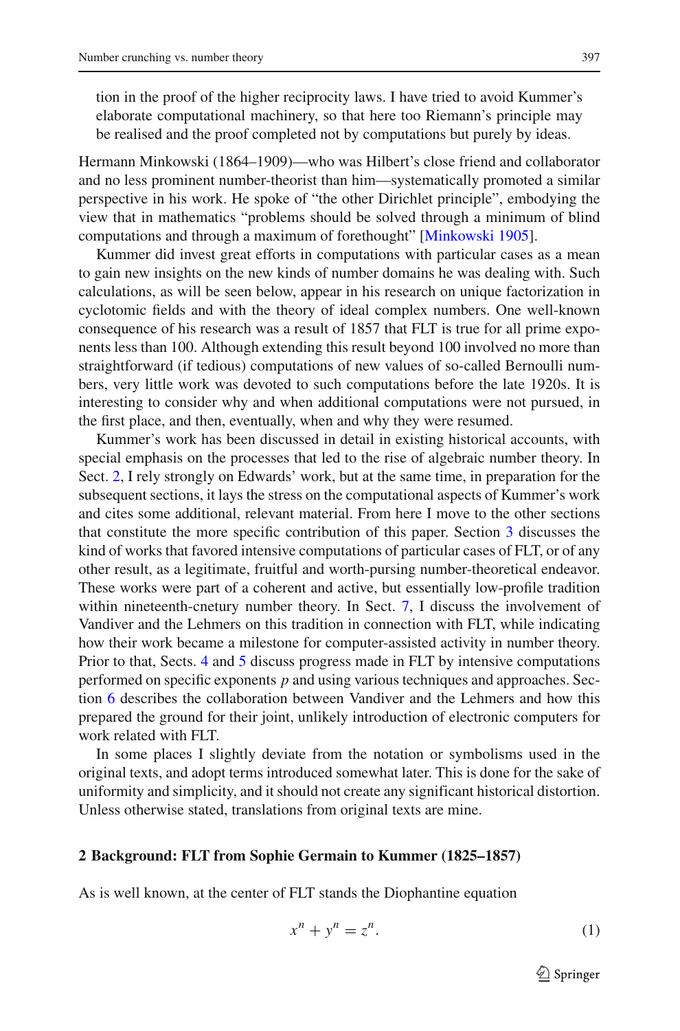tion in the proof of the higher reciprocity laws. I have tried to avoid Kummer's elaborate computational machinery, so that here too Riemann's principle may be realised and the proof completed not by computations but purely by ideas.

Hermann Minkowski (1864–1909)—who was Hilbert's close friend and collaborator and no less prominent number-theorist than him—systematically promoted a similar perspective in his work. He spoke of "the other Dirichlet principle", embodying the view that in mathematics "problems should be solved through a minimum of blind computations and through a maximum of forethought" [Minkowski 1905].

Kummer did invest great efforts in computations with particular cases as a mean to gain new insights on the new kinds of number domains he was dealing with. Such calculations, as will be seen below, appear in his research on unique factorization in cyclotomic fields and with the theory of ideal complex numbers. One well-known consequence of his research was a result of 1857 that FLT is true for all prime exponents less than 100. Although extending this result beyond 100 involved no more than straightforward (if tedious) computations of new values of so-called Bernoulli numbers, very little work was devoted to such computations before the late 1920s. It is interesting to consider why and when additional computations were not pursued, in the first place, and then, eventually, when and why they were resumed.

Kummer's work has been discussed in detail in existing historical accounts, with special emphasis on the processes that led to the rise of algebraic number theory. In Sect. 2, I rely strongly on Edwards' work, but at the same time, in preparation for the subsequent sections, it lays the stress on the computational aspects of Kummer's work and cites some additional, relevant material. From here I move to the other sections that constitute the more specific contribution of this paper. Section 3 discusses the kind of works that favored intensive computations of particular cases of FLT, or of any other result, as a legitimate, fruitful and worth-pursing number-theoretical endeavor. These works were part of a coherent and active, but essentially low-profile tradition within nineteenth-cnetury number theory. In Sect. 7, I discuss the involvement of Vandiver and the Lehmers on this tradition in connection with FLT, while indicating how their work became a milestone for computer-assisted activity in number theory. Prior to that, Sects. 4 and 5 discuss progress made in FLT by intensive computations performed on specific exponents $p$ and using various techniques and approaches. Section 6 describes the collaboration between Vandiver and the Lehmers and how this prepared the ground for their joint, unlikely introduction of electronic computers for work related with FLT.

In some places I slightly deviate from the notation or symbolisms used in the original texts, and adopt terms introduced somewhat later. This is done for the sake of uniformity and simplicity, and it should not create any significant historical distortion. Unless otherwise stated, translations from original texts are mine.

## 2 Background: FLT from Sophie Germain to Kummer (1825–1857)

As is well known, at the center of FLT stands the Diophantine equation

$$x^n + y^n = z^n. \tag{1}$$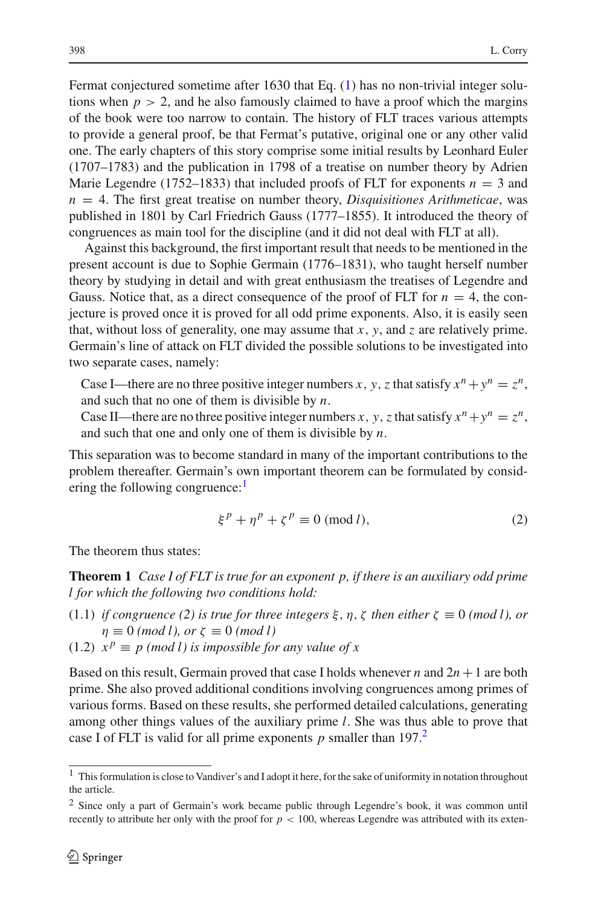Fermat conjectured sometime after 1630 that Eq. (1) has no non-trivial integer solutions when $p > 2$, and he also famously claimed to have a proof which the margins of the book were too narrow to contain. The history of FLT traces various attempts to provide a general proof, be that Fermat's putative, original one or any other valid one. The early chapters of this story comprise some initial results by Leonhard Euler (1707–1783) and the publication in 1798 of a treatise on number theory by Adrien Marie Legendre (1752–1833) that included proofs of FLT for exponents $n = 3$ and $n = 4$. The first great treatise on number theory, *Disquisitiones Arithmeticae*, was published in 1801 by Carl Friedrich Gauss (1777–1855). It introduced the theory of congruences as main tool for the discipline (and it did not deal with FLT at all).

Against this background, the first important result that needs to be mentioned in the present account is due to Sophie Germain (1776–1831), who taught herself number theory by studying in detail and with great enthusiasm the treatises of Legendre and Gauss. Notice that, as a direct consequence of the proof of FLT for $n = 4$, the conjecture is proved once it is proved for all odd prime exponents. Also, it is easily seen that, without loss of generality, one may assume that $x$, $y$, and $z$ are relatively prime. Germain's line of attack on FLT divided the possible solutions to be investigated into two separate cases, namely:

Case I—there are no three positive integer numbers $x$, $y$, $z$ that satisfy $x^n + y^n = z^n$, and such that no one of them is divisible by $n$.

Case II—there are no three positive integer numbers $x$, $y$, $z$ that satisfy $x^n + y^n = z^n$, and such that one and only one of them is divisible by $n$.

This separation was to become standard in many of the important contributions to the problem thereafter. Germain's own important theorem can be formulated by considering the following congruence:[1]

$$\xi^p + \eta^p + \zeta^p \equiv 0 \ (\mathrm{mod}\ l), \tag{2}$$

The theorem thus states:

**Theorem 1** *Case I of FLT is true for an exponent $p$, if there is an auxiliary odd prime $l$ for which the following two conditions hold:*

(1.1) *if congruence (2) is true for three integers $\xi, \eta, \zeta$ then either $\zeta \equiv 0$ (mod $l$), or $\eta \equiv 0$ (mod $l$), or $\zeta \equiv 0$ (mod $l$)*

(1.2) *$x^p \equiv p$ (mod $l$) is impossible for any value of $x$*

Based on this result, Germain proved that case I holds whenever $n$ and $2n + 1$ are both prime. She also proved additional conditions involving congruences among primes of various forms. Based on these results, she performed detailed calculations, generating among other things values of the auxiliary prime $l$. She was thus able to prove that case I of FLT is valid for all prime exponents $p$ smaller than 197.[2]

---

[1] This formulation is close to Vandiver's and I adopt it here, for the sake of uniformity in notation throughout the article.

[2] Since only a part of Germain's work became public through Legendre's book, it was common until recently to attribute her only with the proof for $p < 100$, whereas Legendre was attributed with its exten-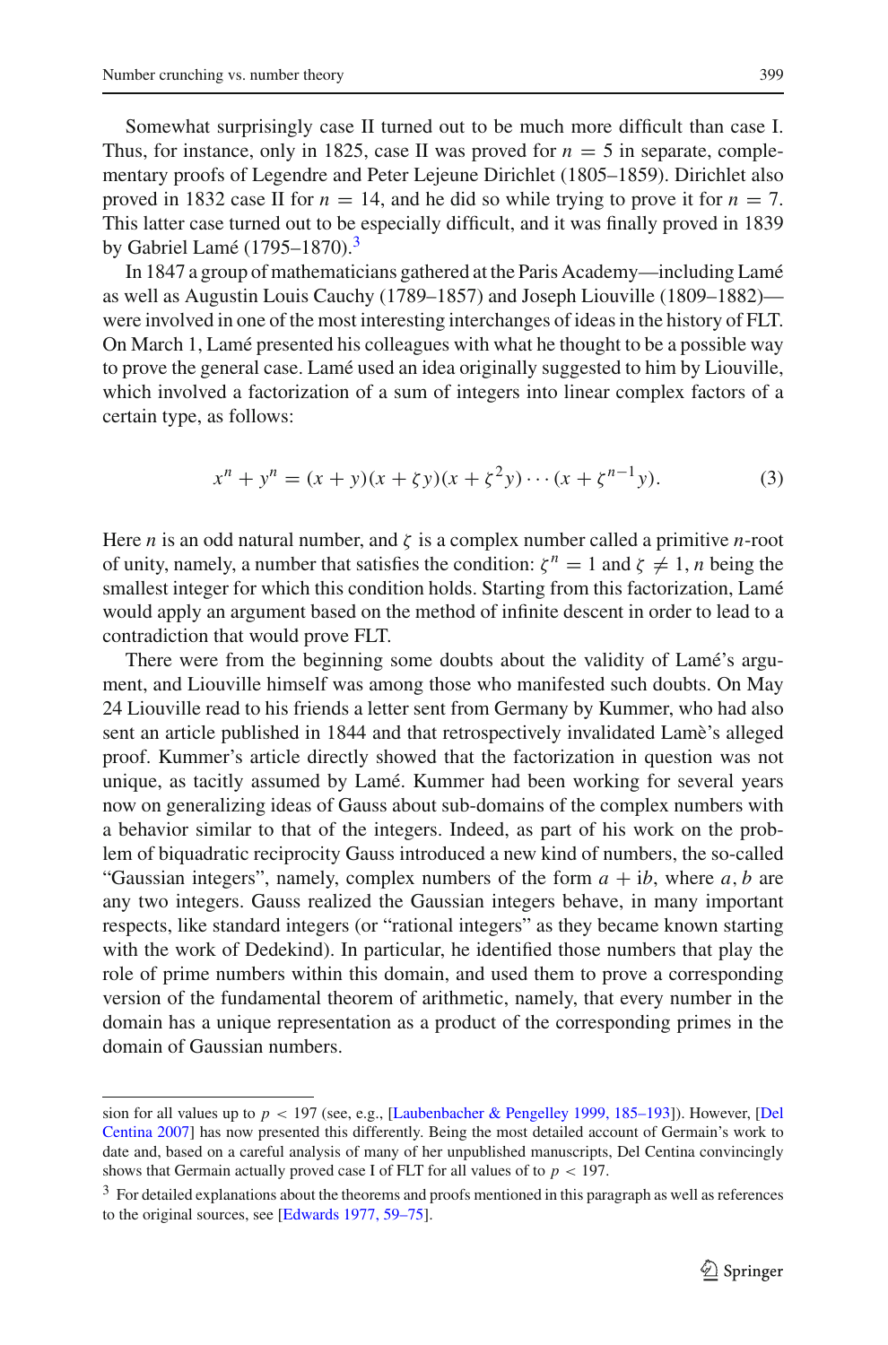Somewhat surprisingly case II turned out to be much more difficult than case I. Thus, for instance, only in 1825, case II was proved for $n = 5$ in separate, complementary proofs of Legendre and Peter Lejeune Dirichlet (1805–1859). Dirichlet also proved in 1832 case II for $n = 14$, and he did so while trying to prove it for $n = 7$. This latter case turned out to be especially difficult, and it was finally proved in 1839 by Gabriel Lamé (1795–1870).[3]

In 1847 a group of mathematicians gathered at the Paris Academy—including Lamé as well as Augustin Louis Cauchy (1789–1857) and Joseph Liouville (1809–1882)—were involved in one of the most interesting interchanges of ideas in the history of FLT. On March 1, Lamé presented his colleagues with what he thought to be a possible way to prove the general case. Lamé used an idea originally suggested to him by Liouville, which involved a factorization of a sum of integers into linear complex factors of a certain type, as follows:

$$x^n + y^n = (x + y)(x + \zeta y)(x + \zeta^2 y) \cdots (x + \zeta^{n-1} y). \tag{3}$$

Here $n$ is an odd natural number, and $\zeta$ is a complex number called a primitive $n$-root of unity, namely, a number that satisfies the condition: $\zeta^n = 1$ and $\zeta \neq 1$, $n$ being the smallest integer for which this condition holds. Starting from this factorization, Lamé would apply an argument based on the method of infinite descent in order to lead to a contradiction that would prove FLT.

There were from the beginning some doubts about the validity of Lamé's argument, and Liouville himself was among those who manifested such doubts. On May 24 Liouville read to his friends a letter sent from Germany by Kummer, who had also sent an article published in 1844 and that retrospectively invalidated Lamè's alleged proof. Kummer's article directly showed that the factorization in question was not unique, as tacitly assumed by Lamé. Kummer had been working for several years now on generalizing ideas of Gauss about sub-domains of the complex numbers with a behavior similar to that of the integers. Indeed, as part of his work on the problem of biquadratic reciprocity Gauss introduced a new kind of numbers, the so-called "Gaussian integers", namely, complex numbers of the form $a + \mathrm{i}b$, where $a, b$ are any two integers. Gauss realized the Gaussian integers behave, in many important respects, like standard integers (or "rational integers" as they became known starting with the work of Dedekind). In particular, he identified those numbers that play the role of prime numbers within this domain, and used them to prove a corresponding version of the fundamental theorem of arithmetic, namely, that every number in the domain has a unique representation as a product of the corresponding primes in the domain of Gaussian numbers.

---

sion for all values up to $p < 197$ (see, e.g., [Laubenbacher & Pengelley 1999, 185–193]). However, [Del Centina 2007] has now presented this differently. Being the most detailed account of Germain's work to date and, based on a careful analysis of many of her unpublished manuscripts, Del Centina convincingly shows that Germain actually proved case I of FLT for all values of to $p < 197$.

[3] For detailed explanations about the theorems and proofs mentioned in this paragraph as well as references to the original sources, see [Edwards 1977, 59–75].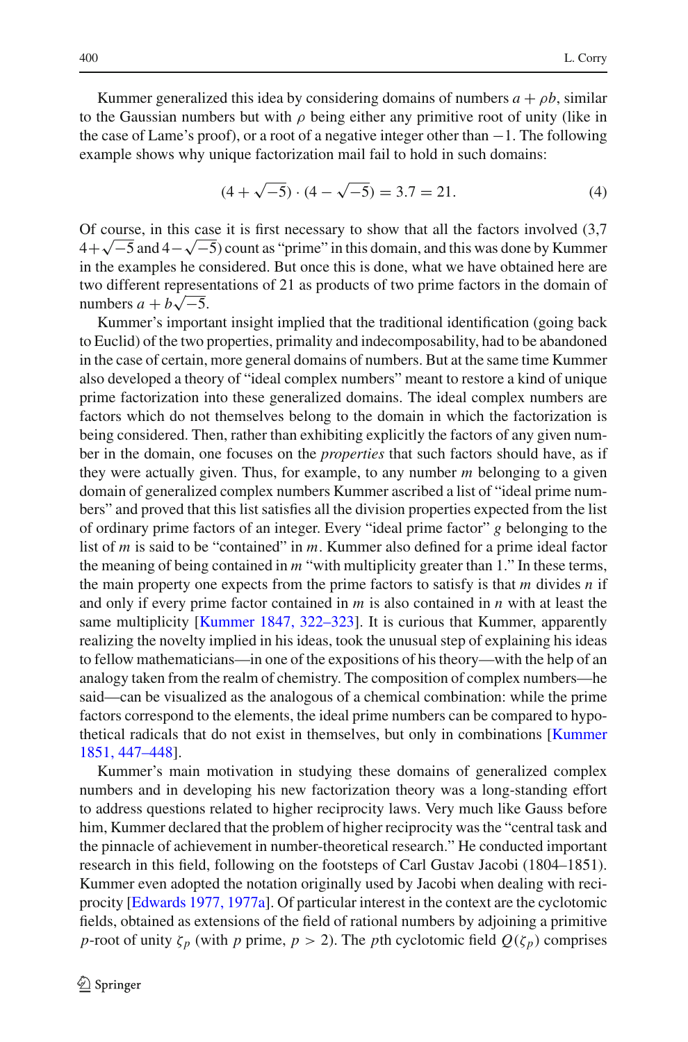Kummer generalized this idea by considering domains of numbers $a + \rho b$, similar to the Gaussian numbers but with $\rho$ being either any primitive root of unity (like in the case of Lame's proof), or a root of a negative integer other than $-1$. The following example shows why unique factorization mail fail to hold in such domains:

$$(4 + \sqrt{-5}) \cdot (4 - \sqrt{-5}) = 3.7 = 21. \tag{4}$$

Of course, in this case it is first necessary to show that all the factors involved (3,7 $4+\sqrt{-5}$ and $4-\sqrt{-5}$) count as "prime" in this domain, and this was done by Kummer in the examples he considered. But once this is done, what we have obtained here are two different representations of 21 as products of two prime factors in the domain of numbers $a + b\sqrt{-5}$.

Kummer's important insight implied that the traditional identification (going back to Euclid) of the two properties, primality and indecomposability, had to be abandoned in the case of certain, more general domains of numbers. But at the same time Kummer also developed a theory of "ideal complex numbers" meant to restore a kind of unique prime factorization into these generalized domains. The ideal complex numbers are factors which do not themselves belong to the domain in which the factorization is being considered. Then, rather than exhibiting explicitly the factors of any given number in the domain, one focuses on the *properties* that such factors should have, as if they were actually given. Thus, for example, to any number $m$ belonging to a given domain of generalized complex numbers Kummer ascribed a list of "ideal prime numbers" and proved that this list satisfies all the division properties expected from the list of ordinary prime factors of an integer. Every "ideal prime factor" $g$ belonging to the list of $m$ is said to be "contained" in $m$. Kummer also defined for a prime ideal factor the meaning of being contained in $m$ "with multiplicity greater than 1." In these terms, the main property one expects from the prime factors to satisfy is that $m$ divides $n$ if and only if every prime factor contained in $m$ is also contained in $n$ with at least the same multiplicity [Kummer 1847, 322–323]. It is curious that Kummer, apparently realizing the novelty implied in his ideas, took the unusual step of explaining his ideas to fellow mathematicians—in one of the expositions of his theory—with the help of an analogy taken from the realm of chemistry. The composition of complex numbers—he said—can be visualized as the analogous of a chemical combination: while the prime factors correspond to the elements, the ideal prime numbers can be compared to hypothetical radicals that do not exist in themselves, but only in combinations [Kummer 1851, 447–448].

Kummer's main motivation in studying these domains of generalized complex numbers and in developing his new factorization theory was a long-standing effort to address questions related to higher reciprocity laws. Very much like Gauss before him, Kummer declared that the problem of higher reciprocity was the "central task and the pinnacle of achievement in number-theoretical research." He conducted important research in this field, following on the footsteps of Carl Gustav Jacobi (1804–1851). Kummer even adopted the notation originally used by Jacobi when dealing with reciprocity [Edwards 1977, 1977a]. Of particular interest in the context are the cyclotomic fields, obtained as extensions of the field of rational numbers by adjoining a primitive $p$-root of unity $\zeta_p$ (with $p$ prime, $p > 2$). The $p$th cyclotomic field $Q(\zeta_p)$ comprises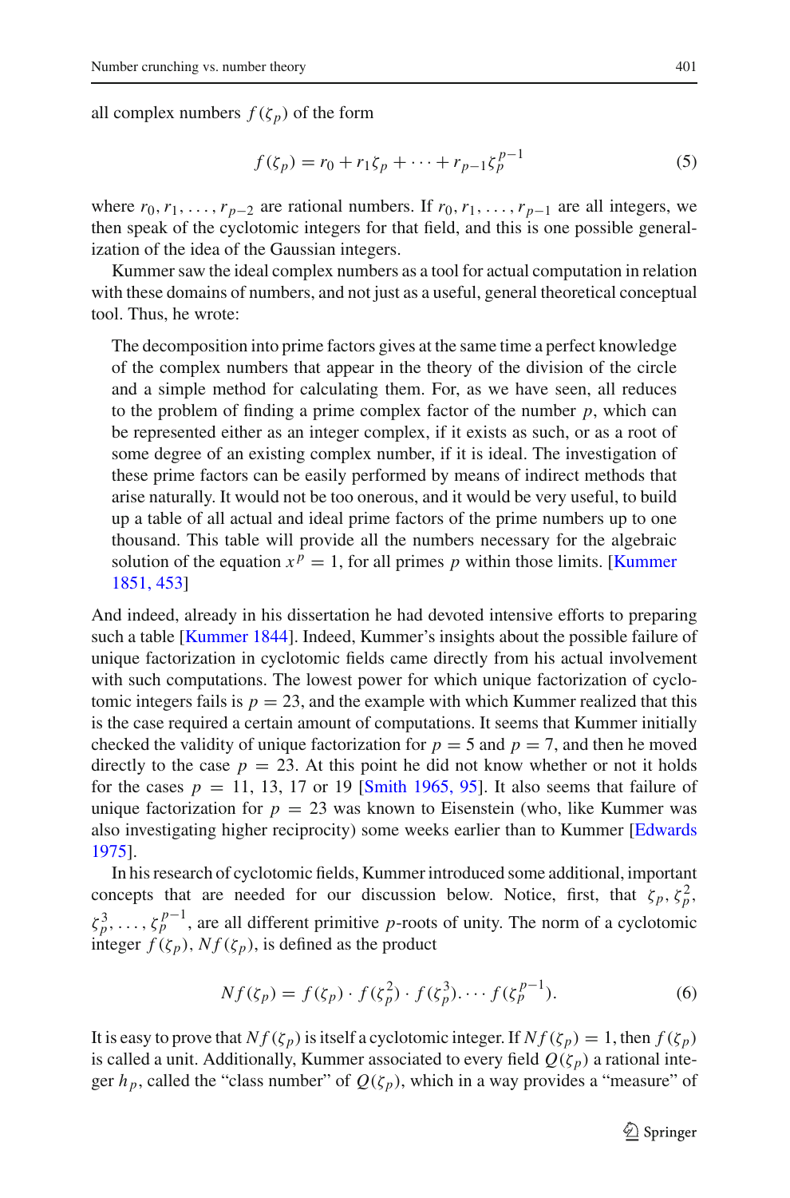all complex numbers $f(\zeta_p)$ of the form

$$f(\zeta_p) = r_0 + r_1\zeta_p + \cdots + r_{p-1}\zeta_p^{p-1} \tag{5}$$

where $r_0, r_1, \ldots, r_{p-2}$ are rational numbers. If $r_0, r_1, \ldots, r_{p-1}$ are all integers, we then speak of the cyclotomic integers for that field, and this is one possible generalization of the idea of the Gaussian integers.

Kummer saw the ideal complex numbers as a tool for actual computation in relation with these domains of numbers, and not just as a useful, general theoretical conceptual tool. Thus, he wrote:

> The decomposition into prime factors gives at the same time a perfect knowledge of the complex numbers that appear in the theory of the division of the circle and a simple method for calculating them. For, as we have seen, all reduces to the problem of finding a prime complex factor of the number $p$, which can be represented either as an integer complex, if it exists as such, or as a root of some degree of an existing complex number, if it is ideal. The investigation of these prime factors can be easily performed by means of indirect methods that arise naturally. It would not be too onerous, and it would be very useful, to build up a table of all actual and ideal prime factors of the prime numbers up to one thousand. This table will provide all the numbers necessary for the algebraic solution of the equation $x^p = 1$, for all primes $p$ within those limits. [Kummer 1851, 453]

And indeed, already in his dissertation he had devoted intensive efforts to preparing such a table [Kummer 1844]. Indeed, Kummer's insights about the possible failure of unique factorization in cyclotomic fields came directly from his actual involvement with such computations. The lowest power for which unique factorization of cyclotomic integers fails is $p = 23$, and the example with which Kummer realized that this is the case required a certain amount of computations. It seems that Kummer initially checked the validity of unique factorization for $p = 5$ and $p = 7$, and then he moved directly to the case $p = 23$. At this point he did not know whether or not it holds for the cases $p = 11$, 13, 17 or 19 [Smith 1965, 95]. It also seems that failure of unique factorization for $p = 23$ was known to Eisenstein (who, like Kummer was also investigating higher reciprocity) some weeks earlier than to Kummer [Edwards 1975].

In his research of cyclotomic fields, Kummer introduced some additional, important concepts that are needed for our discussion below. Notice, first, that $\zeta_p, \zeta_p^2, \zeta_p^3, \ldots, \zeta_p^{p-1}$, are all different primitive $p$-roots of unity. The norm of a cyclotomic integer $f(\zeta_p)$, $Nf(\zeta_p)$, is defined as the product

$$Nf(\zeta_p) = f(\zeta_p) \cdot f(\zeta_p^2) \cdot f(\zeta_p^3). \cdots f(\zeta_p^{p-1}). \tag{6}$$

It is easy to prove that $Nf(\zeta_p)$ is itself a cyclotomic integer. If $Nf(\zeta_p) = 1$, then $f(\zeta_p)$ is called a unit. Additionally, Kummer associated to every field $Q(\zeta_p)$ a rational integer $h_p$, called the "class number" of $Q(\zeta_p)$, which in a way provides a "measure" of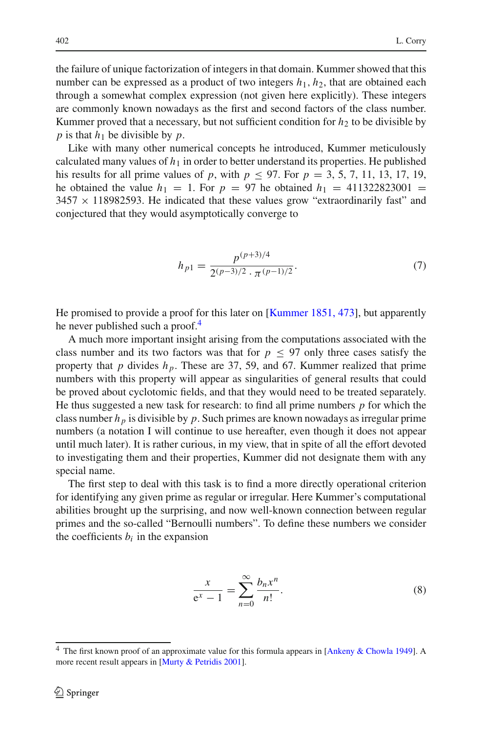the failure of unique factorization of integers in that domain. Kummer showed that this number can be expressed as a product of two integers $h_1$, $h_2$, that are obtained each through a somewhat complex expression (not given here explicitly). These integers are commonly known nowadays as the first and second factors of the class number. Kummer proved that a necessary, but not sufficient condition for $h_2$ to be divisible by $p$ is that $h_1$ be divisible by $p$.

Like with many other numerical concepts he introduced, Kummer meticulously calculated many values of $h_1$ in order to better understand its properties. He published his results for all prime values of $p$, with $p \leq 97$. For $p = 3, 5, 7, 11, 13, 17, 19$, he obtained the value $h_1 = 1$. For $p = 97$ he obtained $h_1 = 411322823001 = 3457 \times 118982593$. He indicated that these values grow "extraordinarily fast" and conjectured that they would asymptotically converge to

$$h_{p1} = \frac{p^{(p+3)/4}}{2^{(p-3)/2} \cdot \pi^{(p-1)/2}}. \tag{7}$$

He promised to provide a proof for this later on [Kummer 1851, 473], but apparently he never published such a proof.[4]

A much more important insight arising from the computations associated with the class number and its two factors was that for $p \leq 97$ only three cases satisfy the property that $p$ divides $h_p$. These are 37, 59, and 67. Kummer realized that prime numbers with this property will appear as singularities of general results that could be proved about cyclotomic fields, and that they would need to be treated separately. He thus suggested a new task for research: to find all prime numbers $p$ for which the class number $h_p$ is divisible by $p$. Such primes are known nowadays as irregular prime numbers (a notation I will continue to use hereafter, even though it does not appear until much later). It is rather curious, in my view, that in spite of all the effort devoted to investigating them and their properties, Kummer did not designate them with any special name.

The first step to deal with this task is to find a more directly operational criterion for identifying any given prime as regular or irregular. Here Kummer's computational abilities brought up the surprising, and now well-known connection between regular primes and the so-called "Bernoulli numbers". To define these numbers we consider the coefficients $b_i$ in the expansion

$$\frac{x}{e^x - 1} = \sum_{n=0}^{\infty} \frac{b_n x^n}{n!}. \tag{8}$$

---

[4] The first known proof of an approximate value for this formula appears in [Ankeny & Chowla 1949]. A more recent result appears in [Murty & Petridis 2001].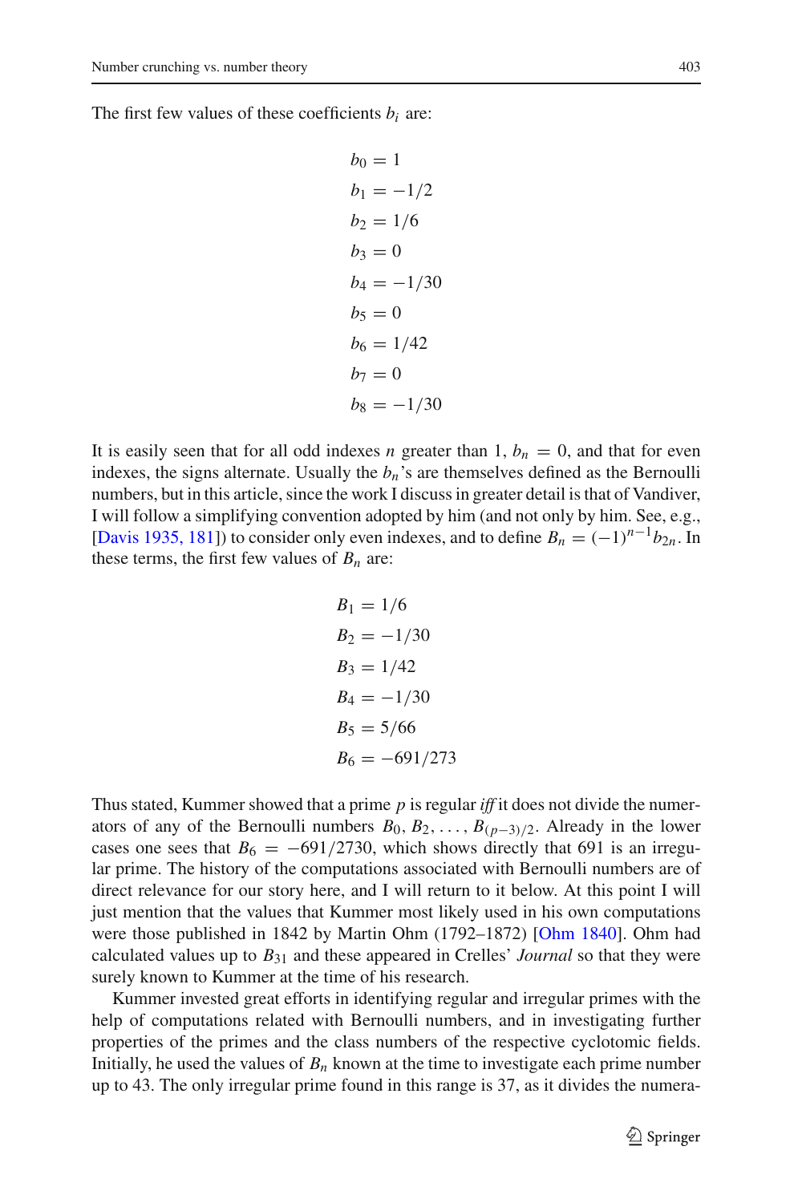The first few values of these coefficients $b_i$ are:

$$
\begin{aligned}
b_0 &= 1 \\
b_1 &= -1/2 \\
b_2 &= 1/6 \\
b_3 &= 0 \\
b_4 &= -1/30 \\
b_5 &= 0 \\
b_6 &= 1/42 \\
b_7 &= 0 \\
b_8 &= -1/30
\end{aligned}
$$

It is easily seen that for all odd indexes $n$ greater than 1, $b_n = 0$, and that for even indexes, the signs alternate. Usually the $b_n$'s are themselves defined as the Bernoulli numbers, but in this article, since the work I discuss in greater detail is that of Vandiver, I will follow a simplifying convention adopted by him (and not only by him. See, e.g., [Davis 1935, 181]) to consider only even indexes, and to define $B_n = (-1)^{n-1}b_{2n}$. In these terms, the first few values of $B_n$ are:

$$
\begin{aligned}
B_1 &= 1/6 \\
B_2 &= -1/30 \\
B_3 &= 1/42 \\
B_4 &= -1/30 \\
B_5 &= 5/66 \\
B_6 &= -691/273
\end{aligned}
$$

Thus stated, Kummer showed that a prime $p$ is regular *iff* it does not divide the numerators of any of the Bernoulli numbers $B_0, B_2, \ldots, B_{(p-3)/2}$. Already in the lower cases one sees that $B_6 = -691/2730$, which shows directly that 691 is an irregular prime. The history of the computations associated with Bernoulli numbers are of direct relevance for our story here, and I will return to it below. At this point I will just mention that the values that Kummer most likely used in his own computations were those published in 1842 by Martin Ohm (1792–1872) [Ohm 1840]. Ohm had calculated values up to $B_{31}$ and these appeared in Crelles' *Journal* so that they were surely known to Kummer at the time of his research.

Kummer invested great efforts in identifying regular and irregular primes with the help of computations related with Bernoulli numbers, and in investigating further properties of the primes and the class numbers of the respective cyclotomic fields. Initially, he used the values of $B_n$ known at the time to investigate each prime number up to 43. The only irregular prime found in this range is 37, as it divides the numera-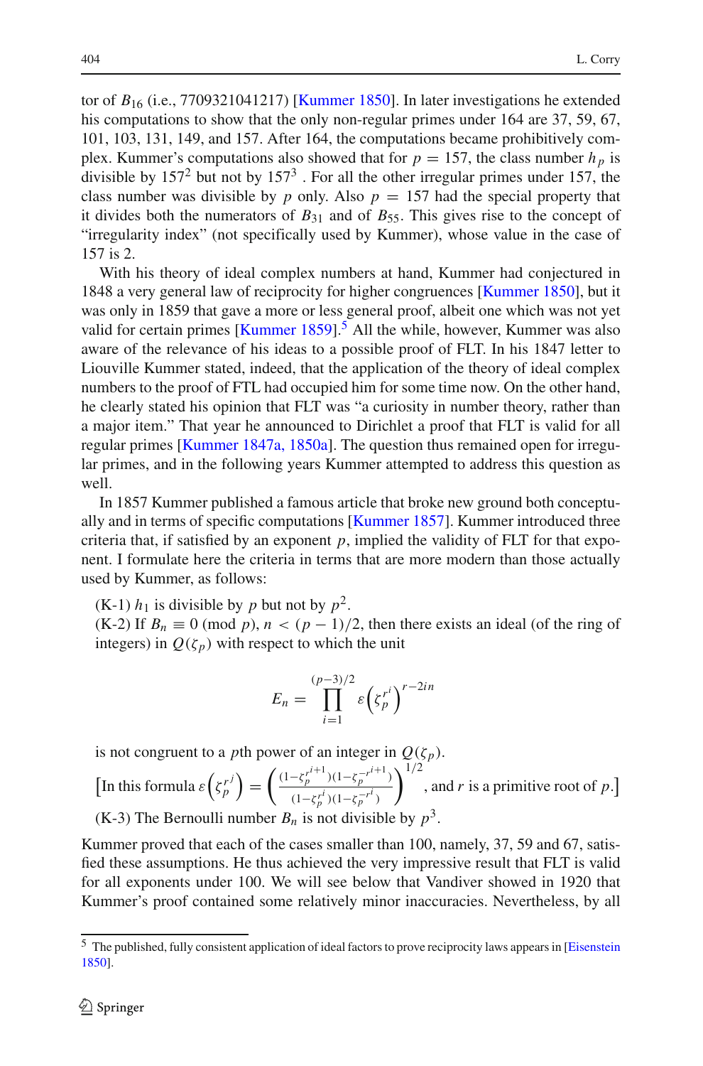tor of $B_{16}$ (i.e., 7709321041217) [Kummer 1850]. In later investigations he extended his computations to show that the only non-regular primes under 164 are 37, 59, 67, 101, 103, 131, 149, and 157. After 164, the computations became prohibitively complex. Kummer's computations also showed that for $p = 157$, the class number $h_p$ is divisible by $157^2$ but not by $157^3$ . For all the other irregular primes under 157, the class number was divisible by $p$ only. Also $p = 157$ had the special property that it divides both the numerators of $B_{31}$ and of $B_{55}$. This gives rise to the concept of "irregularity index" (not specifically used by Kummer), whose value in the case of 157 is 2.

With his theory of ideal complex numbers at hand, Kummer had conjectured in 1848 a very general law of reciprocity for higher congruences [Kummer 1850], but it was only in 1859 that gave a more or less general proof, albeit one which was not yet valid for certain primes [Kummer 1859].[5] All the while, however, Kummer was also aware of the relevance of his ideas to a possible proof of FLT. In his 1847 letter to Liouville Kummer stated, indeed, that the application of the theory of ideal complex numbers to the proof of FTL had occupied him for some time now. On the other hand, he clearly stated his opinion that FLT was "a curiosity in number theory, rather than a major item." That year he announced to Dirichlet a proof that FLT is valid for all regular primes [Kummer 1847a, 1850a]. The question thus remained open for irregular primes, and in the following years Kummer attempted to address this question as well.

In 1857 Kummer published a famous article that broke new ground both conceptually and in terms of specific computations [Kummer 1857]. Kummer introduced three criteria that, if satisfied by an exponent $p$, implied the validity of FLT for that exponent. I formulate here the criteria in terms that are more modern than those actually used by Kummer, as follows:

(K-1) $h_1$ is divisible by $p$ but not by $p^2$.

(K-2) If $B_n \equiv 0 \pmod p$, $n < (p-1)/2$, then there exists an ideal (of the ring of integers) in $Q(\zeta_p)$ with respect to which the unit

$$E_n = \prod_{i=1}^{(p-3)/2} \varepsilon\left(\zeta_p^{r^i}\right)^{r-2in}$$

is not congruent to a $p$th power of an integer in $Q(\zeta_p)$.

[In this formula $\varepsilon\left(\zeta_p^{r^j}\right) = \left(\frac{(1-\zeta_p^{r^{i+1}})(1-\zeta_p^{-r^{i+1}})}{(1-\zeta_p^{r^i})(1-\zeta_p^{-r^i})}\right)^{1/2}$, and $r$ is a primitive root of $p$.]

(K-3) The Bernoulli number $B_n$ is not divisible by $p^3$.

Kummer proved that each of the cases smaller than 100, namely, 37, 59 and 67, satisfied these assumptions. He thus achieved the very impressive result that FLT is valid for all exponents under 100. We will see below that Vandiver showed in 1920 that Kummer's proof contained some relatively minor inaccuracies. Nevertheless, by all

[5] The published, fully consistent application of ideal factors to prove reciprocity laws appears in [Eisenstein 1850].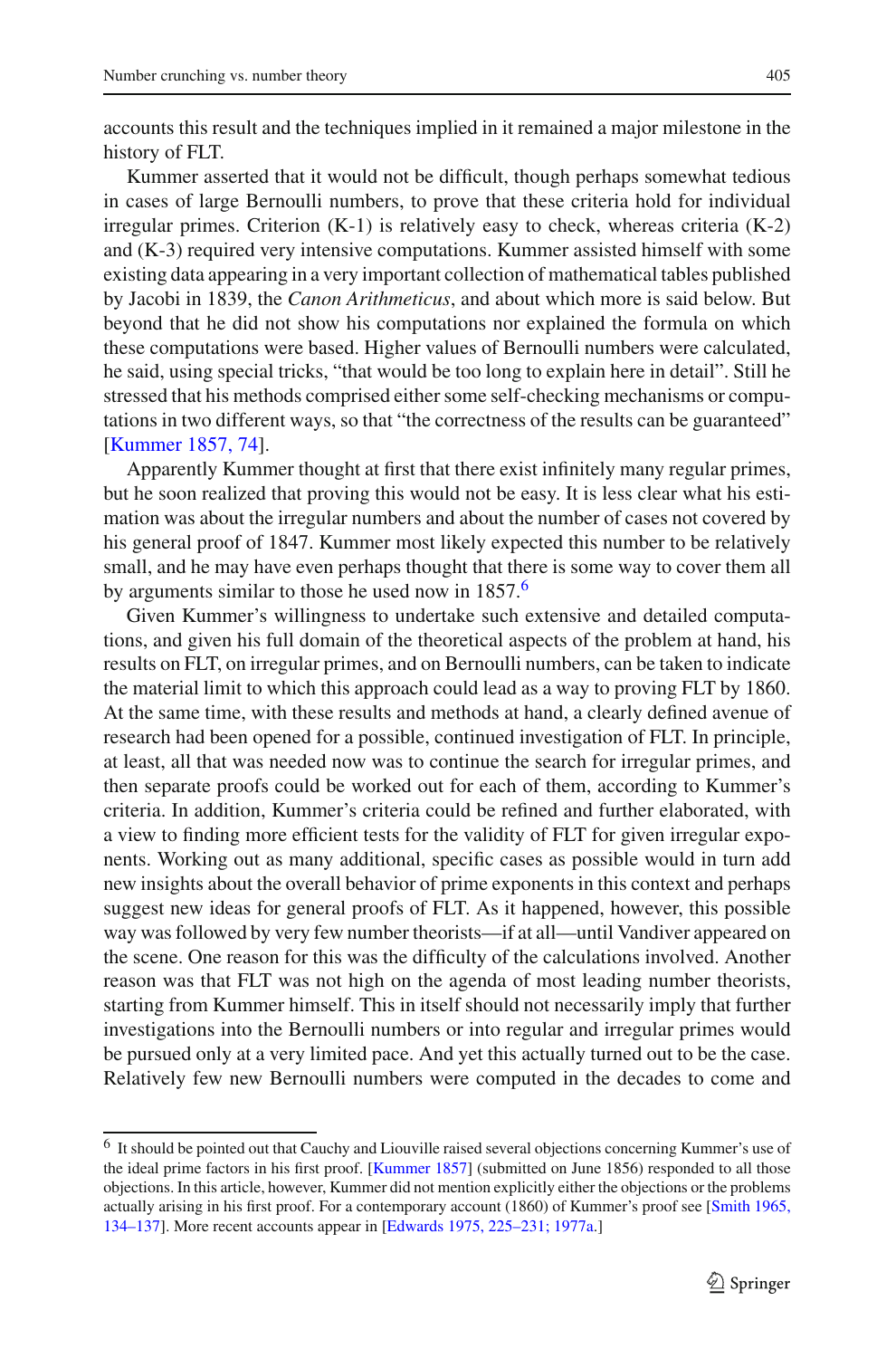accounts this result and the techniques implied in it remained a major milestone in the history of FLT.

Kummer asserted that it would not be difficult, though perhaps somewhat tedious in cases of large Bernoulli numbers, to prove that these criteria hold for individual irregular primes. Criterion (K-1) is relatively easy to check, whereas criteria (K-2) and (K-3) required very intensive computations. Kummer assisted himself with some existing data appearing in a very important collection of mathematical tables published by Jacobi in 1839, the *Canon Arithmeticus*, and about which more is said below. But beyond that he did not show his computations nor explained the formula on which these computations were based. Higher values of Bernoulli numbers were calculated, he said, using special tricks, "that would be too long to explain here in detail". Still he stressed that his methods comprised either some self-checking mechanisms or computations in two different ways, so that "the correctness of the results can be guaranteed" [Kummer 1857, 74].

Apparently Kummer thought at first that there exist infinitely many regular primes, but he soon realized that proving this would not be easy. It is less clear what his estimation was about the irregular numbers and about the number of cases not covered by his general proof of 1847. Kummer most likely expected this number to be relatively small, and he may have even perhaps thought that there is some way to cover them all by arguments similar to those he used now in 1857.[6]

Given Kummer's willingness to undertake such extensive and detailed computations, and given his full domain of the theoretical aspects of the problem at hand, his results on FLT, on irregular primes, and on Bernoulli numbers, can be taken to indicate the material limit to which this approach could lead as a way to proving FLT by 1860. At the same time, with these results and methods at hand, a clearly defined avenue of research had been opened for a possible, continued investigation of FLT. In principle, at least, all that was needed now was to continue the search for irregular primes, and then separate proofs could be worked out for each of them, according to Kummer's criteria. In addition, Kummer's criteria could be refined and further elaborated, with a view to finding more efficient tests for the validity of FLT for given irregular exponents. Working out as many additional, specific cases as possible would in turn add new insights about the overall behavior of prime exponents in this context and perhaps suggest new ideas for general proofs of FLT. As it happened, however, this possible way was followed by very few number theorists—if at all—until Vandiver appeared on the scene. One reason for this was the difficulty of the calculations involved. Another reason was that FLT was not high on the agenda of most leading number theorists, starting from Kummer himself. This in itself should not necessarily imply that further investigations into the Bernoulli numbers or into regular and irregular primes would be pursued only at a very limited pace. And yet this actually turned out to be the case. Relatively few new Bernoulli numbers were computed in the decades to come and

---

[6] It should be pointed out that Cauchy and Liouville raised several objections concerning Kummer's use of the ideal prime factors in his first proof. [Kummer 1857] (submitted on June 1856) responded to all those objections. In this article, however, Kummer did not mention explicitly either the objections or the problems actually arising in his first proof. For a contemporary account (1860) of Kummer's proof see [Smith 1965, 134–137]. More recent accounts appear in [Edwards 1975, 225–231; 1977a.]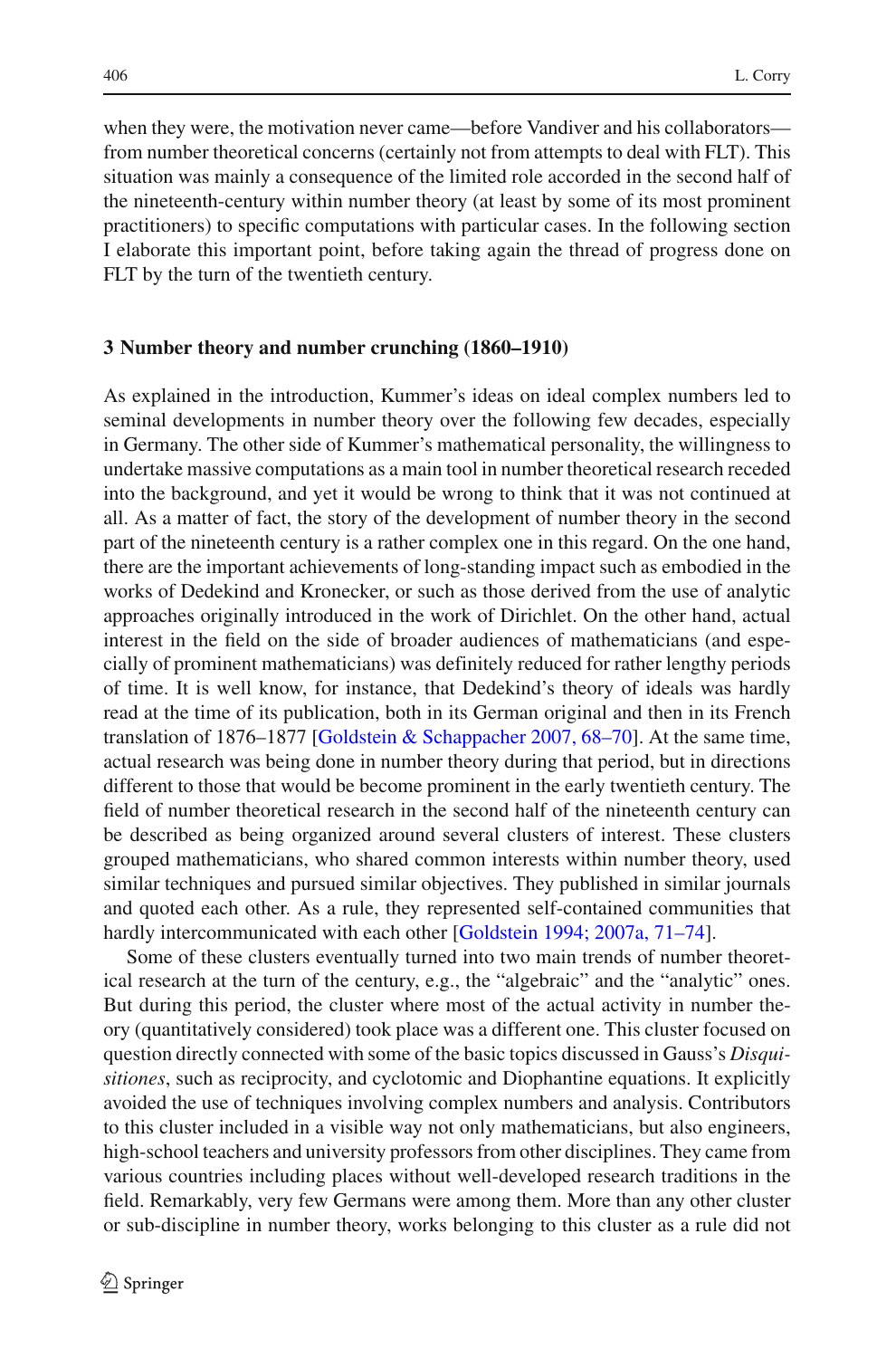when they were, the motivation never came—before Vandiver and his collaborators—from number theoretical concerns (certainly not from attempts to deal with FLT). This situation was mainly a consequence of the limited role accorded in the second half of the nineteenth-century within number theory (at least by some of its most prominent practitioners) to specific computations with particular cases. In the following section I elaborate this important point, before taking again the thread of progress done on FLT by the turn of the twentieth century.

## 3 Number theory and number crunching (1860–1910)

As explained in the introduction, Kummer's ideas on ideal complex numbers led to seminal developments in number theory over the following few decades, especially in Germany. The other side of Kummer's mathematical personality, the willingness to undertake massive computations as a main tool in number theoretical research receded into the background, and yet it would be wrong to think that it was not continued at all. As a matter of fact, the story of the development of number theory in the second part of the nineteenth century is a rather complex one in this regard. On the one hand, there are the important achievements of long-standing impact such as embodied in the works of Dedekind and Kronecker, or such as those derived from the use of analytic approaches originally introduced in the work of Dirichlet. On the other hand, actual interest in the field on the side of broader audiences of mathematicians (and especially of prominent mathematicians) was definitely reduced for rather lengthy periods of time. It is well know, for instance, that Dedekind's theory of ideals was hardly read at the time of its publication, both in its German original and then in its French translation of 1876–1877 [Goldstein & Schappacher 2007, 68–70]. At the same time, actual research was being done in number theory during that period, but in directions different to those that would be become prominent in the early twentieth century. The field of number theoretical research in the second half of the nineteenth century can be described as being organized around several clusters of interest. These clusters grouped mathematicians, who shared common interests within number theory, used similar techniques and pursued similar objectives. They published in similar journals and quoted each other. As a rule, they represented self-contained communities that hardly intercommunicated with each other [Goldstein 1994; 2007a, 71–74].

Some of these clusters eventually turned into two main trends of number theoretical research at the turn of the century, e.g., the "algebraic" and the "analytic" ones. But during this period, the cluster where most of the actual activity in number theory (quantitatively considered) took place was a different one. This cluster focused on question directly connected with some of the basic topics discussed in Gauss's *Disquisitiones*, such as reciprocity, and cyclotomic and Diophantine equations. It explicitly avoided the use of techniques involving complex numbers and analysis. Contributors to this cluster included in a visible way not only mathematicians, but also engineers, high-school teachers and university professors from other disciplines. They came from various countries including places without well-developed research traditions in the field. Remarkably, very few Germans were among them. More than any other cluster or sub-discipline in number theory, works belonging to this cluster as a rule did not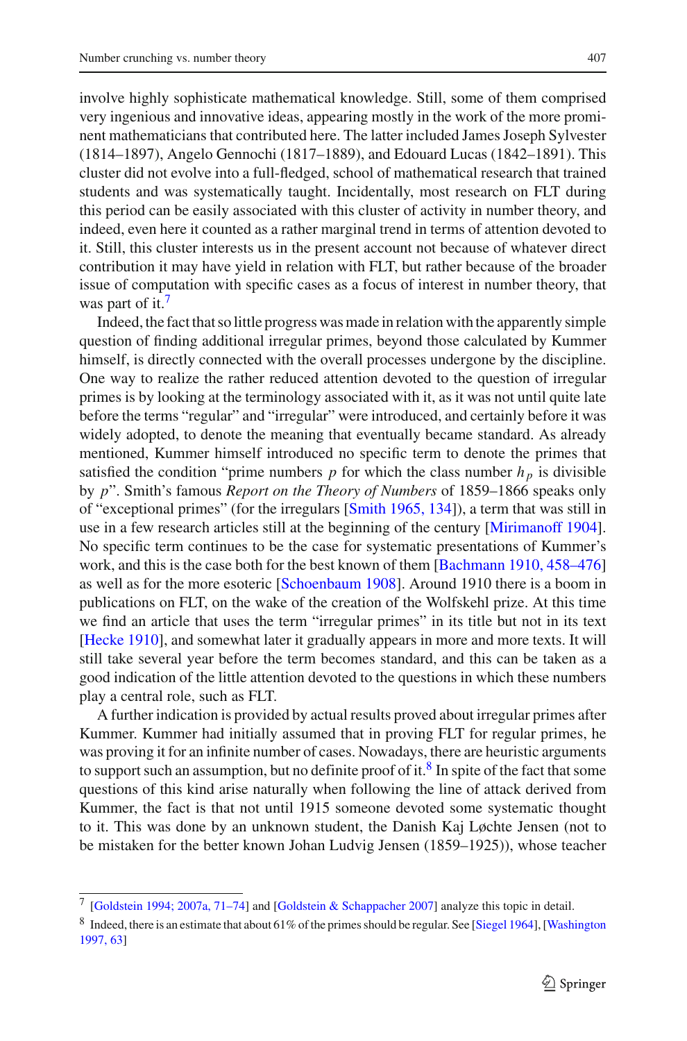involve highly sophisticated mathematical knowledge. Still, some of them comprised very ingenious and innovative ideas, appearing mostly in the work of the more prominent mathematicians that contributed here. The latter included James Joseph Sylvester (1814–1897), Angelo Gennochi (1817–1889), and Edouard Lucas (1842–1891). This cluster did not evolve into a full-fledged, school of mathematical research that trained students and was systematically taught. Incidentally, most research on FLT during this period can be easily associated with this cluster of activity in number theory, and indeed, even here it counted as a rather marginal trend in terms of attention devoted to it. Still, this cluster interests us in the present account not because of whatever direct contribution it may have yield in relation with FLT, but rather because of the broader issue of computation with specific cases as a focus of interest in number theory, that was part of it.[7]

Indeed, the fact that so little progress was made in relation with the apparently simple question of finding additional irregular primes, beyond those calculated by Kummer himself, is directly connected with the overall processes undergone by the discipline. One way to realize the rather reduced attention devoted to the question of irregular primes is by looking at the terminology associated with it, as it was not until quite late before the terms "regular" and "irregular" were introduced, and certainly before it was widely adopted, to denote the meaning that eventually became standard. As already mentioned, Kummer himself introduced no specific term to denote the primes that satisfied the condition "prime numbers $p$ for which the class number $h_p$ is divisible by $p$". Smith's famous *Report on the Theory of Numbers* of 1859–1866 speaks only of "exceptional primes" (for the irregulars [Smith 1965, 134]), a term that was still in use in a few research articles still at the beginning of the century [Mirimanoff 1904]. No specific term continues to be the case for systematic presentations of Kummer's work, and this is the case both for the best known of them [Bachmann 1910, 458–476] as well as for the more esoteric [Schoenbaum 1908]. Around 1910 there is a boom in publications on FLT, on the wake of the creation of the Wolfskehl prize. At this time we find an article that uses the term "irregular primes" in its title but not in its text [Hecke 1910], and somewhat later it gradually appears in more and more texts. It will still take several year before the term becomes standard, and this can be taken as a good indication of the little attention devoted to the questions in which these numbers play a central role, such as FLT.

A further indication is provided by actual results proved about irregular primes after Kummer. Kummer had initially assumed that in proving FLT for regular primes, he was proving it for an infinite number of cases. Nowadays, there are heuristic arguments to support such an assumption, but no definite proof of it.[8] In spite of the fact that some questions of this kind arise naturally when following the line of attack derived from Kummer, the fact is that not until 1915 someone devoted some systematic thought to it. This was done by an unknown student, the Danish Kaj Løchte Jensen (not to be mistaken for the better known Johan Ludvig Jensen (1859–1925)), whose teacher

[7] [Goldstein 1994; 2007a, 71–74] and [Goldstein & Schappacher 2007] analyze this topic in detail.

[8] Indeed, there is an estimate that about 61% of the primes should be regular. See [Siegel 1964], [Washington 1997, 63]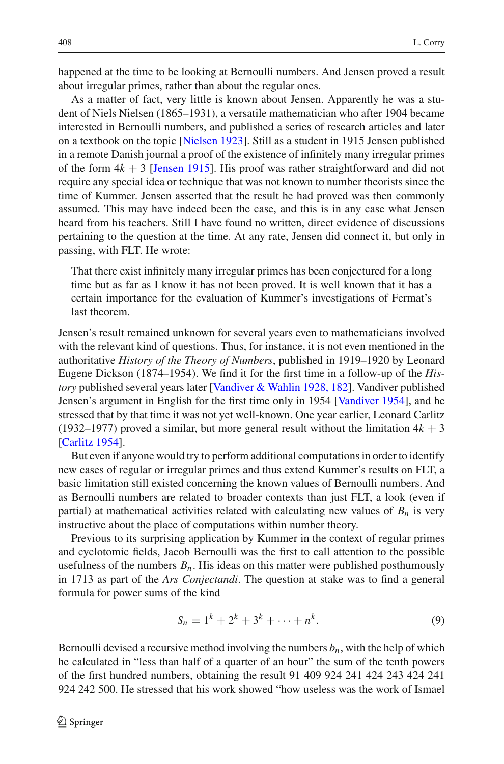happened at the time to be looking at Bernoulli numbers. And Jensen proved a result about irregular primes, rather than about the regular ones.

As a matter of fact, very little is known about Jensen. Apparently he was a student of Niels Nielsen (1865–1931), a versatile mathematician who after 1904 became interested in Bernoulli numbers, and published a series of research articles and later on a textbook on the topic [Nielsen 1923]. Still as a student in 1915 Jensen published in a remote Danish journal a proof of the existence of infinitely many irregular primes of the form $4k + 3$ [Jensen 1915]. His proof was rather straightforward and did not require any special idea or technique that was not known to number theorists since the time of Kummer. Jensen asserted that the result he had proved was then commonly assumed. This may have indeed been the case, and this is in any case what Jensen heard from his teachers. Still I have found no written, direct evidence of discussions pertaining to the question at the time. At any rate, Jensen did connect it, but only in passing, with FLT. He wrote:

> That there exist infinitely many irregular primes has been conjectured for a long time but as far as I know it has not been proved. It is well known that it has a certain importance for the evaluation of Kummer's investigations of Fermat's last theorem.

Jensen's result remained unknown for several years even to mathematicians involved with the relevant kind of questions. Thus, for instance, it is not even mentioned in the authoritative *History of the Theory of Numbers*, published in 1919–1920 by Leonard Eugene Dickson (1874–1954). We find it for the first time in a follow-up of the *History* published several years later [Vandiver & Wahlin 1928, 182]. Vandiver published Jensen's argument in English for the first time only in 1954 [Vandiver 1954], and he stressed that by that time it was not yet well-known. One year earlier, Leonard Carlitz (1932–1977) proved a similar, but more general result without the limitation $4k + 3$ [Carlitz 1954].

But even if anyone would try to perform additional computations in order to identify new cases of regular or irregular primes and thus extend Kummer's results on FLT, a basic limitation still existed concerning the known values of Bernoulli numbers. And as Bernoulli numbers are related to broader contexts than just FLT, a look (even if partial) at mathematical activities related with calculating new values of $B_n$ is very instructive about the place of computations within number theory.

Previous to its surprising application by Kummer in the context of regular primes and cyclotomic fields, Jacob Bernoulli was the first to call attention to the possible usefulness of the numbers $B_n$. His ideas on this matter were published posthumously in 1713 as part of the *Ars Conjectandi*. The question at stake was to find a general formula for power sums of the kind

$$S_n = 1^k + 2^k + 3^k + \cdots + n^k. \tag{9}$$

Bernoulli devised a recursive method involving the numbers $b_n$, with the help of which he calculated in "less than half of a quarter of an hour" the sum of the tenth powers of the first hundred numbers, obtaining the result 91 409 924 241 424 243 424 241 924 242 500. He stressed that his work showed "how useless was the work of Ismael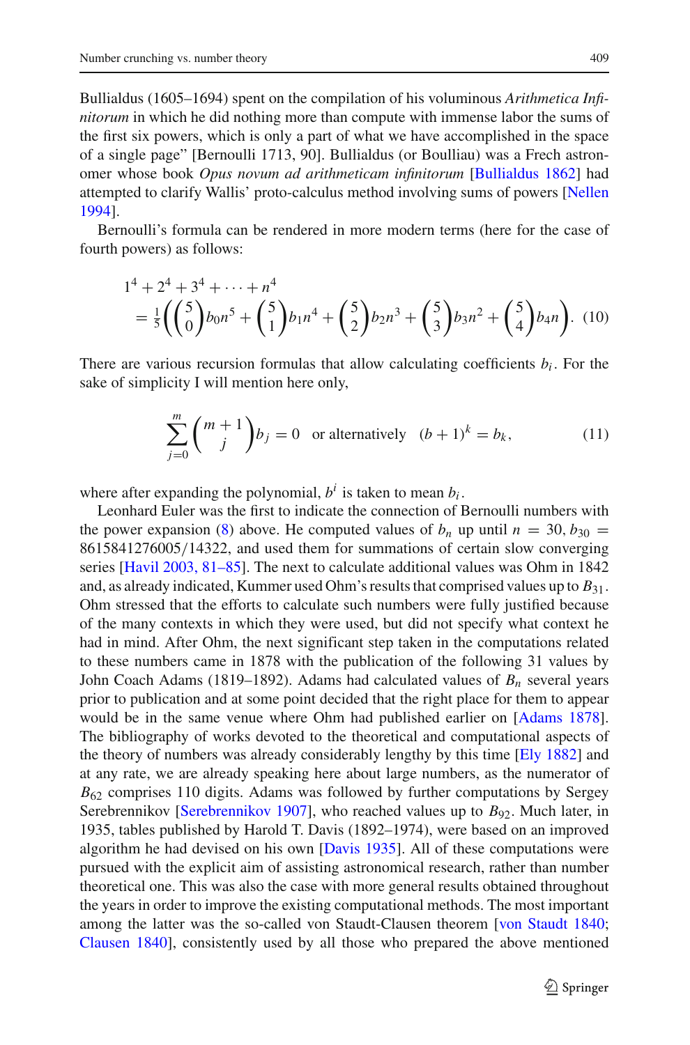Bullialdus (1605–1694) spent on the compilation of his voluminous *Arithmetica Infinitorum* in which he did nothing more than compute with immense labor the sums of the first six powers, which is only a part of what we have accomplished in the space of a single page" [Bernoulli 1713, 90]. Bullialdus (or Boulliau) was a Frech astronomer whose book *Opus novum ad arithmeticam infinitorum* [Bullialdus 1862] had attempted to clarify Wallis' proto-calculus method involving sums of powers [Nellen 1994].

Bernoulli's formula can be rendered in more modern terms (here for the case of fourth powers) as follows:

$$1^4 + 2^4 + 3^4 + \cdots + n^4 \\ = \tfrac{1}{5}\left(\binom{5}{0}b_0 n^5 + \binom{5}{1}b_1 n^4 + \binom{5}{2}b_2 n^3 + \binom{5}{3}b_3 n^2 + \binom{5}{4}b_4 n\right). \quad (10)$$

There are various recursion formulas that allow calculating coefficients $b_i$. For the sake of simplicity I will mention here only,

$$\sum_{j=0}^{m}\binom{m+1}{j}b_j = 0 \quad \text{or alternatively} \quad (b+1)^k = b_k, \quad (11)$$

where after expanding the polynomial, $b^i$ is taken to mean $b_i$.

Leonhard Euler was the first to indicate the connection of Bernoulli numbers with the power expansion (8) above. He computed values of $b_n$ up until $n = 30$, $b_{30} = 8615841276005/14322$, and used them for summations of certain slow converging series [Havil 2003, 81–85]. The next to calculate additional values was Ohm in 1842 and, as already indicated, Kummer used Ohm's results that comprised values up to $B_{31}$. Ohm stressed that the efforts to calculate such numbers were fully justified because of the many contexts in which they were used, but did not specify what context he had in mind. After Ohm, the next significant step taken in the computations related to these numbers came in 1878 with the publication of the following 31 values by John Coach Adams (1819–1892). Adams had calculated values of $B_n$ several years prior to publication and at some point decided that the right place for them to appear would be in the same venue where Ohm had published earlier on [Adams 1878]. The bibliography of works devoted to the theoretical and computational aspects of the theory of numbers was already considerably lengthy by this time [Ely 1882] and at any rate, we are already speaking here about large numbers, as the numerator of $B_{62}$ comprises 110 digits. Adams was followed by further computations by Sergey Serebrennikov [Serebrennikov 1907], who reached values up to $B_{92}$. Much later, in 1935, tables published by Harold T. Davis (1892–1974), were based on an improved algorithm he had devised on his own [Davis 1935]. All of these computations were pursued with the explicit aim of assisting astronomical research, rather than number theoretical one. This was also the case with more general results obtained throughout the years in order to improve the existing computational methods. The most important among the latter was the so-called von Staudt-Clausen theorem [von Staudt 1840; Clausen 1840], consistently used by all those who prepared the above mentioned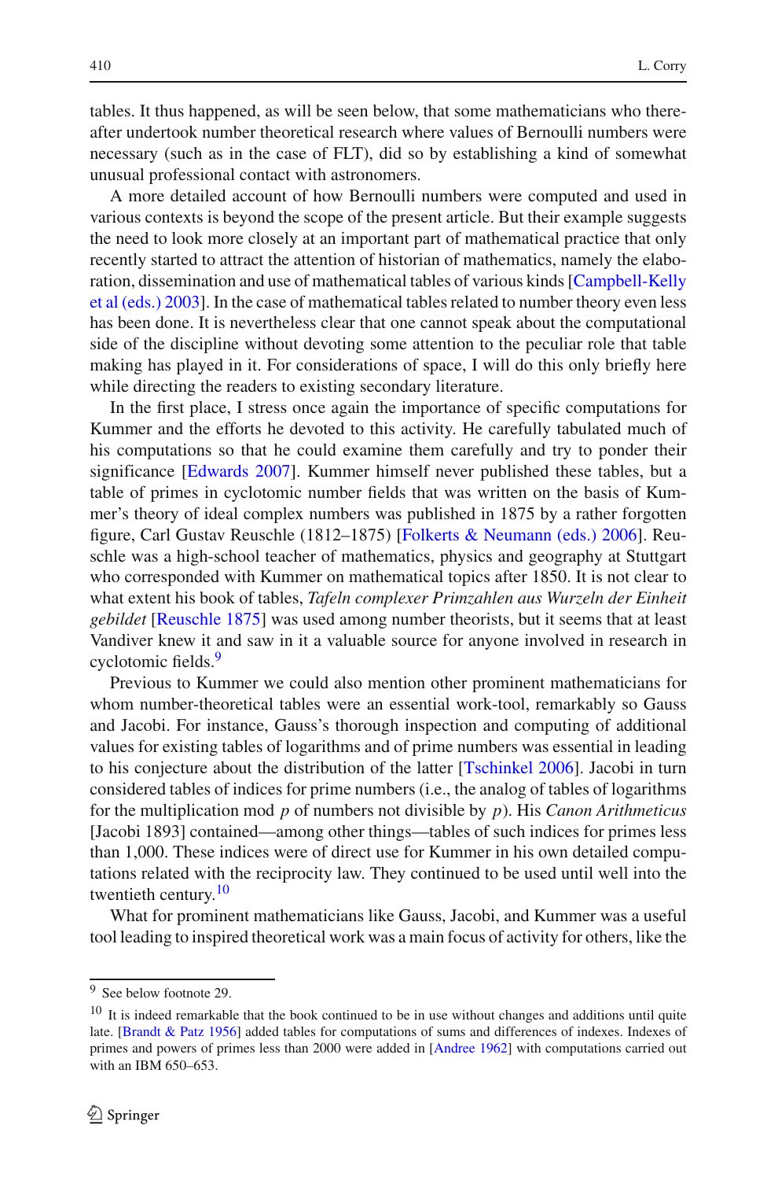tables. It thus happened, as will be seen below, that some mathematicians who thereafter undertook number theoretical research where values of Bernoulli numbers were necessary (such as in the case of FLT), did so by establishing a kind of somewhat unusual professional contact with astronomers.

A more detailed account of how Bernoulli numbers were computed and used in various contexts is beyond the scope of the present article. But their example suggests the need to look more closely at an important part of mathematical practice that only recently started to attract the attention of historian of mathematics, namely the elaboration, dissemination and use of mathematical tables of various kinds [Campbell-Kelly et al (eds.) 2003]. In the case of mathematical tables related to number theory even less has been done. It is nevertheless clear that one cannot speak about the computational side of the discipline without devoting some attention to the peculiar role that table making has played in it. For considerations of space, I will do this only briefly here while directing the readers to existing secondary literature.

In the first place, I stress once again the importance of specific computations for Kummer and the efforts he devoted to this activity. He carefully tabulated much of his computations so that he could examine them carefully and try to ponder their significance [Edwards 2007]. Kummer himself never published these tables, but a table of primes in cyclotomic number fields that was written on the basis of Kummer's theory of ideal complex numbers was published in 1875 by a rather forgotten figure, Carl Gustav Reuschle (1812–1875) [Folkerts & Neumann (eds.) 2006]. Reuschle was a high-school teacher of mathematics, physics and geography at Stuttgart who corresponded with Kummer on mathematical topics after 1850. It is not clear to what extent his book of tables, *Tafeln complexer Primzahlen aus Wurzeln der Einheit gebildet* [Reuschle 1875] was used among number theorists, but it seems that at least Vandiver knew it and saw in it a valuable source for anyone involved in research in cyclotomic fields.[9]

Previous to Kummer we could also mention other prominent mathematicians for whom number-theoretical tables were an essential work-tool, remarkably so Gauss and Jacobi. For instance, Gauss's thorough inspection and computing of additional values for existing tables of logarithms and of prime numbers was essential in leading to his conjecture about the distribution of the latter [Tschinkel 2006]. Jacobi in turn considered tables of indices for prime numbers (i.e., the analog of tables of logarithms for the multiplication mod $p$ of numbers not divisible by $p$). His *Canon Arithmeticus* [Jacobi 1893] contained—among other things—tables of such indices for primes less than 1,000. These indices were of direct use for Kummer in his own detailed computations related with the reciprocity law. They continued to be used until well into the twentieth century.[10]

What for prominent mathematicians like Gauss, Jacobi, and Kummer was a useful tool leading to inspired theoretical work was a main focus of activity for others, like the

---

[9] See below footnote 29.

[10] It is indeed remarkable that the book continued to be in use without changes and additions until quite late. [Brandt & Patz 1956] added tables for computations of sums and differences of indexes. Indexes of primes and powers of primes less than 2000 were added in [Andree 1962] with computations carried out with an IBM 650–653.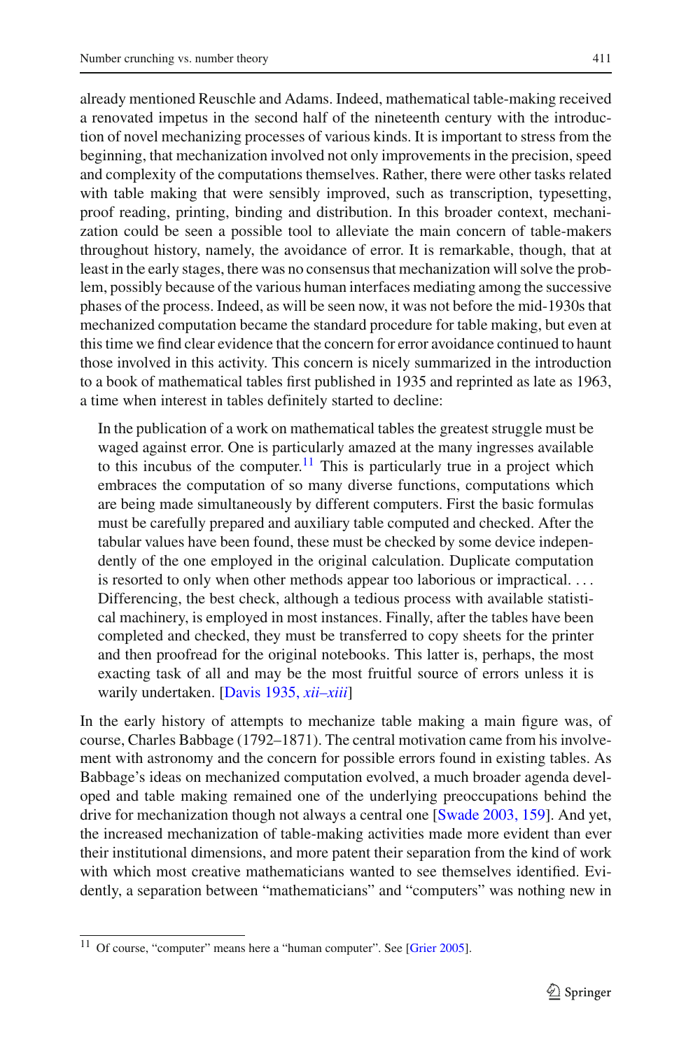already mentioned Reuschle and Adams. Indeed, mathematical table-making received a renovated impetus in the second half of the nineteenth century with the introduction of novel mechanizing processes of various kinds. It is important to stress from the beginning, that mechanization involved not only improvements in the precision, speed and complexity of the computations themselves. Rather, there were other tasks related with table making that were sensibly improved, such as transcription, typesetting, proof reading, printing, binding and distribution. In this broader context, mechanization could be seen a possible tool to alleviate the main concern of table-makers throughout history, namely, the avoidance of error. It is remarkable, though, that at least in the early stages, there was no consensus that mechanization will solve the problem, possibly because of the various human interfaces mediating among the successive phases of the process. Indeed, as will be seen now, it was not before the mid-1930s that mechanized computation became the standard procedure for table making, but even at this time we find clear evidence that the concern for error avoidance continued to haunt those involved in this activity. This concern is nicely summarized in the introduction to a book of mathematical tables first published in 1935 and reprinted as late as 1963, a time when interest in tables definitely started to decline:

> In the publication of a work on mathematical tables the greatest struggle must be waged against error. One is particularly amazed at the many ingresses available to this incubus of the computer.[11] This is particularly true in a project which embraces the computation of so many diverse functions, computations which are being made simultaneously by different computers. First the basic formulas must be carefully prepared and auxiliary table computed and checked. After the tabular values have been found, these must be checked by some device independently of the one employed in the original calculation. Duplicate computation is resorted to only when other methods appear too laborious or impractical. ... Differencing, the best check, although a tedious process with available statistical machinery, is employed in most instances. Finally, after the tables have been completed and checked, they must be transferred to copy sheets for the printer and then proofread for the original notebooks. This latter is, perhaps, the most exacting task of all and may be the most fruitful source of errors unless it is warily undertaken. [Davis 1935, *xii–xiii*]

In the early history of attempts to mechanize table making a main figure was, of course, Charles Babbage (1792–1871). The central motivation came from his involvement with astronomy and the concern for possible errors found in existing tables. As Babbage's ideas on mechanized computation evolved, a much broader agenda developed and table making remained one of the underlying preoccupations behind the drive for mechanization though not always a central one [Swade 2003, 159]. And yet, the increased mechanization of table-making activities made more evident than ever their institutional dimensions, and more patent their separation from the kind of work with which most creative mathematicians wanted to see themselves identified. Evidently, a separation between "mathematicians" and "computers" was nothing new in

---

[11] Of course, "computer" means here a "human computer". See [Grier 2005].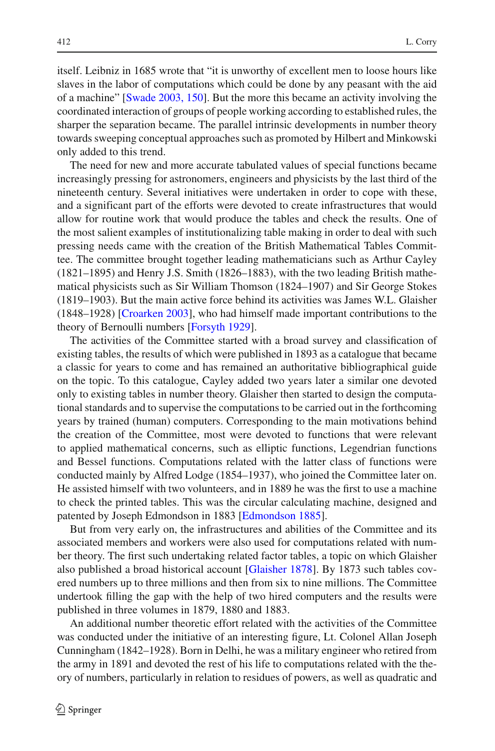itself. Leibniz in 1685 wrote that "it is unworthy of excellent men to loose hours like slaves in the labor of computations which could be done by any peasant with the aid of a machine" [Swade 2003, 150]. But the more this became an activity involving the coordinated interaction of groups of people working according to established rules, the sharper the separation became. The parallel intrinsic developments in number theory towards sweeping conceptual approaches such as promoted by Hilbert and Minkowski only added to this trend.

The need for new and more accurate tabulated values of special functions became increasingly pressing for astronomers, engineers and physicists by the last third of the nineteenth century. Several initiatives were undertaken in order to cope with these, and a significant part of the efforts were devoted to create infrastructures that would allow for routine work that would produce the tables and check the results. One of the most salient examples of institutionalizing table making in order to deal with such pressing needs came with the creation of the British Mathematical Tables Committee. The committee brought together leading mathematicians such as Arthur Cayley (1821–1895) and Henry J.S. Smith (1826–1883), with the two leading British mathematical physicists such as Sir William Thomson (1824–1907) and Sir George Stokes (1819–1903). But the main active force behind its activities was James W.L. Glaisher (1848–1928) [Croarken 2003], who had himself made important contributions to the theory of Bernoulli numbers [Forsyth 1929].

The activities of the Committee started with a broad survey and classification of existing tables, the results of which were published in 1893 as a catalogue that became a classic for years to come and has remained an authoritative bibliographical guide on the topic. To this catalogue, Cayley added two years later a similar one devoted only to existing tables in number theory. Glaisher then started to design the computational standards and to supervise the computations to be carried out in the forthcoming years by trained (human) computers. Corresponding to the main motivations behind the creation of the Committee, most were devoted to functions that were relevant to applied mathematical concerns, such as elliptic functions, Legendrian functions and Bessel functions. Computations related with the latter class of functions were conducted mainly by Alfred Lodge (1854–1937), who joined the Committee later on. He assisted himself with two volunteers, and in 1889 he was the first to use a machine to check the printed tables. This was the circular calculating machine, designed and patented by Joseph Edmondson in 1883 [Edmondson 1885].

But from very early on, the infrastructures and abilities of the Committee and its associated members and workers were also used for computations related with number theory. The first such undertaking related factor tables, a topic on which Glaisher also published a broad historical account [Glaisher 1878]. By 1873 such tables covered numbers up to three millions and then from six to nine millions. The Committee undertook filling the gap with the help of two hired computers and the results were published in three volumes in 1879, 1880 and 1883.

An additional number theoretic effort related with the activities of the Committee was conducted under the initiative of an interesting figure, Lt. Colonel Allan Joseph Cunningham (1842–1928). Born in Delhi, he was a military engineer who retired from the army in 1891 and devoted the rest of his life to computations related with the theory of numbers, particularly in relation to residues of powers, as well as quadratic and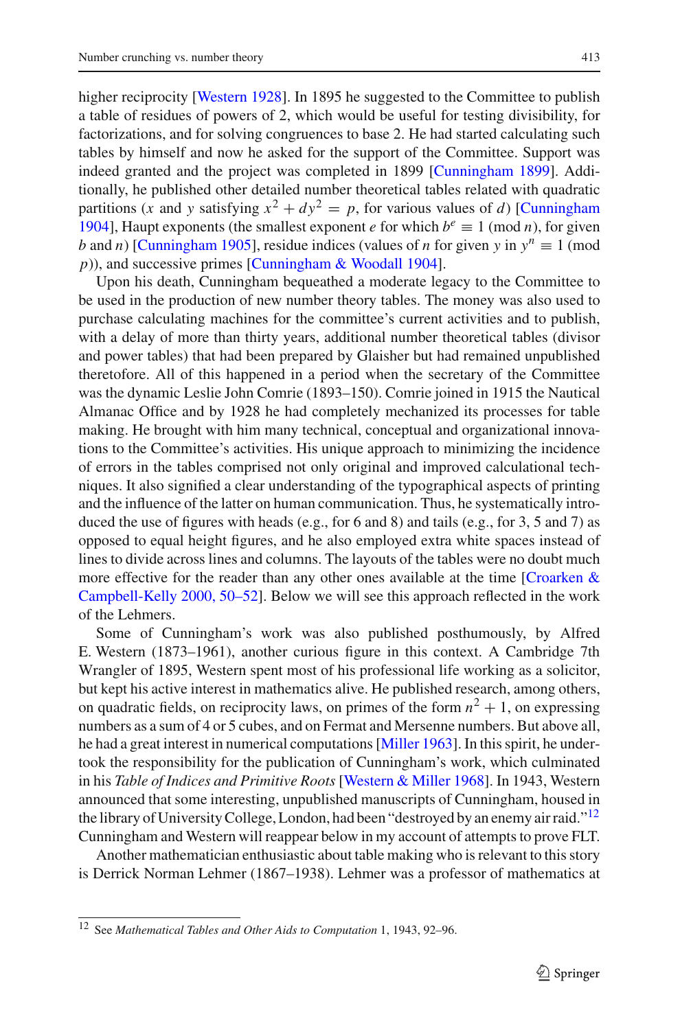higher reciprocity [Western 1928]. In 1895 he suggested to the Committee to publish a table of residues of powers of 2, which would be useful for testing divisibility, for factorizations, and for solving congruences to base 2. He had started calculating such tables by himself and now he asked for the support of the Committee. Support was indeed granted and the project was completed in 1899 [Cunningham 1899]. Additionally, he published other detailed number theoretical tables related with quadratic partitions ($x$ and $y$ satisfying $x^2 + dy^2 = p$, for various values of $d$) [Cunningham 1904], Haupt exponents (the smallest exponent $e$ for which $b^e \equiv 1 \pmod{n}$, for given $b$ and $n$) [Cunningham 1905], residue indices (values of $n$ for given $y$ in $y^n \equiv 1 \pmod{p}$), and successive primes [Cunningham & Woodall 1904].

Upon his death, Cunningham bequeathed a moderate legacy to the Committee to be used in the production of new number theory tables. The money was also used to purchase calculating machines for the committee's current activities and to publish, with a delay of more than thirty years, additional number theoretical tables (divisor and power tables) that had been prepared by Glaisher but had remained unpublished theretofore. All of this happened in a period when the secretary of the Committee was the dynamic Leslie John Comrie (1893–150). Comrie joined in 1915 the Nautical Almanac Office and by 1928 he had completely mechanized its processes for table making. He brought with him many technical, conceptual and organizational innovations to the Committee's activities. His unique approach to minimizing the incidence of errors in the tables comprised not only original and improved calculational techniques. It also signified a clear understanding of the typographical aspects of printing and the influence of the latter on human communication. Thus, he systematically introduced the use of figures with heads (e.g., for 6 and 8) and tails (e.g., for 3, 5 and 7) as opposed to equal height figures, and he also employed extra white spaces instead of lines to divide across lines and columns. The layouts of the tables were no doubt much more effective for the reader than any other ones available at the time [Croarken & Campbell-Kelly 2000, 50–52]. Below we will see this approach reflected in the work of the Lehmers.

Some of Cunningham's work was also published posthumously, by Alfred E. Western (1873–1961), another curious figure in this context. A Cambridge 7th Wrangler of 1895, Western spent most of his professional life working as a solicitor, but kept his active interest in mathematics alive. He published research, among others, on quadratic fields, on reciprocity laws, on primes of the form $n^2 + 1$, on expressing numbers as a sum of 4 or 5 cubes, and on Fermat and Mersenne numbers. But above all, he had a great interest in numerical computations [Miller 1963]. In this spirit, he undertook the responsibility for the publication of Cunningham's work, which culminated in his *Table of Indices and Primitive Roots* [Western & Miller 1968]. In 1943, Western announced that some interesting, unpublished manuscripts of Cunningham, housed in the library of University College, London, had been "destroyed by an enemy air raid."[12] Cunningham and Western will reappear below in my account of attempts to prove FLT.

Another mathematician enthusiastic about table making who is relevant to this story is Derrick Norman Lehmer (1867–1938). Lehmer was a professor of mathematics at

[12] See *Mathematical Tables and Other Aids to Computation* 1, 1943, 92–96.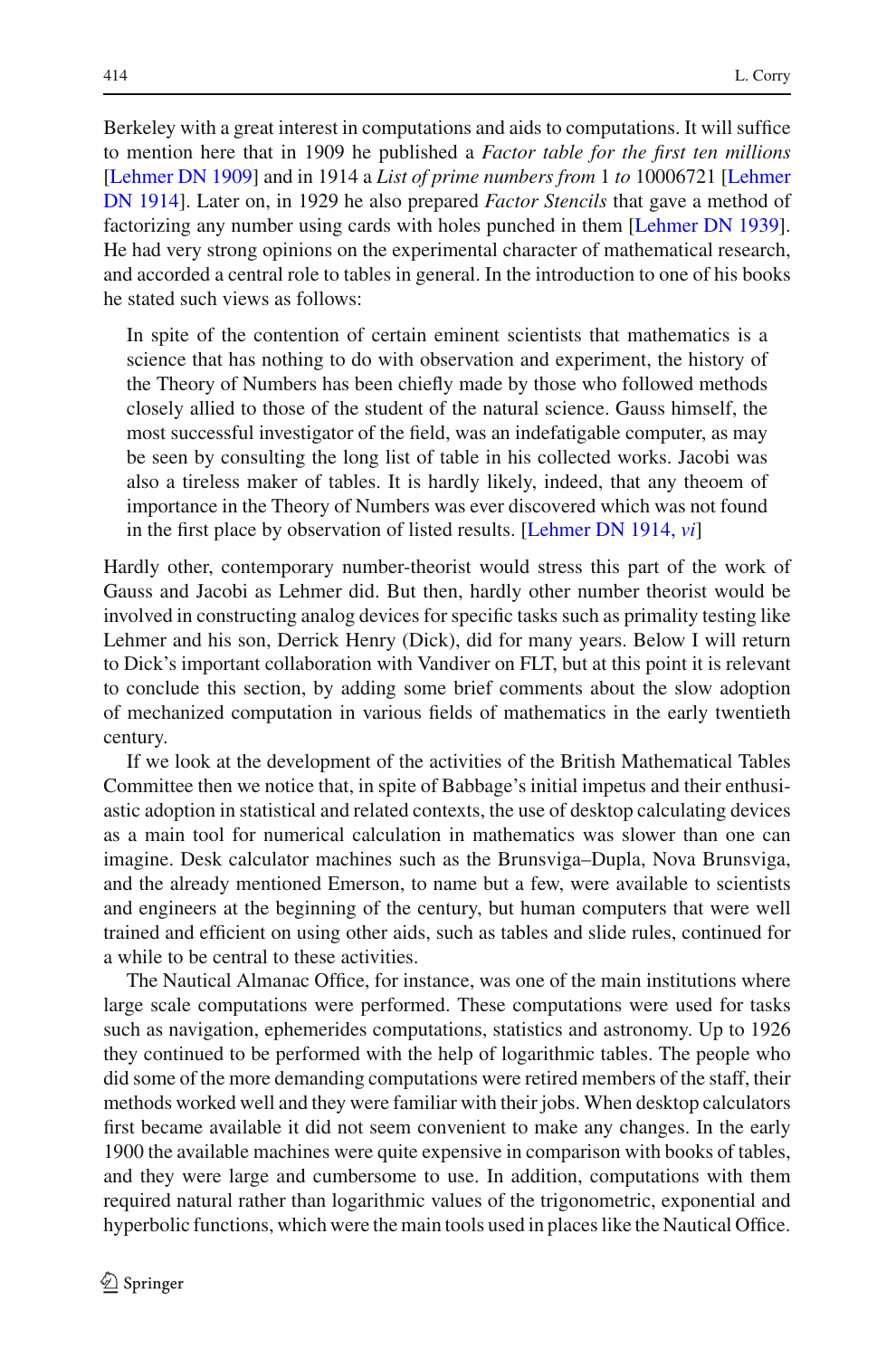Berkeley with a great interest in computations and aids to computations. It will suffice to mention here that in 1909 he published a *Factor table for the first ten millions* [Lehmer DN 1909] and in 1914 a *List of prime numbers from* 1 *to* 10006721 [Lehmer DN 1914]. Later on, in 1929 he also prepared *Factor Stencils* that gave a method of factorizing any number using cards with holes punched in them [Lehmer DN 1939]. He had very strong opinions on the experimental character of mathematical research, and accorded a central role to tables in general. In the introduction to one of his books he stated such views as follows:

> In spite of the contention of certain eminent scientists that mathematics is a science that has nothing to do with observation and experiment, the history of the Theory of Numbers has been chiefly made by those who followed methods closely allied to those of the student of the natural science. Gauss himself, the most successful investigator of the field, was an indefatigable computer, as may be seen by consulting the long list of table in his collected works. Jacobi was also a tireless maker of tables. It is hardly likely, indeed, that any theoem of importance in the Theory of Numbers was ever discovered which was not found in the first place by observation of listed results. [Lehmer DN 1914, *vi*]

Hardly other, contemporary number-theorist would stress this part of the work of Gauss and Jacobi as Lehmer did. But then, hardly other number theorist would be involved in constructing analog devices for specific tasks such as primality testing like Lehmer and his son, Derrick Henry (Dick), did for many years. Below I will return to Dick's important collaboration with Vandiver on FLT, but at this point it is relevant to conclude this section, by adding some brief comments about the slow adoption of mechanized computation in various fields of mathematics in the early twentieth century.

If we look at the development of the activities of the British Mathematical Tables Committee then we notice that, in spite of Babbage's initial impetus and their enthusiastic adoption in statistical and related contexts, the use of desktop calculating devices as a main tool for numerical calculation in mathematics was slower than one can imagine. Desk calculator machines such as the Brunsviga–Dupla, Nova Brunsviga, and the already mentioned Emerson, to name but a few, were available to scientists and engineers at the beginning of the century, but human computers that were well trained and efficient on using other aids, such as tables and slide rules, continued for a while to be central to these activities.

The Nautical Almanac Office, for instance, was one of the main institutions where large scale computations were performed. These computations were used for tasks such as navigation, ephemerides computations, statistics and astronomy. Up to 1926 they continued to be performed with the help of logarithmic tables. The people who did some of the more demanding computations were retired members of the staff, their methods worked well and they were familiar with their jobs. When desktop calculators first became available it did not seem convenient to make any changes. In the early 1900 the available machines were quite expensive in comparison with books of tables, and they were large and cumbersome to use. In addition, computations with them required natural rather than logarithmic values of the trigonometric, exponential and hyperbolic functions, which were the main tools used in places like the Nautical Office.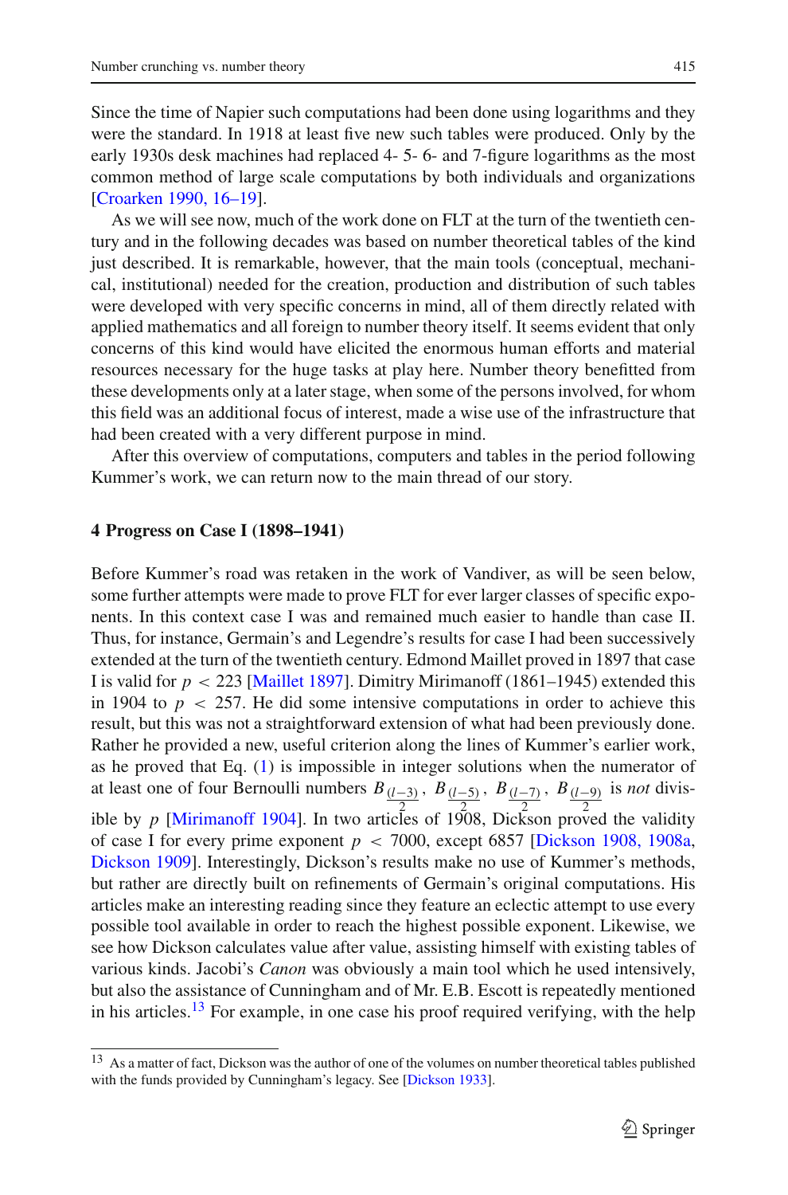Since the time of Napier such computations had been done using logarithms and they were the standard. In 1918 at least five new such tables were produced. Only by the early 1930s desk machines had replaced 4- 5- 6- and 7-figure logarithms as the most common method of large scale computations by both individuals and organizations [Croarken 1990, 16–19].

As we will see now, much of the work done on FLT at the turn of the twentieth century and in the following decades was based on number theoretical tables of the kind just described. It is remarkable, however, that the main tools (conceptual, mechanical, institutional) needed for the creation, production and distribution of such tables were developed with very specific concerns in mind, all of them directly related with applied mathematics and all foreign to number theory itself. It seems evident that only concerns of this kind would have elicited the enormous human efforts and material resources necessary for the huge tasks at play here. Number theory benefitted from these developments only at a later stage, when some of the persons involved, for whom this field was an additional focus of interest, made a wise use of the infrastructure that had been created with a very different purpose in mind.

After this overview of computations, computers and tables in the period following Kummer's work, we can return now to the main thread of our story.

## 4 Progress on Case I (1898–1941)

Before Kummer's road was retaken in the work of Vandiver, as will be seen below, some further attempts were made to prove FLT for ever larger classes of specific exponents. In this context case I was and remained much easier to handle than case II. Thus, for instance, Germain's and Legendre's results for case I had been successively extended at the turn of the twentieth century. Edmond Maillet proved in 1897 that case I is valid for $p < 223$ [Maillet 1897]. Dimitry Mirimanoff (1861–1945) extended this in 1904 to $p < 257$. He did some intensive computations in order to achieve this result, but this was not a straightforward extension of what had been previously done. Rather he provided a new, useful criterion along the lines of Kummer's earlier work, as he proved that Eq. (1) is impossible in integer solutions when the numerator of at least one of four Bernoulli numbers $B_{\frac{(l-3)}{2}}$, $B_{\frac{(l-5)}{2}}$, $B_{\frac{(l-7)}{2}}$, $B_{\frac{(l-9)}{2}}$ is *not* divisible by $p$ [Mirimanoff 1904]. In two articles of 1908, Dickson proved the validity of case I for every prime exponent $p < 7000$, except 6857 [Dickson 1908, 1908a, Dickson 1909]. Interestingly, Dickson's results make no use of Kummer's methods, but rather are directly built on refinements of Germain's original computations. His articles make an interesting reading since they feature an eclectic attempt to use every possible tool available in order to reach the highest possible exponent. Likewise, we see how Dickson calculates value after value, assisting himself with existing tables of various kinds. Jacobi's *Canon* was obviously a main tool which he used intensively, but also the assistance of Cunningham and of Mr. E.B. Escott is repeatedly mentioned in his articles.[13] For example, in one case his proof required verifying, with the help

[13] As a matter of fact, Dickson was the author of one of the volumes on number theoretical tables published with the funds provided by Cunningham's legacy. See [Dickson 1933].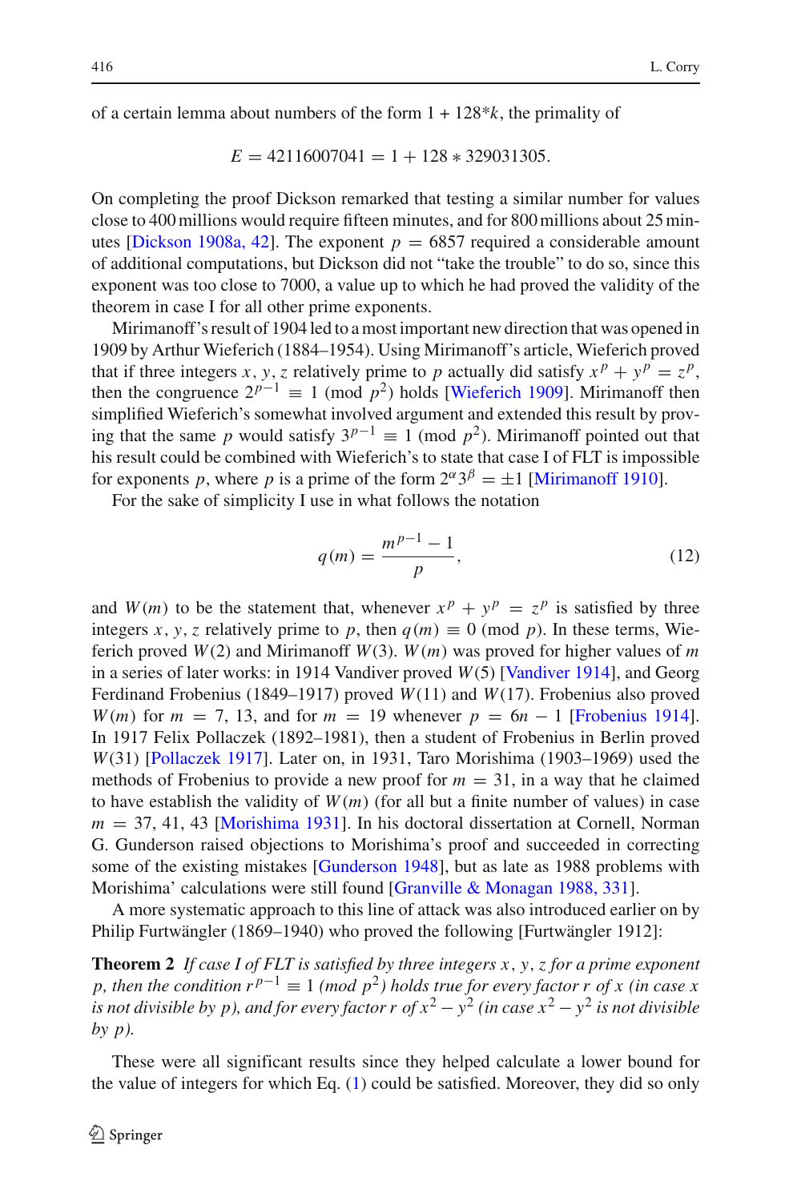of a certain lemma about numbers of the form $1 + 128*k$, the primality of

$$E = 42116007041 = 1 + 128 * 329031305.$$

On completing the proof Dickson remarked that testing a similar number for values close to 400 millions would require fifteen minutes, and for 800 millions about 25 minutes [Dickson 1908a, 42]. The exponent $p = 6857$ required a considerable amount of additional computations, but Dickson did not "take the trouble" to do so, since this exponent was too close to 7000, a value up to which he had proved the validity of the theorem in case I for all other prime exponents.

Mirimanoff's result of 1904 led to a most important new direction that was opened in 1909 by Arthur Wieferich (1884–1954). Using Mirimanoff's article, Wieferich proved that if three integers $x, y, z$ relatively prime to $p$ actually did satisfy $x^p + y^p = z^p$, then the congruence $2^{p-1} \equiv 1 \pmod{p^2}$ holds [Wieferich 1909]. Mirimanoff then simplified Wieferich's somewhat involved argument and extended this result by proving that the same $p$ would satisfy $3^{p-1} \equiv 1 \pmod{p^2}$. Mirimanoff pointed out that his result could be combined with Wieferich's to state that case I of FLT is impossible for exponents $p$, where $p$ is a prime of the form $2^\alpha 3^\beta = \pm 1$ [Mirimanoff 1910].

For the sake of simplicity I use in what follows the notation

$$q(m) = \frac{m^{p-1} - 1}{p}, \tag{12}$$

and $W(m)$ to be the statement that, whenever $x^p + y^p = z^p$ is satisfied by three integers $x, y, z$ relatively prime to $p$, then $q(m) \equiv 0 \pmod{p}$. In these terms, Wieferich proved $W(2)$ and Mirimanoff $W(3)$. $W(m)$ was proved for higher values of $m$ in a series of later works: in 1914 Vandiver proved $W(5)$ [Vandiver 1914], and Georg Ferdinand Frobenius (1849–1917) proved $W(11)$ and $W(17)$. Frobenius also proved $W(m)$ for $m = 7$, 13, and for $m = 19$ whenever $p = 6n - 1$ [Frobenius 1914]. In 1917 Felix Pollaczek (1892–1981), then a student of Frobenius in Berlin proved $W(31)$ [Pollaczek 1917]. Later on, in 1931, Taro Morishima (1903–1969) used the methods of Frobenius to provide a new proof for $m = 31$, in a way that he claimed to have establish the validity of $W(m)$ (for all but a finite number of values) in case $m = 37, 41, 43$ [Morishima 1931]. In his doctoral dissertation at Cornell, Norman G. Gunderson raised objections to Morishima's proof and succeeded in correcting some of the existing mistakes [Gunderson 1948], but as late as 1988 problems with Morishima' calculations were still found [Granville & Monagan 1988, 331].

A more systematic approach to this line of attack was also introduced earlier on by Philip Furtwängler (1869–1940) who proved the following [Furtwängler 1912]:

**Theorem 2** *If case I of FLT is satisfied by three integers $x, y, z$ for a prime exponent $p$, then the condition $r^{p-1} \equiv 1 \pmod{p^2}$ holds true for every factor $r$ of $x$ (in case $x$ is not divisible by $p$), and for every factor $r$ of $x^2 - y^2$ (in case $x^2 - y^2$ is not divisible by $p$).*

These were all significant results since they helped calculate a lower bound for the value of integers for which Eq. (1) could be satisfied. Moreover, they did so only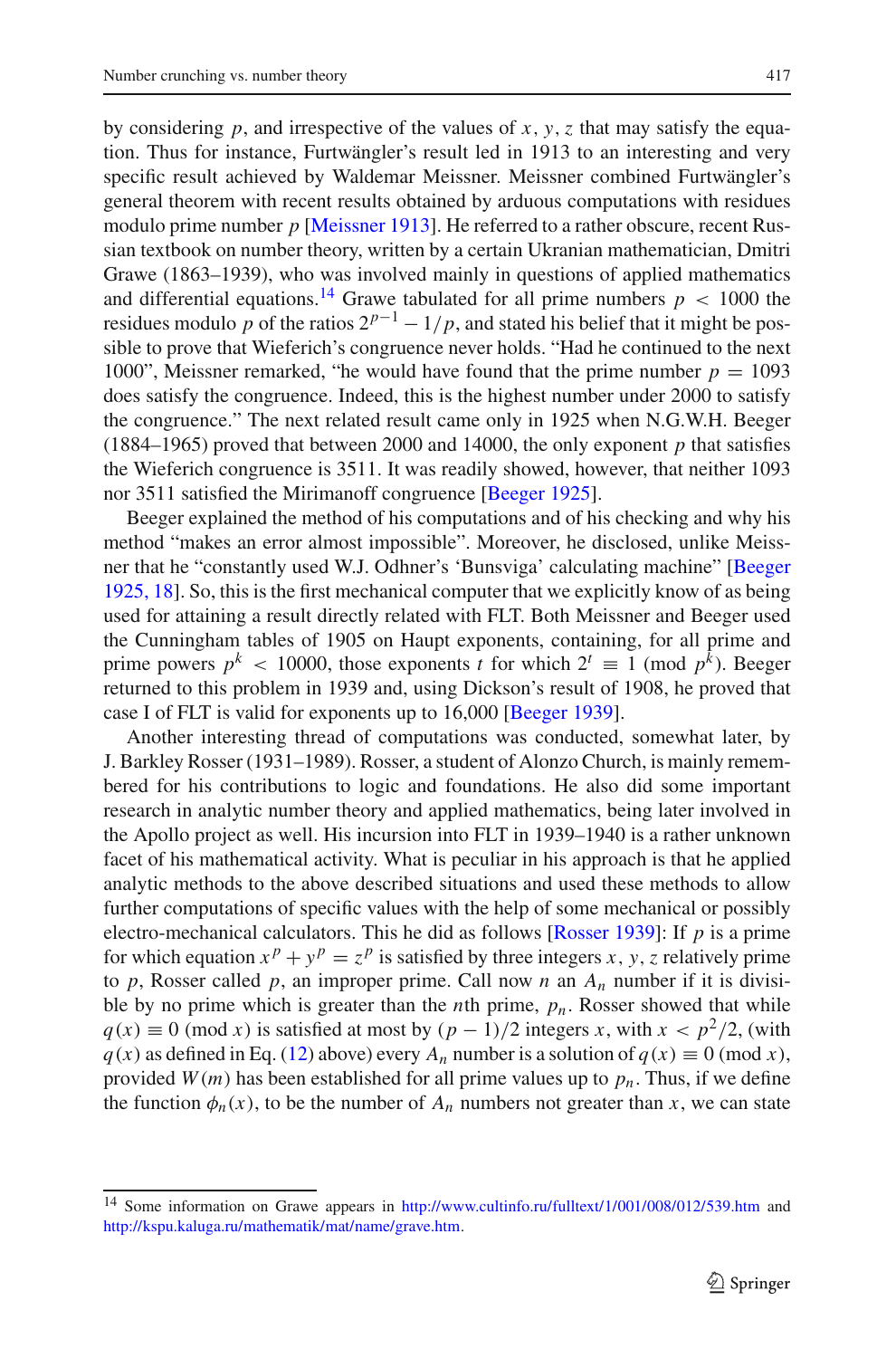by considering $p$, and irrespective of the values of $x$, $y$, $z$ that may satisfy the equation. Thus for instance, Furtwängler's result led in 1913 to an interesting and very specific result achieved by Waldemar Meissner. Meissner combined Furtwängler's general theorem with recent results obtained by arduous computations with residues modulo prime number $p$ [Meissner 1913]. He referred to a rather obscure, recent Russian textbook on number theory, written by a certain Ukranian mathematician, Dmitri Grawe (1863–1939), who was involved mainly in questions of applied mathematics and differential equations.[14] Grawe tabulated for all prime numbers $p < 1000$ the residues modulo $p$ of the ratios $2^{p-1} - 1/p$, and stated his belief that it might be possible to prove that Wieferich's congruence never holds. "Had he continued to the next 1000", Meissner remarked, "he would have found that the prime number $p = 1093$ does satisfy the congruence. Indeed, this is the highest number under 2000 to satisfy the congruence." The next related result came only in 1925 when N.G.W.H. Beeger (1884–1965) proved that between 2000 and 14000, the only exponent $p$ that satisfies the Wieferich congruence is 3511. It was readily showed, however, that neither 1093 nor 3511 satisfied the Mirimanoff congruence [Beeger 1925].

Beeger explained the method of his computations and of his checking and why his method "makes an error almost impossible". Moreover, he disclosed, unlike Meissner that he "constantly used W.J. Odhner's 'Bunsviga' calculating machine" [Beeger 1925, 18]. So, this is the first mechanical computer that we explicitly know of as being used for attaining a result directly related with FLT. Both Meissner and Beeger used the Cunningham tables of 1905 on Haupt exponents, containing, for all prime and prime powers $p^k < 10000$, those exponents $t$ for which $2^t \equiv 1 \pmod{p^k}$. Beeger returned to this problem in 1939 and, using Dickson's result of 1908, he proved that case I of FLT is valid for exponents up to 16,000 [Beeger 1939].

Another interesting thread of computations was conducted, somewhat later, by J. Barkley Rosser (1931–1989). Rosser, a student of Alonzo Church, is mainly remembered for his contributions to logic and foundations. He also did some important research in analytic number theory and applied mathematics, being later involved in the Apollo project as well. His incursion into FLT in 1939–1940 is a rather unknown facet of his mathematical activity. What is peculiar in his approach is that he applied analytic methods to the above described situations and used these methods to allow further computations of specific values with the help of some mechanical or possibly electro-mechanical calculators. This he did as follows [Rosser 1939]: If $p$ is a prime for which equation $x^p + y^p = z^p$ is satisfied by three integers $x$, $y$, $z$ relatively prime to $p$, Rosser called $p$, an improper prime. Call now $n$ an $A_n$ number if it is divisible by no prime which is greater than the $n$th prime, $p_n$. Rosser showed that while $q(x) \equiv 0 \pmod{x}$ is satisfied at most by $(p-1)/2$ integers $x$, with $x < p^2/2$, (with $q(x)$ as defined in Eq. (12) above) every $A_n$ number is a solution of $q(x) \equiv 0 \pmod{x}$, provided $W(m)$ has been established for all prime values up to $p_n$. Thus, if we define the function $\phi_n(x)$, to be the number of $A_n$ numbers not greater than $x$, we can state

[14] Some information on Grawe appears in http://www.cultinfo.ru/fulltext/1/001/008/012/539.htm and http://kspu.kaluga.ru/mathematik/mat/name/grave.htm.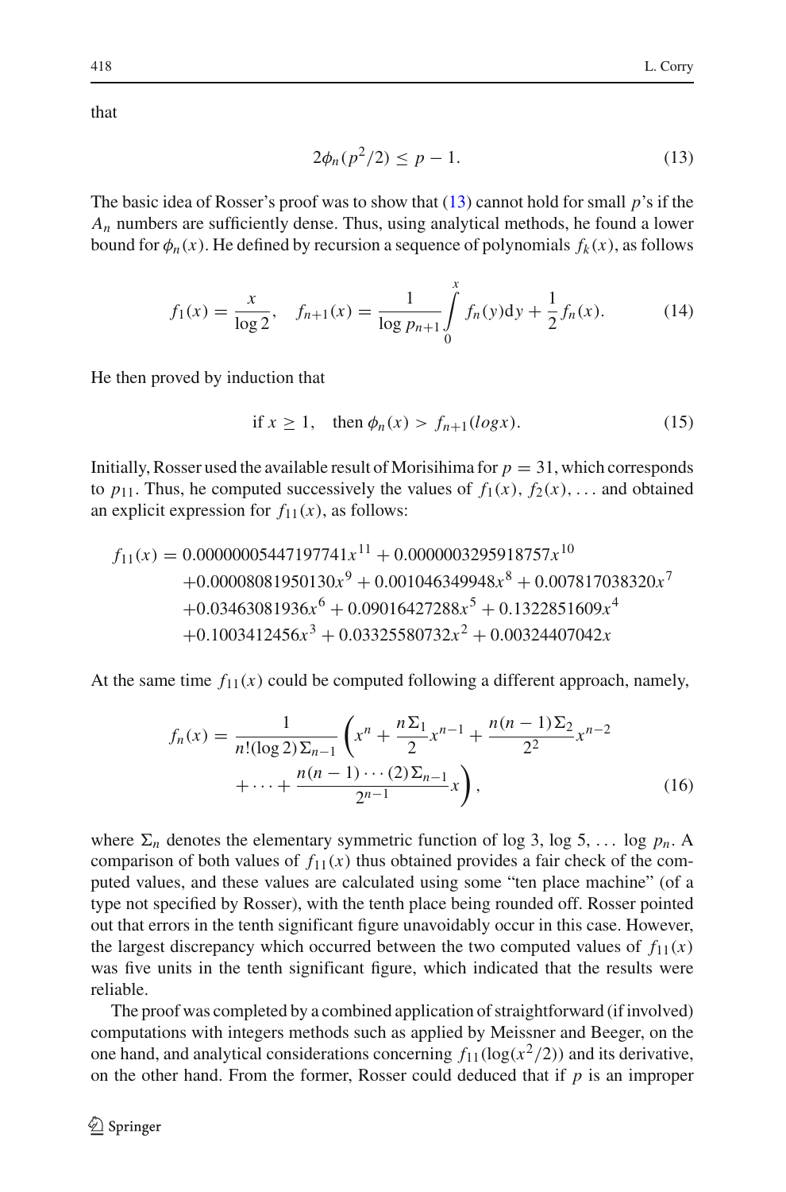that

$$2\phi_n(p^2/2) \leq p - 1. \tag{13}$$

The basic idea of Rosser's proof was to show that (13) cannot hold for small $p$'s if the $A_n$ numbers are sufficiently dense. Thus, using analytical methods, he found a lower bound for $\phi_n(x)$. He defined by recursion a sequence of polynomials $f_k(x)$, as follows

$$f_1(x) = \frac{x}{\log 2}, \quad f_{n+1}(x) = \frac{1}{\log p_{n+1}} \int_0^x f_n(y)\mathrm{d}y + \frac{1}{2} f_n(x). \tag{14}$$

He then proved by induction that

$$\text{if } x \geq 1, \quad \text{then } \phi_n(x) > f_{n+1}(logx). \tag{15}$$

Initially, Rosser used the available result of Morisihima for $p = 31$, which corresponds to $p_{11}$. Thus, he computed successively the values of $f_1(x)$, $f_2(x)$, ... and obtained an explicit expression for $f_{11}(x)$, as follows:

$$\begin{aligned}
f_{11}(x) = {} & 0.00000005447197741x^{11} + 0.0000003295918757x^{10} \\
& + 0.00008081950130x^9 + 0.001046349948x^8 + 0.007817038320x^7 \\
& + 0.03463081936x^6 + 0.09016427288x^5 + 0.1322851609x^4 \\
& + 0.1003412456x^3 + 0.03325580732x^2 + 0.00324407042x
\end{aligned}$$

At the same time $f_{11}(x)$ could be computed following a different approach, namely,

$$\begin{aligned}
f_n(x) = \frac{1}{n!(\log 2)\Sigma_{n-1}} \Bigg( & x^n + \frac{n\Sigma_1}{2} x^{n-1} + \frac{n(n-1)\Sigma_2}{2^2} x^{n-2} \\
& + \cdots + \frac{n(n-1)\cdots(2)\Sigma_{n-1}}{2^{n-1}} x \Bigg),
\end{aligned} \tag{16}$$

where $\Sigma_n$ denotes the elementary symmetric function of log 3, log 5, ... log $p_n$. A comparison of both values of $f_{11}(x)$ thus obtained provides a fair check of the computed values, and these values are calculated using some "ten place machine" (of a type not specified by Rosser), with the tenth place being rounded off. Rosser pointed out that errors in the tenth significant figure unavoidably occur in this case. However, the largest discrepancy which occurred between the two computed values of $f_{11}(x)$ was five units in the tenth significant figure, which indicated that the results were reliable.

The proof was completed by a combined application of straightforward (if involved) computations with integers methods such as applied by Meissner and Beeger, on the one hand, and analytical considerations concerning $f_{11}(\log(x^2/2))$ and its derivative, on the other hand. From the former, Rosser could deduced that if $p$ is an improper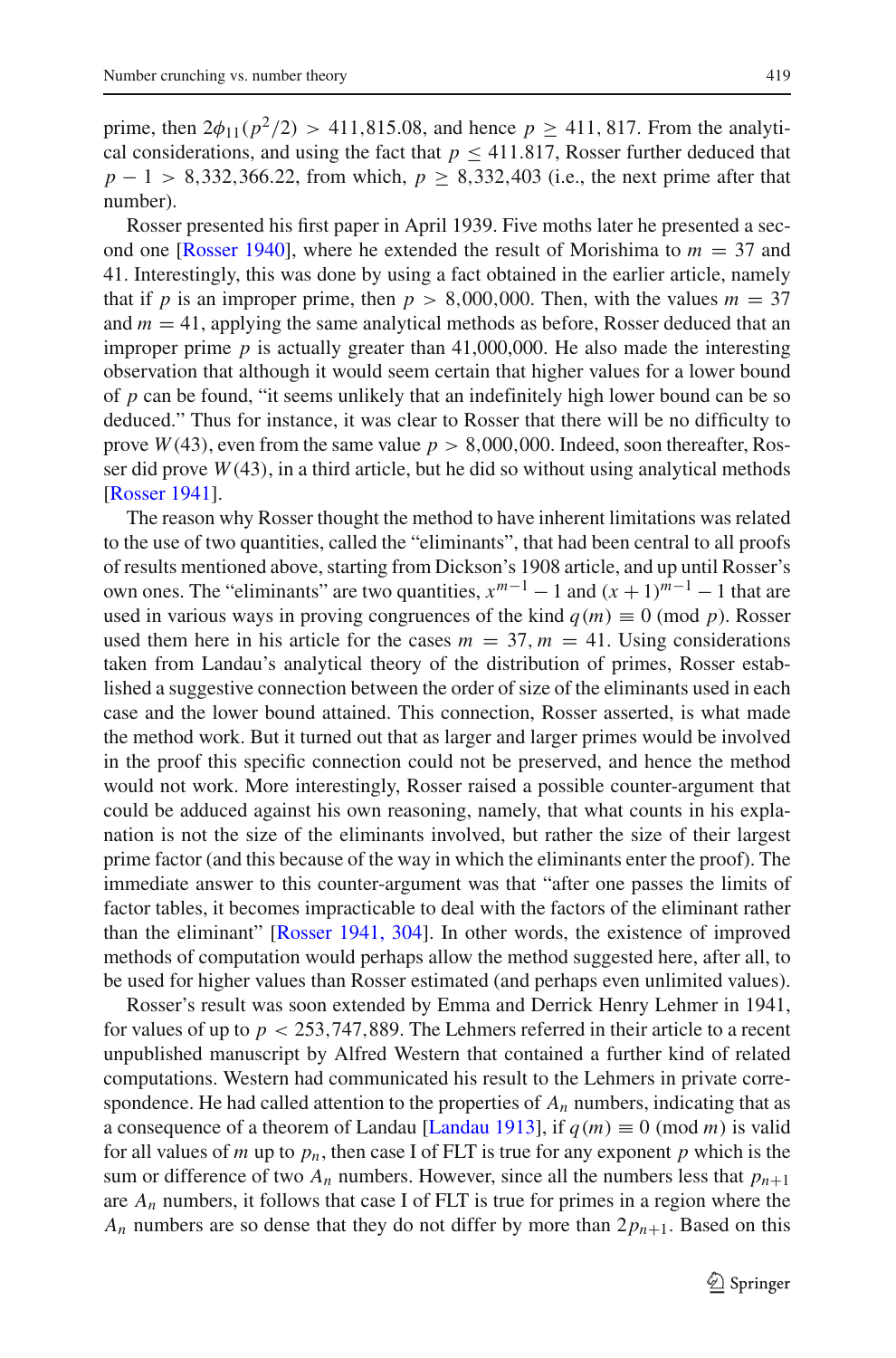prime, then $2\phi_{11}(p^2/2) > 411{,}815.08$, and hence $p \geq 411{,}817$. From the analytical considerations, and using the fact that $p \leq 411.817$, Rosser further deduced that $p - 1 > 8{,}332{,}366.22$, from which, $p \geq 8{,}332{,}403$ (i.e., the next prime after that number).

Rosser presented his first paper in April 1939. Five moths later he presented a second one [Rosser 1940], where he extended the result of Morishima to $m = 37$ and 41. Interestingly, this was done by using a fact obtained in the earlier article, namely that if $p$ is an improper prime, then $p > 8{,}000{,}000$. Then, with the values $m = 37$ and $m = 41$, applying the same analytical methods as before, Rosser deduced that an improper prime $p$ is actually greater than 41,000,000. He also made the interesting observation that although it would seem certain that higher values for a lower bound of $p$ can be found, "it seems unlikely that an indefinitely high lower bound can be so deduced." Thus for instance, it was clear to Rosser that there will be no difficulty to prove $W(43)$, even from the same value $p > 8{,}000{,}000$. Indeed, soon thereafter, Rosser did prove $W(43)$, in a third article, but he did so without using analytical methods [Rosser 1941].

The reason why Rosser thought the method to have inherent limitations was related to the use of two quantities, called the "eliminants", that had been central to all proofs of results mentioned above, starting from Dickson's 1908 article, and up until Rosser's own ones. The "eliminants" are two quantities, $x^{m-1} - 1$ and $(x+1)^{m-1} - 1$ that are used in various ways in proving congruences of the kind $q(m) \equiv 0 \pmod{p}$. Rosser used them here in his article for the cases $m = 37, m = 41$. Using considerations taken from Landau's analytical theory of the distribution of primes, Rosser established a suggestive connection between the order of size of the eliminants used in each case and the lower bound attained. This connection, Rosser asserted, is what made the method work. But it turned out that as larger and larger primes would be involved in the proof this specific connection could not be preserved, and hence the method would not work. More interestingly, Rosser raised a possible counter-argument that could be adduced against his own reasoning, namely, that what counts in his explanation is not the size of the eliminants involved, but rather the size of their largest prime factor (and this because of the way in which the eliminants enter the proof). The immediate answer to this counter-argument was that "after one passes the limits of factor tables, it becomes impracticable to deal with the factors of the eliminant rather than the eliminant" [Rosser 1941, 304]. In other words, the existence of improved methods of computation would perhaps allow the method suggested here, after all, to be used for higher values than Rosser estimated (and perhaps even unlimited values).

Rosser's result was soon extended by Emma and Derrick Henry Lehmer in 1941, for values of up to $p < 253{,}747{,}889$. The Lehmers referred in their article to a recent unpublished manuscript by Alfred Western that contained a further kind of related computations. Western had communicated his result to the Lehmers in private correspondence. He had called attention to the properties of $A_n$ numbers, indicating that as a consequence of a theorem of Landau [Landau 1913], if $q(m) \equiv 0 \pmod{m}$ is valid for all values of $m$ up to $p_n$, then case I of FLT is true for any exponent $p$ which is the sum or difference of two $A_n$ numbers. However, since all the numbers less that $p_{n+1}$ are $A_n$ numbers, it follows that case I of FLT is true for primes in a region where the $A_n$ numbers are so dense that they do not differ by more than $2p_{n+1}$. Based on this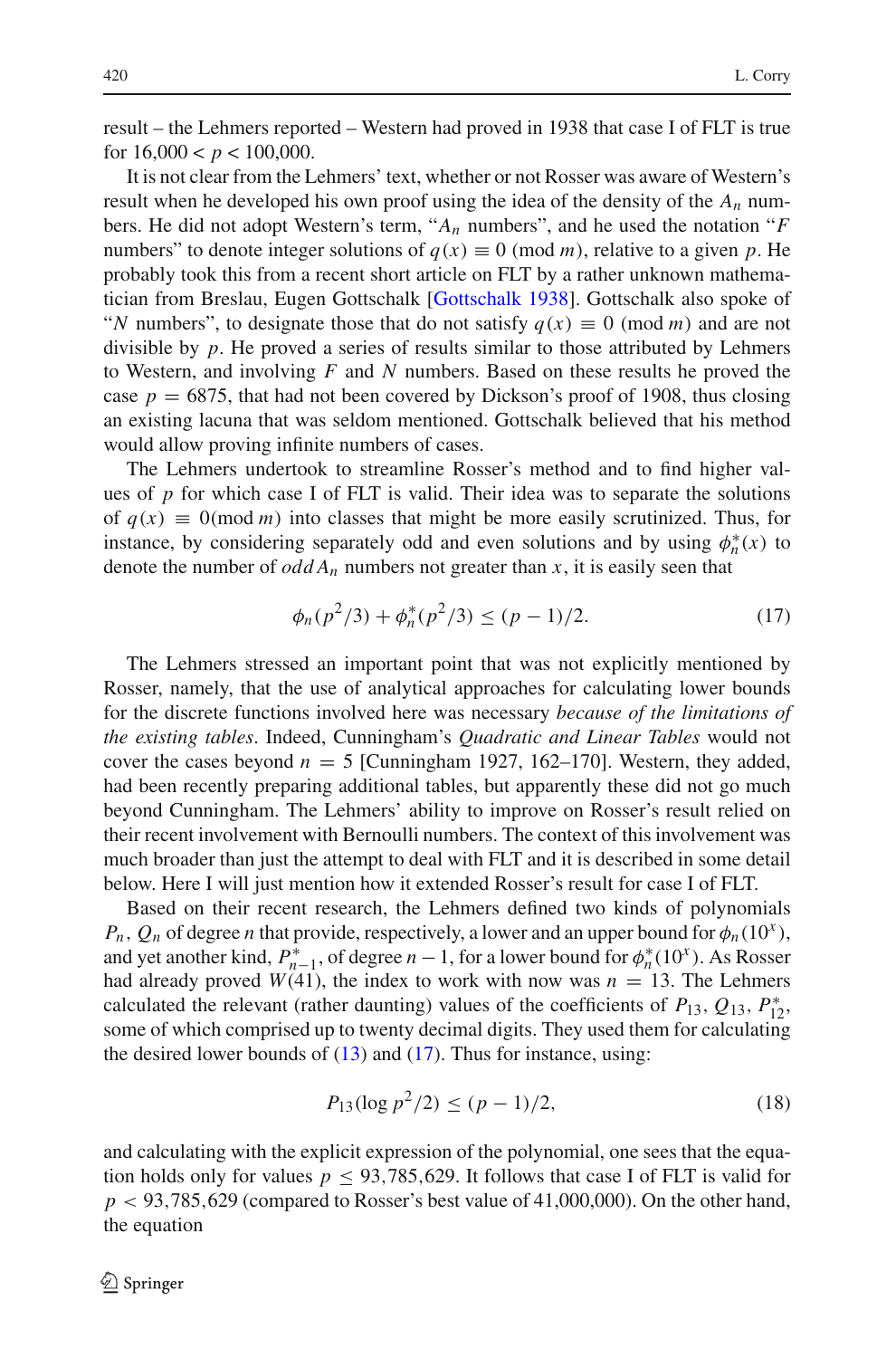result – the Lehmers reported – Western had proved in 1938 that case I of FLT is true for $16{,}000 < p < 100{,}000$.

It is not clear from the Lehmers' text, whether or not Rosser was aware of Western's result when he developed his own proof using the idea of the density of the $A_n$ numbers. He did not adopt Western's term, "$A_n$ numbers", and he used the notation "$F$ numbers" to denote integer solutions of $q(x) \equiv 0 \pmod{m}$, relative to a given $p$. He probably took this from a recent short article on FLT by a rather unknown mathematician from Breslau, Eugen Gottschalk [Gottschalk 1938]. Gottschalk also spoke of "$N$ numbers", to designate those that do not satisfy $q(x) \equiv 0 \pmod{m}$ and are not divisible by $p$. He proved a series of results similar to those attributed by Lehmers to Western, and involving $F$ and $N$ numbers. Based on these results he proved the case $p = 6875$, that had not been covered by Dickson's proof of 1908, thus closing an existing lacuna that was seldom mentioned. Gottschalk believed that his method would allow proving infinite numbers of cases.

The Lehmers undertook to streamline Rosser's method and to find higher values of $p$ for which case I of FLT is valid. Their idea was to separate the solutions of $q(x) \equiv 0 (\mathrm{mod}\, m)$ into classes that might be more easily scrutinized. Thus, for instance, by considering separately odd and even solutions and by using $\phi_n^*(x)$ to denote the number of *odd* $A_n$ numbers not greater than $x$, it is easily seen that

$$\phi_n(p^2/3) + \phi_n^*(p^2/3) \leq (p-1)/2. \tag{17}$$

The Lehmers stressed an important point that was not explicitly mentioned by Rosser, namely, that the use of analytical approaches for calculating lower bounds for the discrete functions involved here was necessary *because of the limitations of the existing tables*. Indeed, Cunningham's *Quadratic and Linear Tables* would not cover the cases beyond $n = 5$ [Cunningham 1927, 162–170]. Western, they added, had been recently preparing additional tables, but apparently these did not go much beyond Cunningham. The Lehmers' ability to improve on Rosser's result relied on their recent involvement with Bernoulli numbers. The context of this involvement was much broader than just the attempt to deal with FLT and it is described in some detail below. Here I will just mention how it extended Rosser's result for case I of FLT.

Based on their recent research, the Lehmers defined two kinds of polynomials $P_n$, $Q_n$ of degree $n$ that provide, respectively, a lower and an upper bound for $\phi_n(10^x)$, and yet another kind, $P_{n-1}^*$, of degree $n-1$, for a lower bound for $\phi_n^*(10^x)$. As Rosser had already proved $W(41)$, the index to work with now was $n = 13$. The Lehmers calculated the relevant (rather daunting) values of the coefficients of $P_{13}$, $Q_{13}$, $P_{12}^*$, some of which comprised up to twenty decimal digits. They used them for calculating the desired lower bounds of (13) and (17). Thus for instance, using:

$$P_{13}(\log p^2/2) \leq (p-1)/2, \tag{18}$$

and calculating with the explicit expression of the polynomial, one sees that the equation holds only for values $p \leq 93{,}785{,}629$. It follows that case I of FLT is valid for $p < 93{,}785{,}629$ (compared to Rosser's best value of 41,000,000). On the other hand, the equation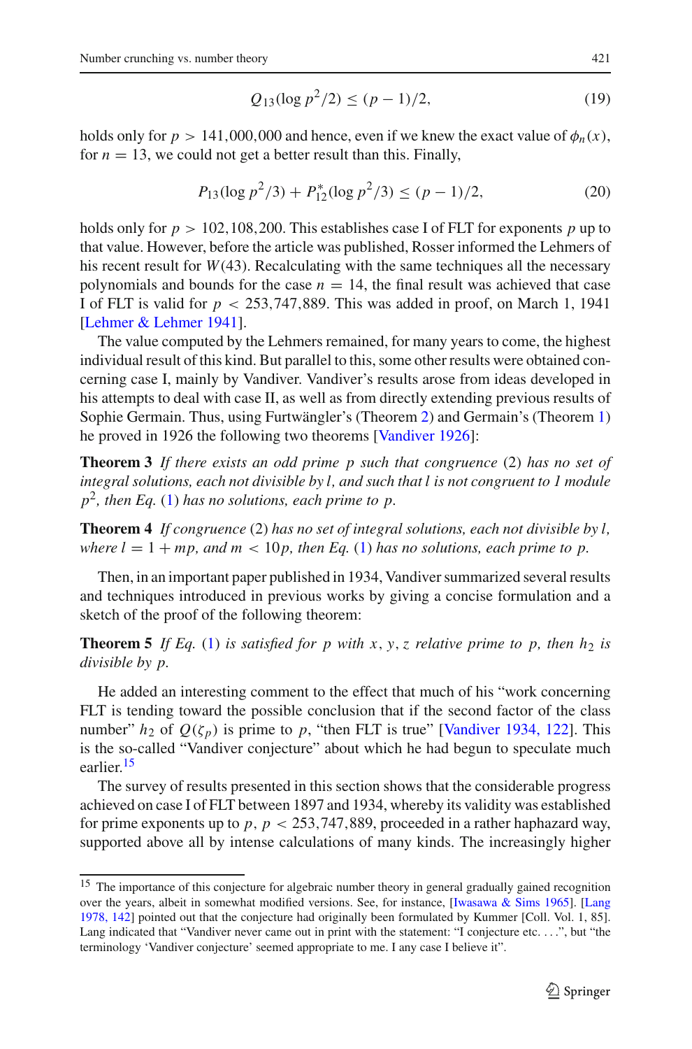$$Q_{13}(\log p^2/2) \leq (p-1)/2, \tag{19}$$

holds only for $p > 141{,}000{,}000$ and hence, even if we knew the exact value of $\phi_n(x)$, for $n = 13$, we could not get a better result than this. Finally,

$$P_{13}(\log p^2/3) + P^*_{12}(\log p^2/3) \leq (p-1)/2, \tag{20}$$

holds only for $p > 102{,}108{,}200$. This establishes case I of FLT for exponents $p$ up to that value. However, before the article was published, Rosser informed the Lehmers of his recent result for $W(43)$. Recalculating with the same techniques all the necessary polynomials and bounds for the case $n = 14$, the final result was achieved that case I of FLT is valid for $p < 253{,}747{,}889$. This was added in proof, on March 1, 1941 [Lehmer & Lehmer 1941].

The value computed by the Lehmers remained, for many years to come, the highest individual result of this kind. But parallel to this, some other results were obtained concerning case I, mainly by Vandiver. Vandiver's results arose from ideas developed in his attempts to deal with case II, as well as from directly extending previous results of Sophie Germain. Thus, using Furtwängler's (Theorem 2) and Germain's (Theorem 1) he proved in 1926 the following two theorems [Vandiver 1926]:

**Theorem 3** *If there exists an odd prime p such that congruence* (2) *has no set of integral solutions, each not divisible by l, and such that l is not congruent to 1 module* $p^2$*, then Eq.* (1) *has no solutions, each prime to p.*

**Theorem 4** *If congruence* (2) *has no set of integral solutions, each not divisible by l, where* $l = 1 + mp$*, and* $m < 10p$*, then Eq.* (1) *has no solutions, each prime to p.*

Then, in an important paper published in 1934, Vandiver summarized several results and techniques introduced in previous works by giving a concise formulation and a sketch of the proof of the following theorem:

**Theorem 5** *If Eq.* (1) *is satisfied for p with x, y, z relative prime to p, then* $h_2$ *is divisible by p.*

He added an interesting comment to the effect that much of his "work concerning FLT is tending toward the possible conclusion that if the second factor of the class number" $h_2$ of $Q(\zeta_p)$ is prime to $p$, "then FLT is true" [Vandiver 1934, 122]. This is the so-called "Vandiver conjecture" about which he had begun to speculate much earlier.[15]

The survey of results presented in this section shows that the considerable progress achieved on case I of FLT between 1897 and 1934, whereby its validity was established for prime exponents up to $p$, $p < 253{,}747{,}889$, proceeded in a rather haphazard way, supported above all by intense calculations of many kinds. The increasingly higher

[15] The importance of this conjecture for algebraic number theory in general gradually gained recognition over the years, albeit in somewhat modified versions. See, for instance, [Iwasawa & Sims 1965]. [Lang 1978, 142] pointed out that the conjecture had originally been formulated by Kummer [Coll. Vol. 1, 85]. Lang indicated that "Vandiver never came out in print with the statement: "I conjecture etc. ...", but "the terminology 'Vandiver conjecture' seemed appropriate to me. I any case I believe it".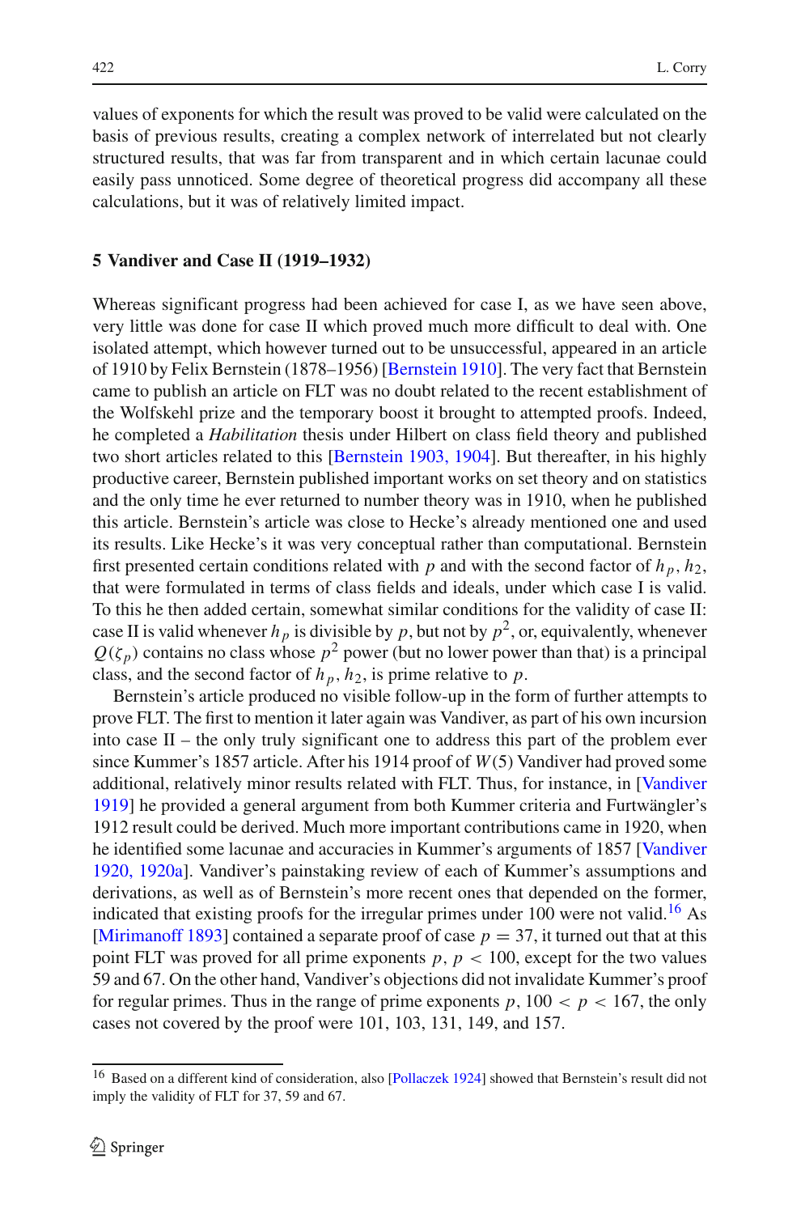values of exponents for which the result was proved to be valid were calculated on the basis of previous results, creating a complex network of interrelated but not clearly structured results, that was far from transparent and in which certain lacunae could easily pass unnoticed. Some degree of theoretical progress did accompany all these calculations, but it was of relatively limited impact.

## 5 Vandiver and Case II (1919–1932)

Whereas significant progress had been achieved for case I, as we have seen above, very little was done for case II which proved much more difficult to deal with. One isolated attempt, which however turned out to be unsuccessful, appeared in an article of 1910 by Felix Bernstein (1878–1956) [Bernstein 1910]. The very fact that Bernstein came to publish an article on FLT was no doubt related to the recent establishment of the Wolfskehl prize and the temporary boost it brought to attempted proofs. Indeed, he completed a *Habilitation* thesis under Hilbert on class field theory and published two short articles related to this [Bernstein 1903, 1904]. But thereafter, in his highly productive career, Bernstein published important works on set theory and on statistics and the only time he ever returned to number theory was in 1910, when he published this article. Bernstein's article was close to Hecke's already mentioned one and used its results. Like Hecke's it was very conceptual rather than computational. Bernstein first presented certain conditions related with $p$ and with the second factor of $h_p$, $h_2$, that were formulated in terms of class fields and ideals, under which case I is valid. To this he then added certain, somewhat similar conditions for the validity of case II: case II is valid whenever $h_p$ is divisible by $p$, but not by $p^2$, or, equivalently, whenever $Q(\zeta_p)$ contains no class whose $p^2$ power (but no lower power than that) is a principal class, and the second factor of $h_p$, $h_2$, is prime relative to $p$.

Bernstein's article produced no visible follow-up in the form of further attempts to prove FLT. The first to mention it later again was Vandiver, as part of his own incursion into case II – the only truly significant one to address this part of the problem ever since Kummer's 1857 article. After his 1914 proof of $W(5)$ Vandiver had proved some additional, relatively minor results related with FLT. Thus, for instance, in [Vandiver 1919] he provided a general argument from both Kummer criteria and Furtwängler's 1912 result could be derived. Much more important contributions came in 1920, when he identified some lacunae and accuracies in Kummer's arguments of 1857 [Vandiver 1920, 1920a]. Vandiver's painstaking review of each of Kummer's assumptions and derivations, as well as of Bernstein's more recent ones that depended on the former, indicated that existing proofs for the irregular primes under 100 were not valid.[16] As [Mirimanoff 1893] contained a separate proof of case $p = 37$, it turned out that at this point FLT was proved for all prime exponents $p$, $p < 100$, except for the two values 59 and 67. On the other hand, Vandiver's objections did not invalidate Kummer's proof for regular primes. Thus in the range of prime exponents $p$, $100 < p < 167$, the only cases not covered by the proof were 101, 103, 131, 149, and 157.

[16] Based on a different kind of consideration, also [Pollaczek 1924] showed that Bernstein's result did not imply the validity of FLT for 37, 59 and 67.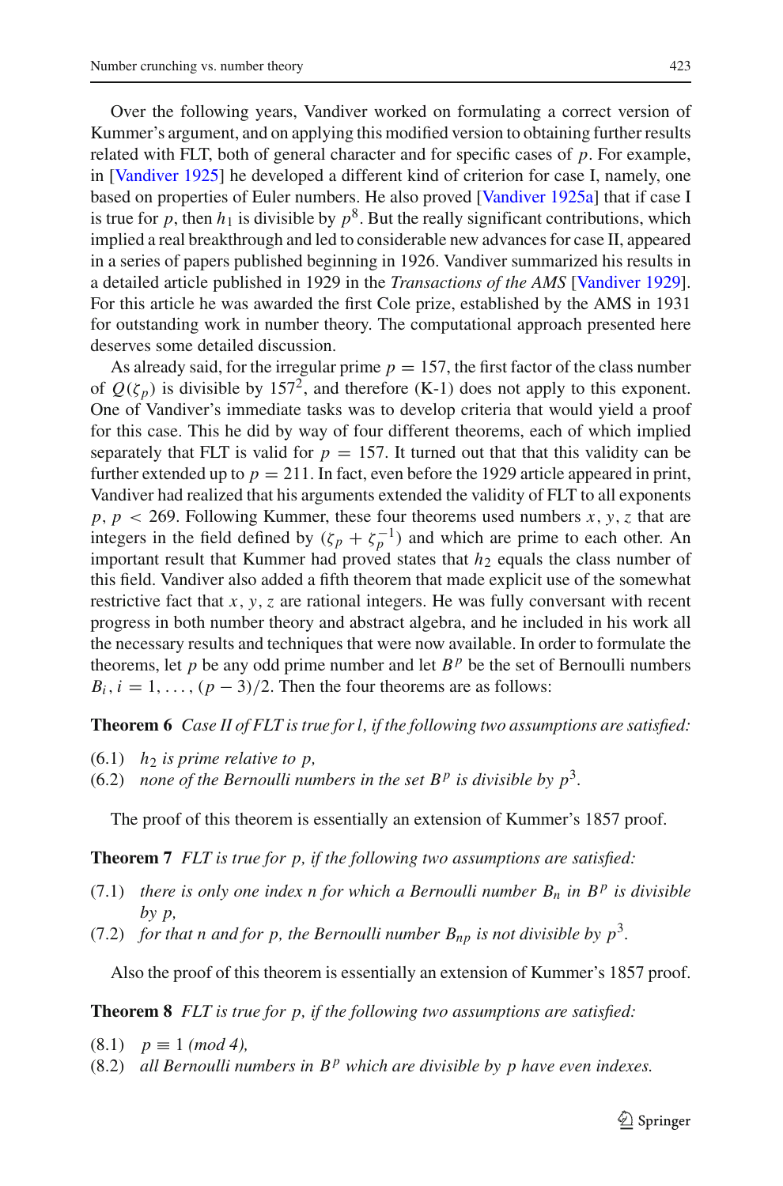Over the following years, Vandiver worked on formulating a correct version of Kummer's argument, and on applying this modified version to obtaining further results related with FLT, both of general character and for specific cases of $p$. For example, in [Vandiver 1925] he developed a different kind of criterion for case I, namely, one based on properties of Euler numbers. He also proved [Vandiver 1925a] that if case I is true for $p$, then $h_1$ is divisible by $p^8$. But the really significant contributions, which implied a real breakthrough and led to considerable new advances for case II, appeared in a series of papers published beginning in 1926. Vandiver summarized his results in a detailed article published in 1929 in the *Transactions of the AMS* [Vandiver 1929]. For this article he was awarded the first Cole prize, established by the AMS in 1931 for outstanding work in number theory. The computational approach presented here deserves some detailed discussion.

As already said, for the irregular prime $p = 157$, the first factor of the class number of $Q(\zeta_p)$ is divisible by $157^2$, and therefore (K-1) does not apply to this exponent. One of Vandiver's immediate tasks was to develop criteria that would yield a proof for this case. This he did by way of four different theorems, each of which implied separately that FLT is valid for $p = 157$. It turned out that that this validity can be further extended up to $p = 211$. In fact, even before the 1929 article appeared in print, Vandiver had realized that his arguments extended the validity of FLT to all exponents $p$, $p < 269$. Following Kummer, these four theorems used numbers $x, y, z$ that are integers in the field defined by $(\zeta_p + \zeta_p^{-1})$ and which are prime to each other. An important result that Kummer had proved states that $h_2$ equals the class number of this field. Vandiver also added a fifth theorem that made explicit use of the somewhat restrictive fact that $x, y, z$ are rational integers. He was fully conversant with recent progress in both number theory and abstract algebra, and he included in his work all the necessary results and techniques that were now available. In order to formulate the theorems, let $p$ be any odd prime number and let $B^p$ be the set of Bernoulli numbers $B_i, i = 1, \ldots, (p-3)/2$. Then the four theorems are as follows:

**Theorem 6** *Case II of FLT is true for l, if the following two assumptions are satisfied:*

(6.1) *$h_2$ is prime relative to $p$,*
(6.2) *none of the Bernoulli numbers in the set $B^p$ is divisible by $p^3$.*

The proof of this theorem is essentially an extension of Kummer's 1857 proof.

**Theorem 7** *FLT is true for $p$, if the following two assumptions are satisfied:*

(7.1) *there is only one index $n$ for which a Bernoulli number $B_n$ in $B^p$ is divisible by $p$,*
(7.2) *for that $n$ and for $p$, the Bernoulli number $B_{np}$ is not divisible by $p^3$.*

Also the proof of this theorem is essentially an extension of Kummer's 1857 proof.

**Theorem 8** *FLT is true for $p$, if the following two assumptions are satisfied:*

(8.1) *$p \equiv 1 \pmod 4$,*
(8.2) *all Bernoulli numbers in $B^p$ which are divisible by $p$ have even indexes.*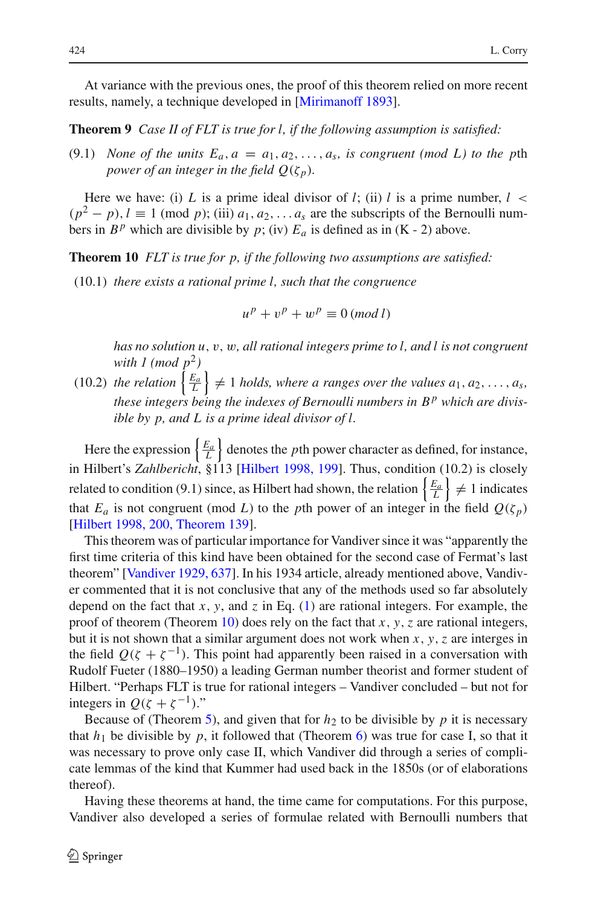At variance with the previous ones, the proof of this theorem relied on more recent results, namely, a technique developed in [Mirimanoff 1893].

**Theorem 9** *Case II of FLT is true for $l$, if the following assumption is satisfied:*

(9.1) *None of the units $E_a, a = a_1, a_2, \ldots, a_s$, is congruent (mod $L$) to the $p$th power of an integer in the field $Q(\zeta_p)$.*

Here we have: (i) $L$ is a prime ideal divisor of $l$; (ii) $l$ is a prime number, $l < (p^2 - p), l \equiv 1 \pmod{p}$; (iii) $a_1, a_2, \ldots a_s$ are the subscripts of the Bernoulli numbers in $B^p$ which are divisible by $p$; (iv) $E_a$ is defined as in (K - 2) above.

**Theorem 10** *FLT is true for $p$, if the following two assumptions are satisfied:*

(10.1) *there exists a rational prime $l$, such that the congruence*

$$u^p + v^p + w^p \equiv 0 \,(mod\, l)$$

*has no solution $u$, $v$, $w$, all rational integers prime to $l$, and $l$ is not congruent with 1 (mod $p^2$)*

(10.2) *the relation $\left\{\frac{E_a}{L}\right\} \neq 1$ holds, where $a$ ranges over the values $a_1, a_2, \ldots, a_s$, these integers being the indexes of Bernoulli numbers in $B^p$ which are divisible by $p$, and $L$ is a prime ideal divisor of $l$.*

Here the expression $\left\{\frac{E_a}{L}\right\}$ denotes the $p$th power character as defined, for instance, in Hilbert's *Zahlbericht*, §113 [Hilbert 1998, 199]. Thus, condition (10.2) is closely related to condition (9.1) since, as Hilbert had shown, the relation $\left\{\frac{E_a}{L}\right\} \neq 1$ indicates that $E_a$ is not congruent (mod $L$) to the $p$th power of an integer in the field $Q(\zeta_p)$ [Hilbert 1998, 200, Theorem 139].

This theorem was of particular importance for Vandiver since it was "apparently the first time criteria of this kind have been obtained for the second case of Fermat's last theorem" [Vandiver 1929, 637]. In his 1934 article, already mentioned above, Vandiver commented that it is not conclusive that any of the methods used so far absolutely depend on the fact that $x$, $y$, and $z$ in Eq. (1) are rational integers. For example, the proof of theorem (Theorem 10) does rely on the fact that $x, y, z$ are rational integers, but it is not shown that a similar argument does not work when $x, y, z$ are interges in the field $Q(\zeta + \zeta^{-1})$. This point had apparently been raised in a conversation with Rudolf Fueter (1880–1950) a leading German number theorist and former student of Hilbert. "Perhaps FLT is true for rational integers – Vandiver concluded – but not for integers in $Q(\zeta + \zeta^{-1})$."

Because of (Theorem 5), and given that for $h_2$ to be divisible by $p$ it is necessary that $h_1$ be divisible by $p$, it followed that (Theorem 6) was true for case I, so that it was necessary to prove only case II, which Vandiver did through a series of complicate lemmas of the kind that Kummer had used back in the 1850s (or of elaborations thereof).

Having these theorems at hand, the time came for computations. For this purpose, Vandiver also developed a series of formulae related with Bernoulli numbers that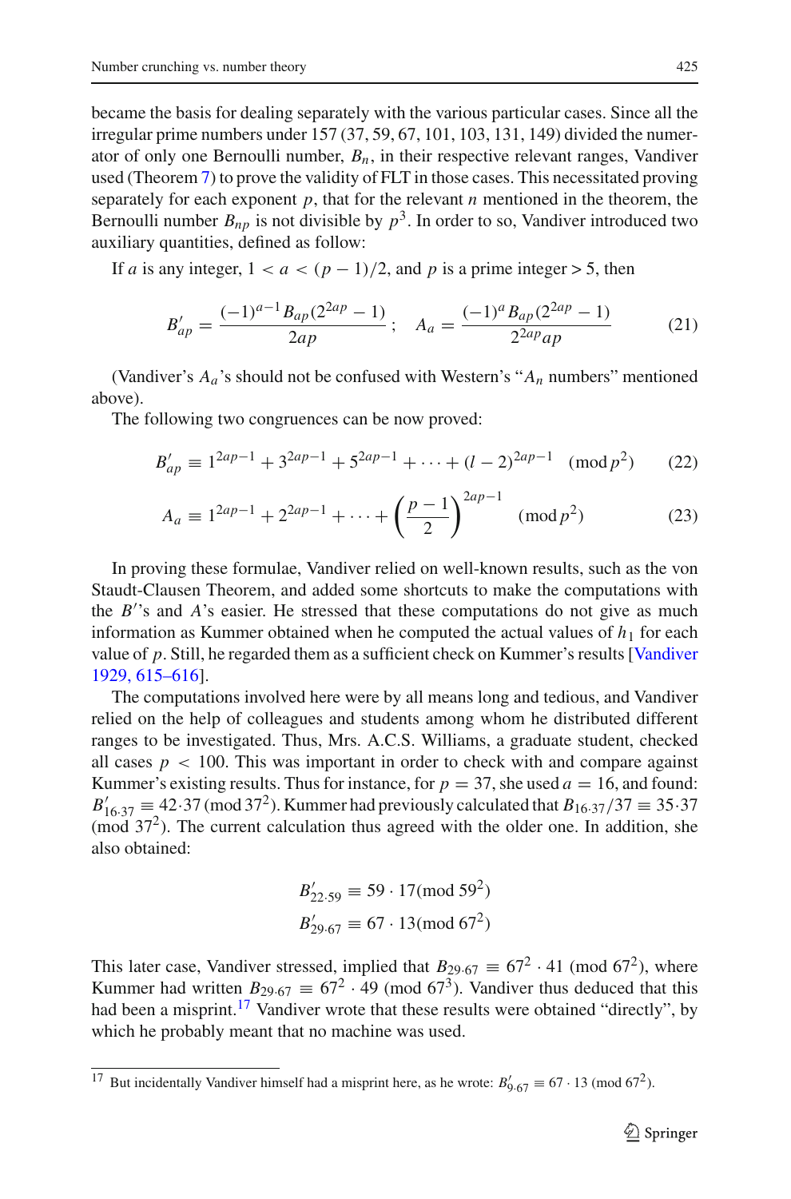became the basis for dealing separately with the various particular cases. Since all the irregular prime numbers under 157 (37, 59, 67, 101, 103, 131, 149) divided the numerator of only one Bernoulli number, $B_n$, in their respective relevant ranges, Vandiver used (Theorem 7) to prove the validity of FLT in those cases. This necessitated proving separately for each exponent $p$, that for the relevant $n$ mentioned in the theorem, the Bernoulli number $B_{np}$ is not divisible by $p^3$. In order to so, Vandiver introduced two auxiliary quantities, defined as follow:

If $a$ is any integer, $1 < a < (p-1)/2$, and $p$ is a prime integer > 5, then

$$B'_{ap} = \frac{(-1)^{a-1} B_{ap}(2^{2ap}-1)}{2ap}\,; \quad A_a = \frac{(-1)^{a} B_{ap}(2^{2ap}-1)}{2^{2ap}ap} \tag{21}$$

(Vandiver's $A_a$'s should not be confused with Western's "$A_n$ numbers" mentioned above).

The following two congruences can be now proved:

$$B'_{ap} \equiv 1^{2ap-1} + 3^{2ap-1} + 5^{2ap-1} + \cdots + (l-2)^{2ap-1} \pmod{p^2} \tag{22}$$

$$A_a \equiv 1^{2ap-1} + 2^{2ap-1} + \cdots + \left(\frac{p-1}{2}\right)^{2ap-1} \pmod{p^2} \tag{23}$$

In proving these formulae, Vandiver relied on well-known results, such as the von Staudt-Clausen Theorem, and added some shortcuts to make the computations with the $B'$'s and $A$'s easier. He stressed that these computations do not give as much information as Kummer obtained when he computed the actual values of $h_1$ for each value of $p$. Still, he regarded them as a sufficient check on Kummer's results [Vandiver 1929, 615–616].

The computations involved here were by all means long and tedious, and Vandiver relied on the help of colleagues and students among whom he distributed different ranges to be investigated. Thus, Mrs. A.C.S. Williams, a graduate student, checked all cases $p < 100$. This was important in order to check with and compare against Kummer's existing results. Thus for instance, for $p = 37$, she used $a = 16$, and found: $B'_{16\cdot37} \equiv 42\cdot37 \pmod{37^2}$. Kummer had previously calculated that $B_{16\cdot37}/37 \equiv 35\cdot37 \pmod{37^2}$. The current calculation thus agreed with the older one. In addition, she also obtained:

$$B'_{22\cdot59} \equiv 59\cdot17 \pmod{59^2}$$
$$B'_{29\cdot67} \equiv 67\cdot13 \pmod{67^2}$$

This later case, Vandiver stressed, implied that $B_{29\cdot67} \equiv 67^2\cdot41 \pmod{67^2}$, where Kummer had written $B_{29\cdot67} \equiv 67^2\cdot49 \pmod{67^3}$. Vandiver thus deduced that this had been a misprint.[17] Vandiver wrote that these results were obtained "directly", by which he probably meant that no machine was used.

---

[17] But incidentally Vandiver himself had a misprint here, as he wrote: $B'_{9\cdot67} \equiv 67\cdot13 \pmod{67^2}$.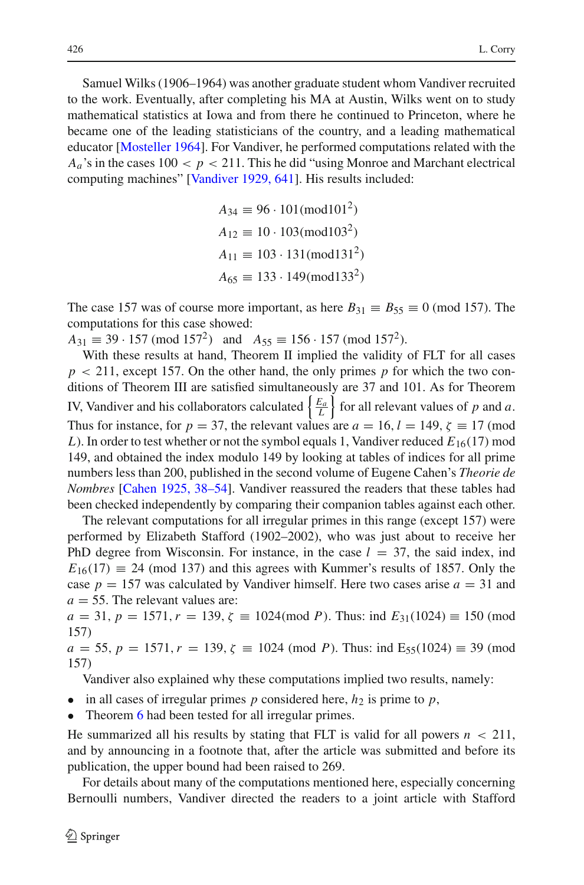Samuel Wilks (1906–1964) was another graduate student whom Vandiver recruited to the work. Eventually, after completing his MA at Austin, Wilks went on to study mathematical statistics at Iowa and from there he continued to Princeton, where he became one of the leading statisticians of the country, and a leading mathematical educator [Mosteller 1964]. For Vandiver, he performed computations related with the $A_a$'s in the cases $100 < p < 211$. This he did "using Monroe and Marchant electrical computing machines" [Vandiver 1929, 641]. His results included:

$$A_{34} \equiv 96 \cdot 101 (\text{mod} 101^2)$$
$$A_{12} \equiv 10 \cdot 103 (\text{mod} 103^2)$$
$$A_{11} \equiv 103 \cdot 131 (\text{mod} 131^2)$$
$$A_{65} \equiv 133 \cdot 149 (\text{mod} 133^2)$$

The case 157 was of course more important, as here $B_{31} \equiv B_{55} \equiv 0 \pmod{157}$. The computations for this case showed:
$A_{31} \equiv 39 \cdot 157 \pmod{157^2}$ and $A_{55} \equiv 156 \cdot 157 \pmod{157^2}$.

With these results at hand, Theorem II implied the validity of FLT for all cases $p < 211$, except 157. On the other hand, the only primes $p$ for which the two conditions of Theorem III are satisfied simultaneously are 37 and 101. As for Theorem IV, Vandiver and his collaborators calculated $\left\{\frac{E_a}{L}\right\}$ for all relevant values of $p$ and $a$. Thus for instance, for $p = 37$, the relevant values are $a = 16$, $l = 149$, $\zeta \equiv 17$ (mod $L$). In order to test whether or not the symbol equals 1, Vandiver reduced $E_{16}(17)$ mod 149, and obtained the index modulo 149 by looking at tables of indices for all prime numbers less than 200, published in the second volume of Eugene Cahen's *Theorie de Nombres* [Cahen 1925, 38–54]. Vandiver reassured the readers that these tables had been checked independently by comparing their companion tables against each other.

The relevant computations for all irregular primes in this range (except 157) were performed by Elizabeth Stafford (1902–2002), who was just about to receive her PhD degree from Wisconsin. For instance, in the case $l = 37$, the said index, ind $E_{16}(17) \equiv 24 \pmod{137}$ and this agrees with Kummer's results of 1857. Only the case $p = 157$ was calculated by Vandiver himself. Here two cases arise $a = 31$ and $a = 55$. The relevant values are:
$a = 31$, $p = 1571$, $r = 139$, $\zeta \equiv 1024 (\text{mod } P)$. Thus: ind $E_{31}(1024) \equiv 150$ (mod 157)
$a = 55$, $p = 1571$, $r = 139$, $\zeta \equiv 1024$ (mod $P$). Thus: ind $E_{55}(1024) \equiv 39$ (mod 157)

Vandiver also explained why these computations implied two results, namely:

- in all cases of irregular primes $p$ considered here, $h_2$ is prime to $p$,
- Theorem 6 had been tested for all irregular primes.

He summarized all his results by stating that FLT is valid for all powers $n < 211$, and by announcing in a footnote that, after the article was submitted and before its publication, the upper bound had been raised to 269.

For details about many of the computations mentioned here, especially concerning Bernoulli numbers, Vandiver directed the readers to a joint article with Stafford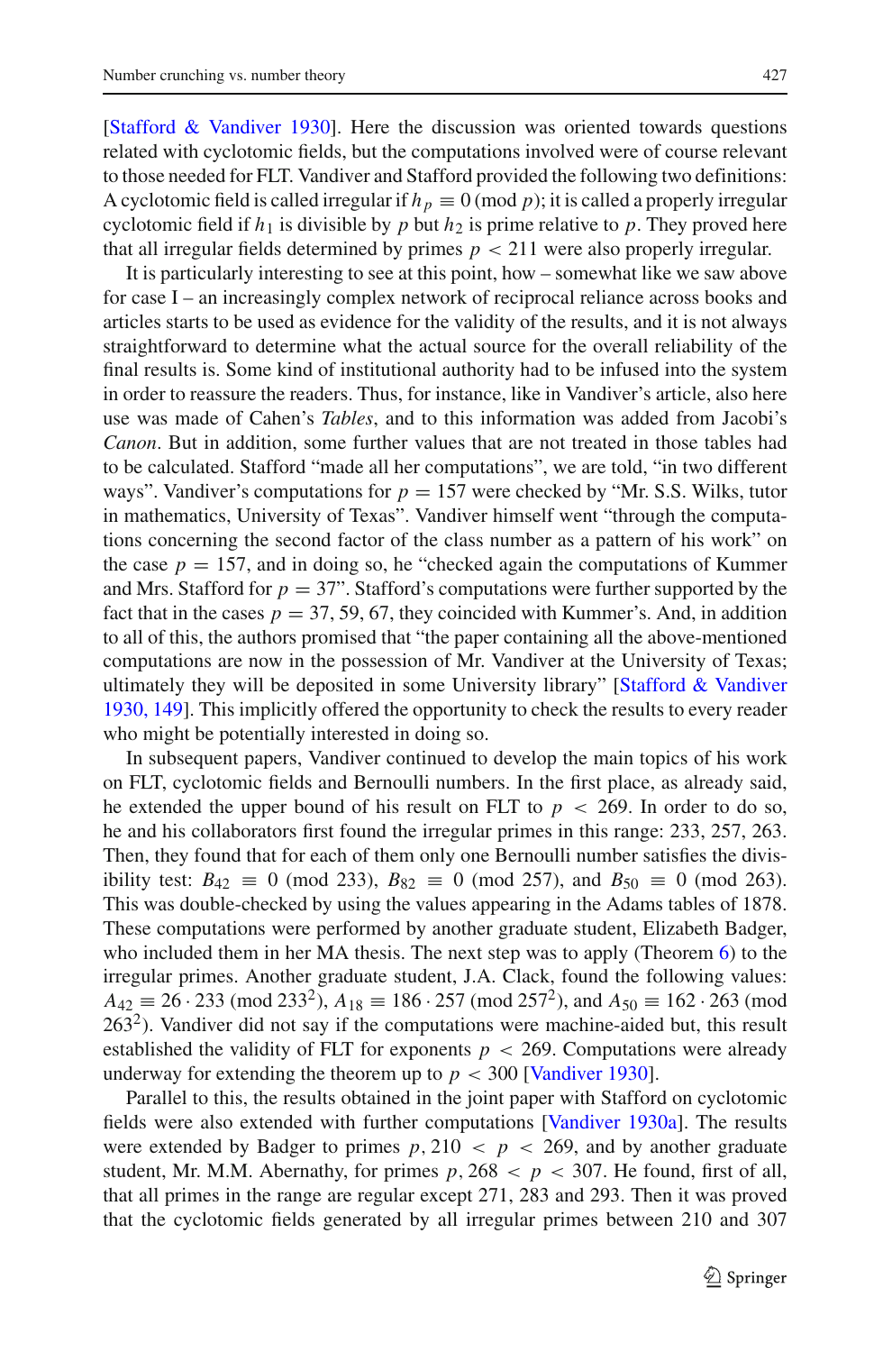[Stafford & Vandiver 1930]. Here the discussion was oriented towards questions related with cyclotomic fields, but the computations involved were of course relevant to those needed for FLT. Vandiver and Stafford provided the following two definitions: A cyclotomic field is called irregular if $h_p \equiv 0 \pmod p$; it is called a properly irregular cyclotomic field if $h_1$ is divisible by $p$ but $h_2$ is prime relative to $p$. They proved here that all irregular fields determined by primes $p < 211$ were also properly irregular.

It is particularly interesting to see at this point, how – somewhat like we saw above for case I – an increasingly complex network of reciprocal reliance across books and articles starts to be used as evidence for the validity of the results, and it is not always straightforward to determine what the actual source for the overall reliability of the final results is. Some kind of institutional authority had to be infused into the system in order to reassure the readers. Thus, for instance, like in Vandiver's article, also here use was made of Cahen's *Tables*, and to this information was added from Jacobi's *Canon*. But in addition, some further values that are not treated in those tables had to be calculated. Stafford "made all her computations", we are told, "in two different ways". Vandiver's computations for $p = 157$ were checked by "Mr. S.S. Wilks, tutor in mathematics, University of Texas". Vandiver himself went "through the computations concerning the second factor of the class number as a pattern of his work" on the case $p = 157$, and in doing so, he "checked again the computations of Kummer and Mrs. Stafford for $p = 37$". Stafford's computations were further supported by the fact that in the cases $p = 37, 59, 67$, they coincided with Kummer's. And, in addition to all of this, the authors promised that "the paper containing all the above-mentioned computations are now in the possession of Mr. Vandiver at the University of Texas; ultimately they will be deposited in some University library" [Stafford & Vandiver 1930, 149]. This implicitly offered the opportunity to check the results to every reader who might be potentially interested in doing so.

In subsequent papers, Vandiver continued to develop the main topics of his work on FLT, cyclotomic fields and Bernoulli numbers. In the first place, as already said, he extended the upper bound of his result on FLT to $p < 269$. In order to do so, he and his collaborators first found the irregular primes in this range: 233, 257, 263. Then, they found that for each of them only one Bernoulli number satisfies the divisibility test: $B_{42} \equiv 0 \pmod{233}$, $B_{82} \equiv 0 \pmod{257}$, and $B_{50} \equiv 0 \pmod{263}$. This was double-checked by using the values appearing in the Adams tables of 1878. These computations were performed by another graduate student, Elizabeth Badger, who included them in her MA thesis. The next step was to apply (Theorem 6) to the irregular primes. Another graduate student, J.A. Clack, found the following values: $A_{42} \equiv 26 \cdot 233 \pmod{233^2}$, $A_{18} \equiv 186 \cdot 257 \pmod{257^2}$, and $A_{50} \equiv 162 \cdot 263 \pmod{263^2}$. Vandiver did not say if the computations were machine-aided but, this result established the validity of FLT for exponents $p < 269$. Computations were already underway for extending the theorem up to $p < 300$ [Vandiver 1930].

Parallel to this, the results obtained in the joint paper with Stafford on cyclotomic fields were also extended with further computations [Vandiver 1930a]. The results were extended by Badger to primes $p, 210 < p < 269$, and by another graduate student, Mr. M.M. Abernathy, for primes $p, 268 < p < 307$. He found, first of all, that all primes in the range are regular except 271, 283 and 293. Then it was proved that the cyclotomic fields generated by all irregular primes between 210 and 307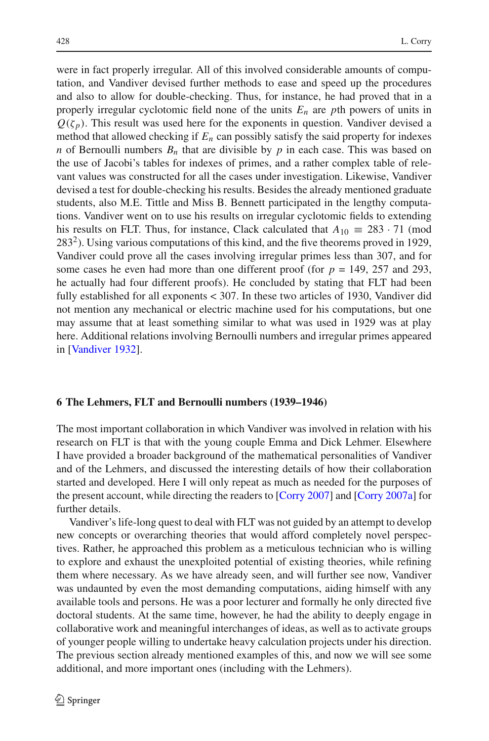were in fact properly irregular. All of this involved considerable amounts of computation, and Vandiver devised further methods to ease and speed up the procedures and also to allow for double-checking. Thus, for instance, he had proved that in a properly irregular cyclotomic field none of the units $E_n$ are $p$th powers of units in $Q(\zeta_p)$. This result was used here for the exponents in question. Vandiver devised a method that allowed checking if $E_n$ can possibly satisfy the said property for indexes $n$ of Bernoulli numbers $B_n$ that are divisible by $p$ in each case. This was based on the use of Jacobi's tables for indexes of primes, and a rather complex table of relevant values was constructed for all the cases under investigation. Likewise, Vandiver devised a test for double-checking his results. Besides the already mentioned graduate students, also M.E. Tittle and Miss B. Bennett participated in the lengthy computations. Vandiver went on to use his results on irregular cyclotomic fields to extending his results on FLT. Thus, for instance, Clack calculated that $A_{10} \equiv 283 \cdot 71 \pmod{283^2}$. Using various computations of this kind, and the five theorems proved in 1929, Vandiver could prove all the cases involving irregular primes less than 307, and for some cases he even had more than one different proof (for $p$ = 149, 257 and 293, he actually had four different proofs). He concluded by stating that FLT had been fully established for all exponents < 307. In these two articles of 1930, Vandiver did not mention any mechanical or electric machine used for his computations, but one may assume that at least something similar to what was used in 1929 was at play here. Additional relations involving Bernoulli numbers and irregular primes appeared in [Vandiver 1932].

## 6 The Lehmers, FLT and Bernoulli numbers (1939–1946)

The most important collaboration in which Vandiver was involved in relation with his research on FLT is that with the young couple Emma and Dick Lehmer. Elsewhere I have provided a broader background of the mathematical personalities of Vandiver and of the Lehmers, and discussed the interesting details of how their collaboration started and developed. Here I will only repeat as much as needed for the purposes of the present account, while directing the readers to [Corry 2007] and [Corry 2007a] for further details.

Vandiver's life-long quest to deal with FLT was not guided by an attempt to develop new concepts or overarching theories that would afford completely novel perspectives. Rather, he approached this problem as a meticulous technician who is willing to explore and exhaust the unexploited potential of existing theories, while refining them where necessary. As we have already seen, and will further see now, Vandiver was undaunted by even the most demanding computations, aiding himself with any available tools and persons. He was a poor lecturer and formally he only directed five doctoral students. At the same time, however, he had the ability to deeply engage in collaborative work and meaningful interchanges of ideas, as well as to activate groups of younger people willing to undertake heavy calculation projects under his direction. The previous section already mentioned examples of this, and now we will see some additional, and more important ones (including with the Lehmers).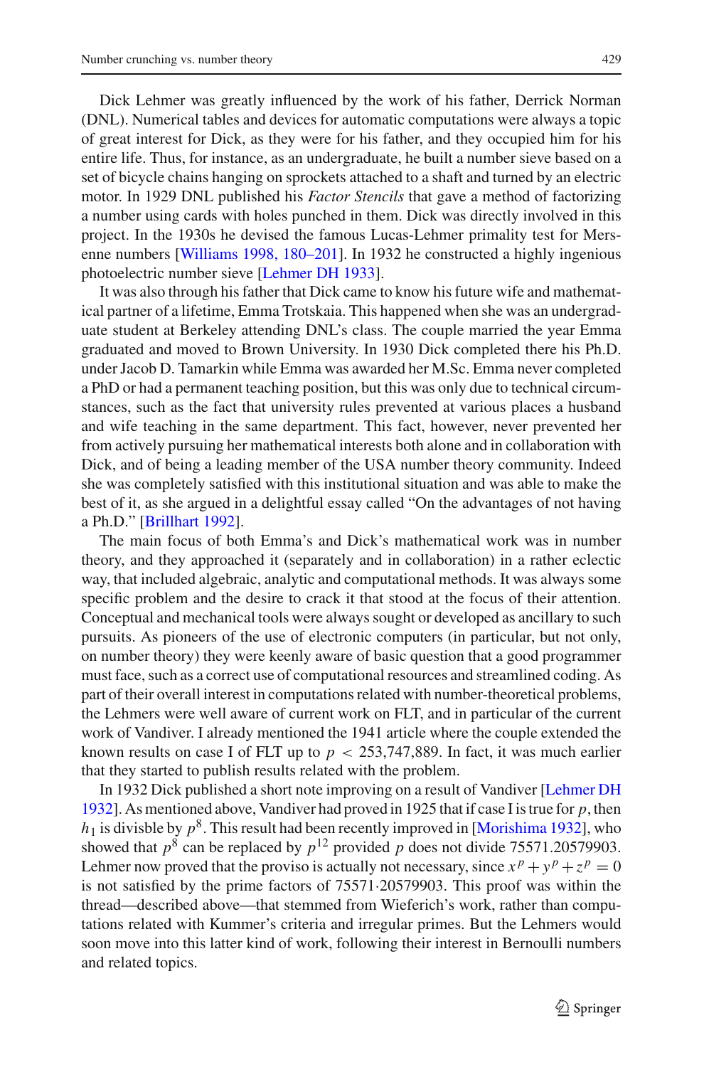Dick Lehmer was greatly influenced by the work of his father, Derrick Norman (DNL). Numerical tables and devices for automatic computations were always a topic of great interest for Dick, as they were for his father, and they occupied him for his entire life. Thus, for instance, as an undergraduate, he built a number sieve based on a set of bicycle chains hanging on sprockets attached to a shaft and turned by an electric motor. In 1929 DNL published his *Factor Stencils* that gave a method of factorizing a number using cards with holes punched in them. Dick was directly involved in this project. In the 1930s he devised the famous Lucas-Lehmer primality test for Mersenne numbers [Williams 1998, 180–201]. In 1932 he constructed a highly ingenious photoelectric number sieve [Lehmer DH 1933].

It was also through his father that Dick came to know his future wife and mathematical partner of a lifetime, Emma Trotskaia. This happened when she was an undergraduate student at Berkeley attending DNL's class. The couple married the year Emma graduated and moved to Brown University. In 1930 Dick completed there his Ph.D. under Jacob D. Tamarkin while Emma was awarded her M.Sc. Emma never completed a PhD or had a permanent teaching position, but this was only due to technical circumstances, such as the fact that university rules prevented at various places a husband and wife teaching in the same department. This fact, however, never prevented her from actively pursuing her mathematical interests both alone and in collaboration with Dick, and of being a leading member of the USA number theory community. Indeed she was completely satisfied with this institutional situation and was able to make the best of it, as she argued in a delightful essay called "On the advantages of not having a Ph.D." [Brillhart 1992].

The main focus of both Emma's and Dick's mathematical work was in number theory, and they approached it (separately and in collaboration) in a rather eclectic way, that included algebraic, analytic and computational methods. It was always some specific problem and the desire to crack it that stood at the focus of their attention. Conceptual and mechanical tools were always sought or developed as ancillary to such pursuits. As pioneers of the use of electronic computers (in particular, but not only, on number theory) they were keenly aware of basic question that a good programmer must face, such as a correct use of computational resources and streamlined coding. As part of their overall interest in computations related with number-theoretical problems, the Lehmers were well aware of current work on FLT, and in particular of the current work of Vandiver. I already mentioned the 1941 article where the couple extended the known results on case I of FLT up to $p < 253{,}747{,}889$. In fact, it was much earlier that they started to publish results related with the problem.

In 1932 Dick published a short note improving on a result of Vandiver [Lehmer DH 1932]. As mentioned above, Vandiver had proved in 1925 that if case I is true for $p$, then $h_1$ is divisible by $p^8$. This result had been recently improved in [Morishima 1932], who showed that $p^8$ can be replaced by $p^{12}$ provided $p$ does not divide 75571.20579903. Lehmer now proved that the proviso is actually not necessary, since $x^p + y^p + z^p = 0$ is not satisfied by the prime factors of $75571 \cdot 20579903$. This proof was within the thread—described above—that stemmed from Wieferich's work, rather than computations related with Kummer's criteria and irregular primes. But the Lehmers would soon move into this latter kind of work, following their interest in Bernoulli numbers and related topics.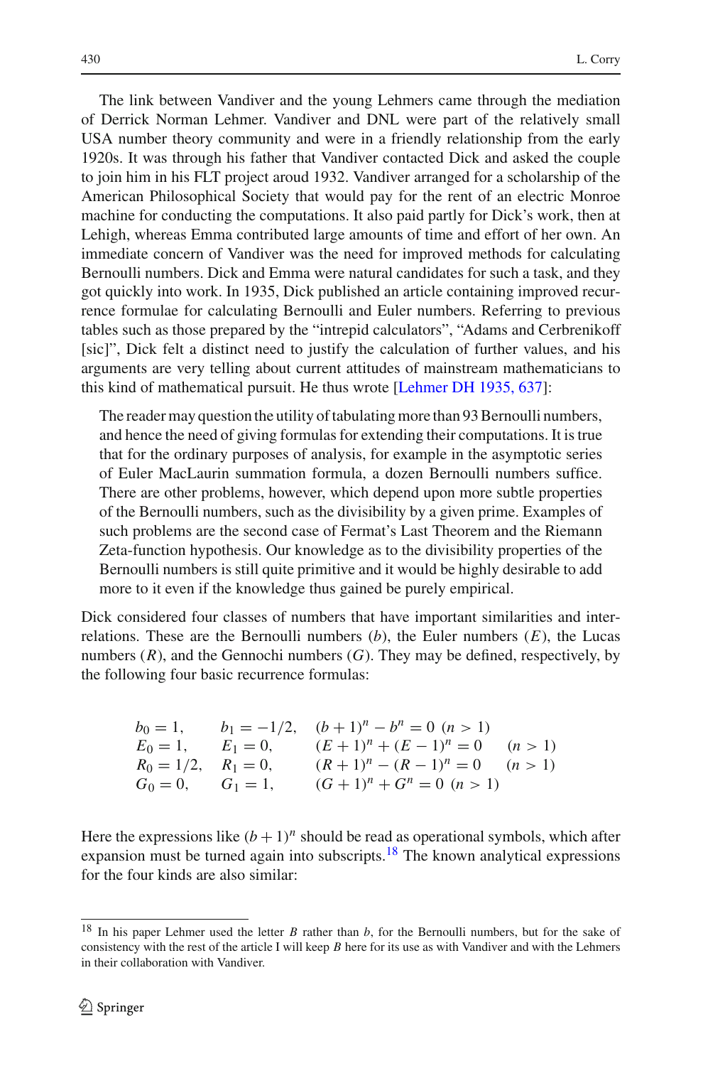The link between Vandiver and the young Lehmers came through the mediation of Derrick Norman Lehmer. Vandiver and DNL were part of the relatively small USA number theory community and were in a friendly relationship from the early 1920s. It was through his father that Vandiver contacted Dick and asked the couple to join him in his FLT project aroud 1932. Vandiver arranged for a scholarship of the American Philosophical Society that would pay for the rent of an electric Monroe machine for conducting the computations. It also paid partly for Dick's work, then at Lehigh, whereas Emma contributed large amounts of time and effort of her own. An immediate concern of Vandiver was the need for improved methods for calculating Bernoulli numbers. Dick and Emma were natural candidates for such a task, and they got quickly into work. In 1935, Dick published an article containing improved recurrence formulae for calculating Bernoulli and Euler numbers. Referring to previous tables such as those prepared by the "intrepid calculators", "Adams and Cerbrenikoff [sic]", Dick felt a distinct need to justify the calculation of further values, and his arguments are very telling about current attitudes of mainstream mathematicians to this kind of mathematical pursuit. He thus wrote [Lehmer DH 1935, 637]:

> The reader may question the utility of tabulating more than 93 Bernoulli numbers, and hence the need of giving formulas for extending their computations. It is true that for the ordinary purposes of analysis, for example in the asymptotic series of Euler MacLaurin summation formula, a dozen Bernoulli numbers suffice. There are other problems, however, which depend upon more subtle properties of the Bernoulli numbers, such as the divisibility by a given prime. Examples of such problems are the second case of Fermat's Last Theorem and the Riemann Zeta-function hypothesis. Our knowledge as to the divisibility properties of the Bernoulli numbers is still quite primitive and it would be highly desirable to add more to it even if the knowledge thus gained be purely empirical.

Dick considered four classes of numbers that have important similarities and interrelations. These are the Bernoulli numbers ($b$), the Euler numbers ($E$), the Lucas numbers ($R$), and the Gennochi numbers ($G$). They may be defined, respectively, by the following four basic recurrence formulas:

$$
\begin{array}{llll}
b_0 = 1, & b_1 = -1/2, & (b+1)^n - b^n = 0 \ (n > 1) & \\
E_0 = 1, & E_1 = 0, & (E+1)^n + (E-1)^n = 0 & (n > 1) \\
R_0 = 1/2, & R_1 = 0, & (R+1)^n - (R-1)^n = 0 & (n > 1) \\
G_0 = 0, & G_1 = 1, & (G+1)^n + G^n = 0 \ (n > 1) &
\end{array}
$$

Here the expressions like $(b+1)^n$ should be read as operational symbols, which after expansion must be turned again into subscripts.[18] The known analytical expressions for the four kinds are also similar:

[18] In his paper Lehmer used the letter $B$ rather than $b$, for the Bernoulli numbers, but for the sake of consistency with the rest of the article I will keep $B$ here for its use as with Vandiver and with the Lehmers in their collaboration with Vandiver.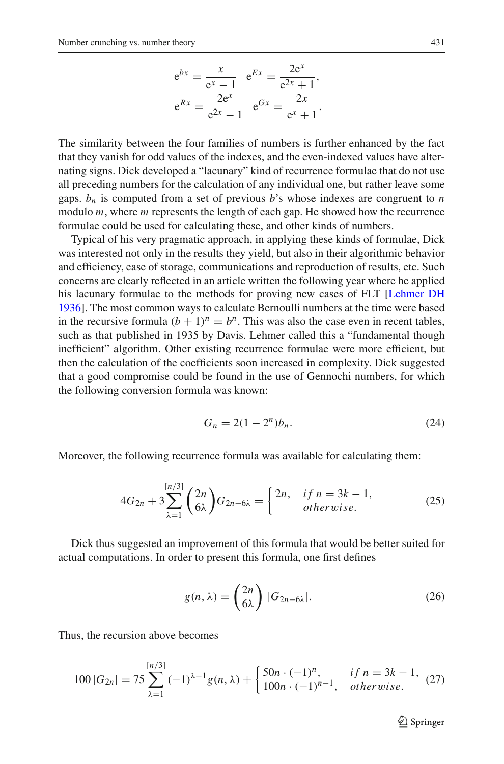$$\mathrm{e}^{bx} = \frac{x}{\mathrm{e}^x - 1} \quad \mathrm{e}^{Ex} = \frac{2\mathrm{e}^x}{\mathrm{e}^{2x} + 1},$$
$$\mathrm{e}^{Rx} = \frac{2\mathrm{e}^x}{\mathrm{e}^{2x} - 1} \quad \mathrm{e}^{Gx} = \frac{2x}{\mathrm{e}^x + 1}.$$

The similarity between the four families of numbers is further enhanced by the fact that they vanish for odd values of the indexes, and the even-indexed values have alternating signs. Dick developed a "lacunary" kind of recurrence formulae that do not use all preceding numbers for the calculation of any individual one, but rather leave some gaps. $b_n$ is computed from a set of previous $b$'s whose indexes are congruent to $n$ modulo $m$, where $m$ represents the length of each gap. He showed how the recurrence formulae could be used for calculating these, and other kinds of numbers.

Typical of his very pragmatic approach, in applying these kinds of formulae, Dick was interested not only in the results they yield, but also in their algorithmic behavior and efficiency, ease of storage, communications and reproduction of results, etc. Such concerns are clearly reflected in an article written the following year where he applied his lacunary formulae to the methods for proving new cases of FLT [Lehmer DH 1936]. The most common ways to calculate Bernoulli numbers at the time were based in the recursive formula $(b+1)^n = b^n$. This was also the case even in recent tables, such as that published in 1935 by Davis. Lehmer called this a "fundamental though inefficient" algorithm. Other existing recurrence formulae were more efficient, but then the calculation of the coefficients soon increased in complexity. Dick suggested that a good compromise could be found in the use of Gennochi numbers, for which the following conversion formula was known:

$$G_n = 2(1 - 2^n)b_n. \tag{24}$$

Moreover, the following recurrence formula was available for calculating them:

$$4G_{2n} + 3\sum_{\lambda=1}^{[n/3]} \binom{2n}{6\lambda} G_{2n-6\lambda} = \begin{cases} 2n, & if\ n = 3k - 1, \\ & otherwise. \end{cases} \tag{25}$$

Dick thus suggested an improvement of this formula that would be better suited for actual computations. In order to present this formula, one first defines

$$g(n, \lambda) = \binom{2n}{6\lambda} |G_{2n-6\lambda}|. \tag{26}$$

Thus, the recursion above becomes

$$100\,|G_{2n}| = 75\sum_{\lambda=1}^{[n/3]} (-1)^{\lambda-1} g(n, \lambda) + \begin{cases} 50n \cdot (-1)^n, & if\ n = 3k - 1, \\ 100n \cdot (-1)^{n-1}, & otherwise. \end{cases} \tag{27}$$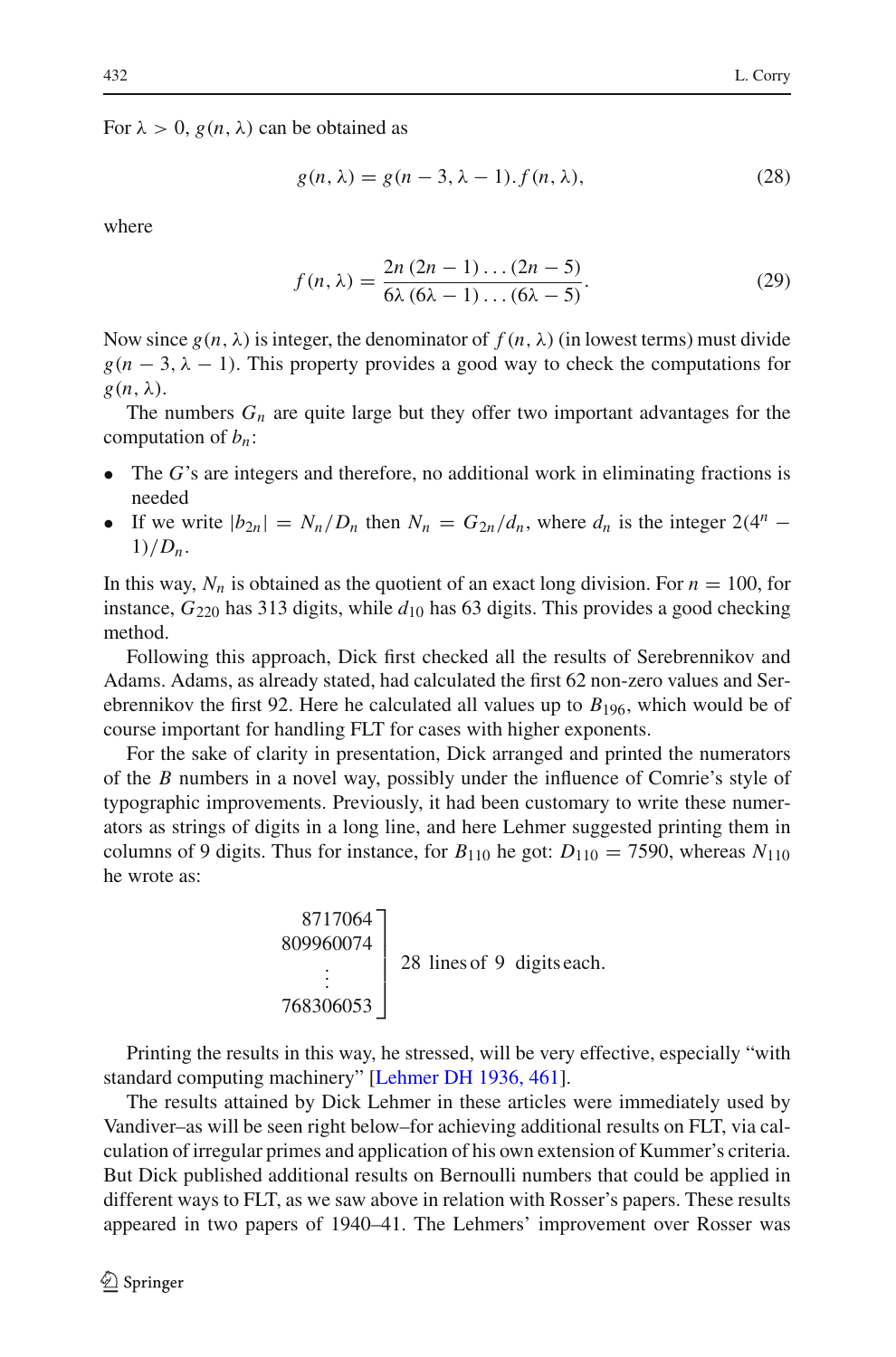For $\lambda > 0$, $g(n, \lambda)$ can be obtained as

$$g(n, \lambda) = g(n - 3, \lambda - 1).f(n, \lambda), \tag{28}$$

where

$$f(n, \lambda) = \frac{2n\,(2n-1)\ldots(2n-5)}{6\lambda\,(6\lambda-1)\ldots(6\lambda-5)}. \tag{29}$$

Now since $g(n, \lambda)$ is integer, the denominator of $f(n, \lambda)$ (in lowest terms) must divide $g(n - 3, \lambda - 1)$. This property provides a good way to check the computations for $g(n, \lambda)$.

The numbers $G_n$ are quite large but they offer two important advantages for the computation of $b_n$:

- The $G$'s are integers and therefore, no additional work in eliminating fractions is needed
- If we write $|b_{2n}| = N_n/D_n$ then $N_n = G_{2n}/d_n$, where $d_n$ is the integer $2(4^n - 1)/D_n$.

In this way, $N_n$ is obtained as the quotient of an exact long division. For $n = 100$, for instance, $G_{220}$ has 313 digits, while $d_{10}$ has 63 digits. This provides a good checking method.

Following this approach, Dick first checked all the results of Serebrennikov and Adams. Adams, as already stated, had calculated the first 62 non-zero values and Serebrennikov the first 92. Here he calculated all values up to $B_{196}$, which would be of course important for handling FLT for cases with higher exponents.

For the sake of clarity in presentation, Dick arranged and printed the numerators of the $B$ numbers in a novel way, possibly under the influence of Comrie's style of typographic improvements. Previously, it had been customary to write these numerators as strings of digits in a long line, and here Lehmer suggested printing them in columns of 9 digits. Thus for instance, for $B_{110}$ he got: $D_{110} = 7590$, whereas $N_{110}$ he wrote as:

$$\left.\begin{array}{r} 8717064 \\ 809960074 \\ \vdots \\ 768306053 \end{array}\right] \text{ 28 lines of 9 digits each.}$$

Printing the results in this way, he stressed, will be very effective, especially "with standard computing machinery" [Lehmer DH 1936, 461].

The results attained by Dick Lehmer in these articles were immediately used by Vandiver–as will be seen right below–for achieving additional results on FLT, via calculation of irregular primes and application of his own extension of Kummer's criteria. But Dick published additional results on Bernoulli numbers that could be applied in different ways to FLT, as we saw above in relation with Rosser's papers. These results appeared in two papers of 1940–41. The Lehmers' improvement over Rosser was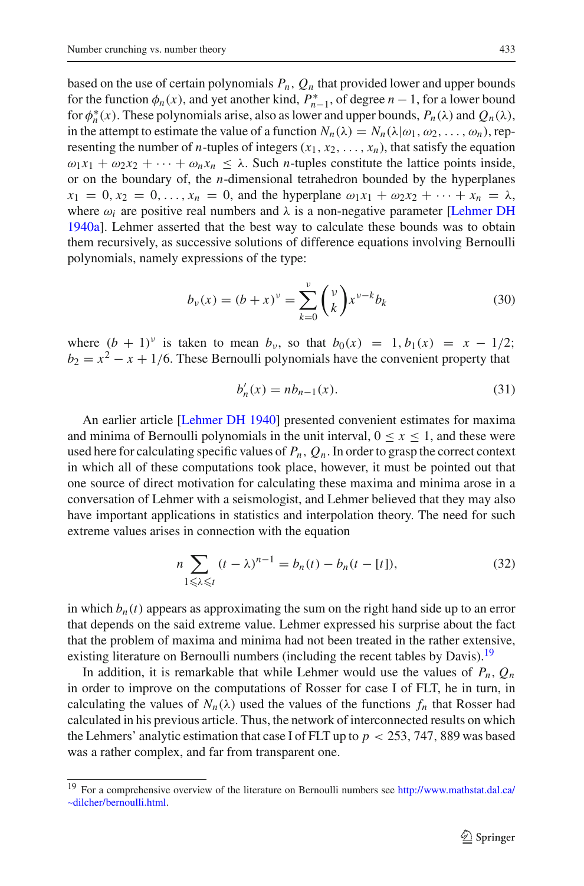based on the use of certain polynomials $P_n$, $Q_n$ that provided lower and upper bounds for the function $\phi_n(x)$, and yet another kind, $P^*_{n-1}$, of degree $n-1$, for a lower bound for $\phi^*_n(x)$. These polynomials arise, also as lower and upper bounds, $P_n(\lambda)$ and $Q_n(\lambda)$, in the attempt to estimate the value of a function $N_n(\lambda) = N_n(\lambda|\omega_1, \omega_2, \ldots, \omega_n)$, representing the number of $n$-tuples of integers $(x_1, x_2, \ldots, x_n)$, that satisfy the equation $\omega_1 x_1 + \omega_2 x_2 + \cdots + \omega_n x_n \leq \lambda$. Such $n$-tuples constitute the lattice points inside, or on the boundary of, the $n$-dimensional tetrahedron bounded by the hyperplanes $x_1 = 0, x_2 = 0, \ldots, x_n = 0$, and the hyperplane $\omega_1 x_1 + \omega_2 x_2 + \cdots + x_n = \lambda$, where $\omega_i$ are positive real numbers and $\lambda$ is a non-negative parameter [Lehmer DH 1940a]. Lehmer asserted that the best way to calculate these bounds was to obtain them recursively, as successive solutions of difference equations involving Bernoulli polynomials, namely expressions of the type:

$$b_\nu(x) = (b+x)^\nu = \sum_{k=0}^{\nu} \binom{\nu}{k} x^{\nu-k} b_k \tag{30}$$

where $(b+1)^\nu$ is taken to mean $b_\nu$, so that $b_0(x) = 1, b_1(x) = x - 1/2$; $b_2 = x^2 - x + 1/6$. These Bernoulli polynomials have the convenient property that

$$b'_n(x) = n b_{n-1}(x). \tag{31}$$

An earlier article [Lehmer DH 1940] presented convenient estimates for maxima and minima of Bernoulli polynomials in the unit interval, $0 \leq x \leq 1$, and these were used here for calculating specific values of $P_n$, $Q_n$. In order to grasp the correct context in which all of these computations took place, however, it must be pointed out that one source of direct motivation for calculating these maxima and minima arose in a conversation of Lehmer with a seismologist, and Lehmer believed that they may also have important applications in statistics and interpolation theory. The need for such extreme values arises in connection with the equation

$$n \sum_{1 \leqslant \lambda \leqslant t} (t-\lambda)^{n-1} = b_n(t) - b_n(t - [t]), \tag{32}$$

in which $b_n(t)$ appears as approximating the sum on the right hand side up to an error that depends on the said extreme value. Lehmer expressed his surprise about the fact that the problem of maxima and minima had not been treated in the rather extensive, existing literature on Bernoulli numbers (including the recent tables by Davis).[19]

In addition, it is remarkable that while Lehmer would use the values of $P_n$, $Q_n$ in order to improve on the computations of Rosser for case I of FLT, he in turn, in calculating the values of $N_n(\lambda)$ used the values of the functions $f_n$ that Rosser had calculated in his previous article. Thus, the network of interconnected results on which the Lehmers' analytic estimation that case I of FLT up to $p < 253,747,889$ was based was a rather complex, and far from transparent one.

[19] For a comprehensive overview of the literature on Bernoulli numbers see http://www.mathstat.dal.ca/~dilcher/bernoulli.html.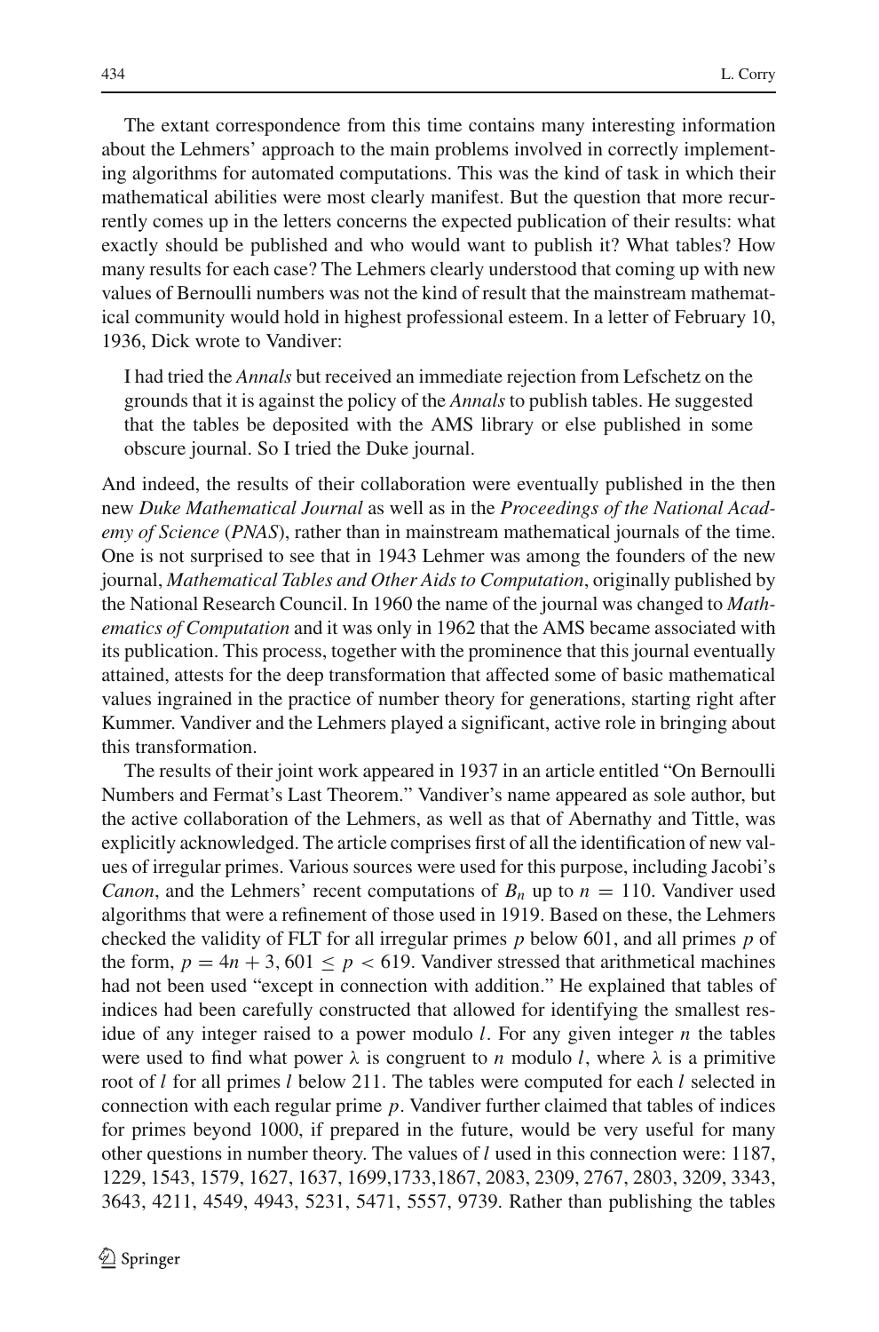The extant correspondence from this time contains many interesting information about the Lehmers' approach to the main problems involved in correctly implementing algorithms for automated computations. This was the kind of task in which their mathematical abilities were most clearly manifest. But the question that more recurrently comes up in the letters concerns the expected publication of their results: what exactly should be published and who would want to publish it? What tables? How many results for each case? The Lehmers clearly understood that coming up with new values of Bernoulli numbers was not the kind of result that the mainstream mathematical community would hold in highest professional esteem. In a letter of February 10, 1936, Dick wrote to Vandiver:

> I had tried the *Annals* but received an immediate rejection from Lefschetz on the grounds that it is against the policy of the *Annals* to publish tables. He suggested that the tables be deposited with the AMS library or else published in some obscure journal. So I tried the Duke journal.

And indeed, the results of their collaboration were eventually published in the then new *Duke Mathematical Journal* as well as in the *Proceedings of the National Academy of Science* (*PNAS*), rather than in mainstream mathematical journals of the time. One is not surprised to see that in 1943 Lehmer was among the founders of the new journal, *Mathematical Tables and Other Aids to Computation*, originally published by the National Research Council. In 1960 the name of the journal was changed to *Mathematics of Computation* and it was only in 1962 that the AMS became associated with its publication. This process, together with the prominence that this journal eventually attained, attests for the deep transformation that affected some of basic mathematical values ingrained in the practice of number theory for generations, starting right after Kummer. Vandiver and the Lehmers played a significant, active role in bringing about this transformation.

The results of their joint work appeared in 1937 in an article entitled "On Bernoulli Numbers and Fermat's Last Theorem." Vandiver's name appeared as sole author, but the active collaboration of the Lehmers, as well as that of Abernathy and Tittle, was explicitly acknowledged. The article comprises first of all the identification of new values of irregular primes. Various sources were used for this purpose, including Jacobi's *Canon*, and the Lehmers' recent computations of $B_n$ up to $n = 110$. Vandiver used algorithms that were a refinement of those used in 1919. Based on these, the Lehmers checked the validity of FLT for all irregular primes $p$ below 601, and all primes $p$ of the form, $p = 4n + 3$, $601 \leq p < 619$. Vandiver stressed that arithmetical machines had not been used "except in connection with addition." He explained that tables of indices had been carefully constructed that allowed for identifying the smallest residue of any integer raised to a power modulo $l$. For any given integer $n$ the tables were used to find what power $\lambda$ is congruent to $n$ modulo $l$, where $\lambda$ is a primitive root of $l$ for all primes $l$ below 211. The tables were computed for each $l$ selected in connection with each regular prime $p$. Vandiver further claimed that tables of indices for primes beyond 1000, if prepared in the future, would be very useful for many other questions in number theory. The values of $l$ used in this connection were: 1187, 1229, 1543, 1579, 1627, 1637, 1699,1733,1867, 2083, 2309, 2767, 2803, 3209, 3343, 3643, 4211, 4549, 4943, 5231, 5471, 5557, 9739. Rather than publishing the tables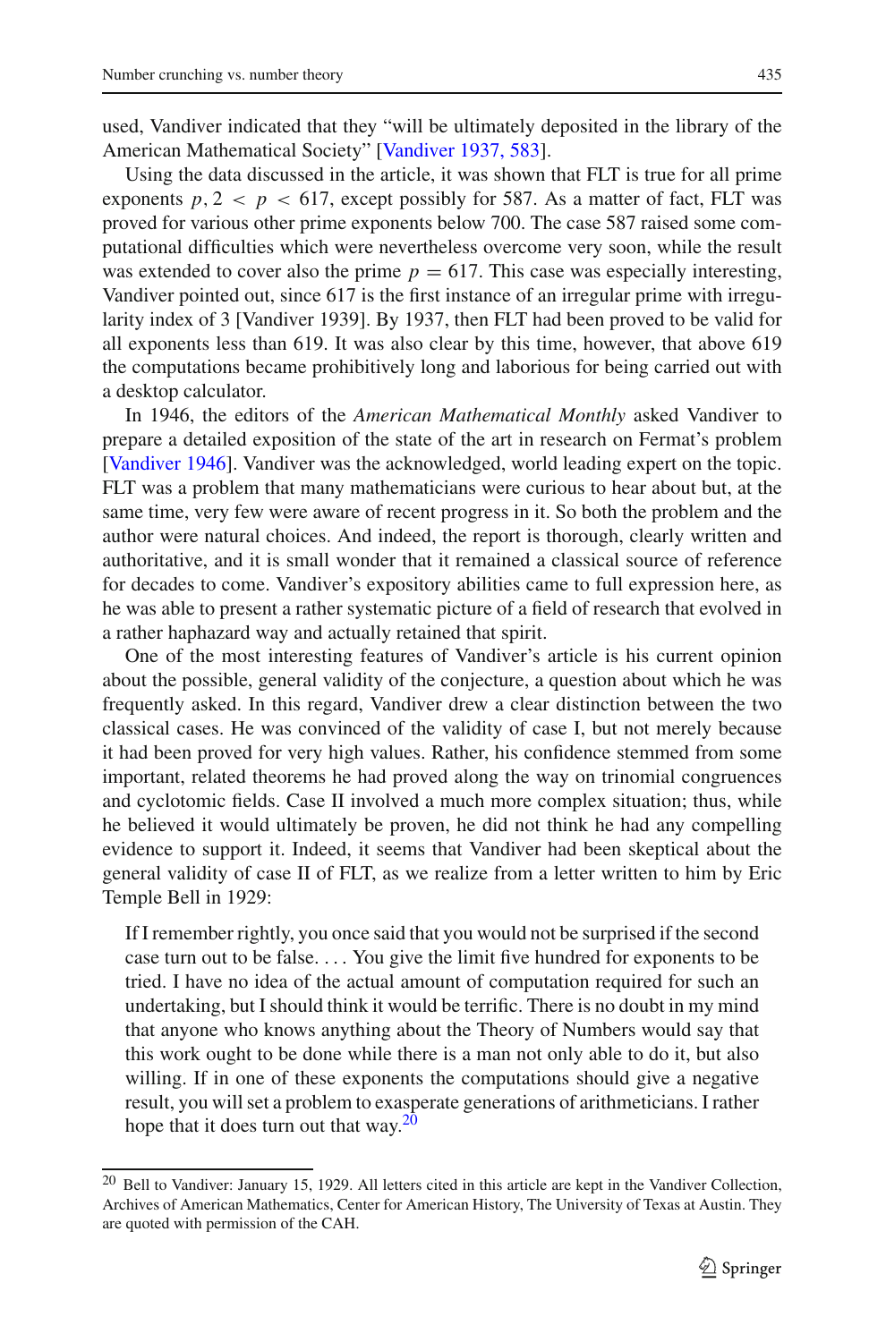used, Vandiver indicated that they "will be ultimately deposited in the library of the American Mathematical Society" [Vandiver 1937, 583].

Using the data discussed in the article, it was shown that FLT is true for all prime exponents $p, 2 < p < 617$, except possibly for 587. As a matter of fact, FLT was proved for various other prime exponents below 700. The case 587 raised some computational difficulties which were nevertheless overcome very soon, while the result was extended to cover also the prime $p = 617$. This case was especially interesting, Vandiver pointed out, since 617 is the first instance of an irregular prime with irregularity index of 3 [Vandiver 1939]. By 1937, then FLT had been proved to be valid for all exponents less than 619. It was also clear by this time, however, that above 619 the computations became prohibitively long and laborious for being carried out with a desktop calculator.

In 1946, the editors of the *American Mathematical Monthly* asked Vandiver to prepare a detailed exposition of the state of the art in research on Fermat's problem [Vandiver 1946]. Vandiver was the acknowledged, world leading expert on the topic. FLT was a problem that many mathematicians were curious to hear about but, at the same time, very few were aware of recent progress in it. So both the problem and the author were natural choices. And indeed, the report is thorough, clearly written and authoritative, and it is small wonder that it remained a classical source of reference for decades to come. Vandiver's expository abilities came to full expression here, as he was able to present a rather systematic picture of a field of research that evolved in a rather haphazard way and actually retained that spirit.

One of the most interesting features of Vandiver's article is his current opinion about the possible, general validity of the conjecture, a question about which he was frequently asked. In this regard, Vandiver drew a clear distinction between the two classical cases. He was convinced of the validity of case I, but not merely because it had been proved for very high values. Rather, his confidence stemmed from some important, related theorems he had proved along the way on trinomial congruences and cyclotomic fields. Case II involved a much more complex situation; thus, while he believed it would ultimately be proven, he did not think he had any compelling evidence to support it. Indeed, it seems that Vandiver had been skeptical about the general validity of case II of FLT, as we realize from a letter written to him by Eric Temple Bell in 1929:

> If I remember rightly, you once said that you would not be surprised if the second case turn out to be false. ... You give the limit five hundred for exponents to be tried. I have no idea of the actual amount of computation required for such an undertaking, but I should think it would be terrific. There is no doubt in my mind that anyone who knows anything about the Theory of Numbers would say that this work ought to be done while there is a man not only able to do it, but also willing. If in one of these exponents the computations should give a negative result, you will set a problem to exasperate generations of arithmeticians. I rather hope that it does turn out that way.[20]

[20] Bell to Vandiver: January 15, 1929. All letters cited in this article are kept in the Vandiver Collection, Archives of American Mathematics, Center for American History, The University of Texas at Austin. They are quoted with permission of the CAH.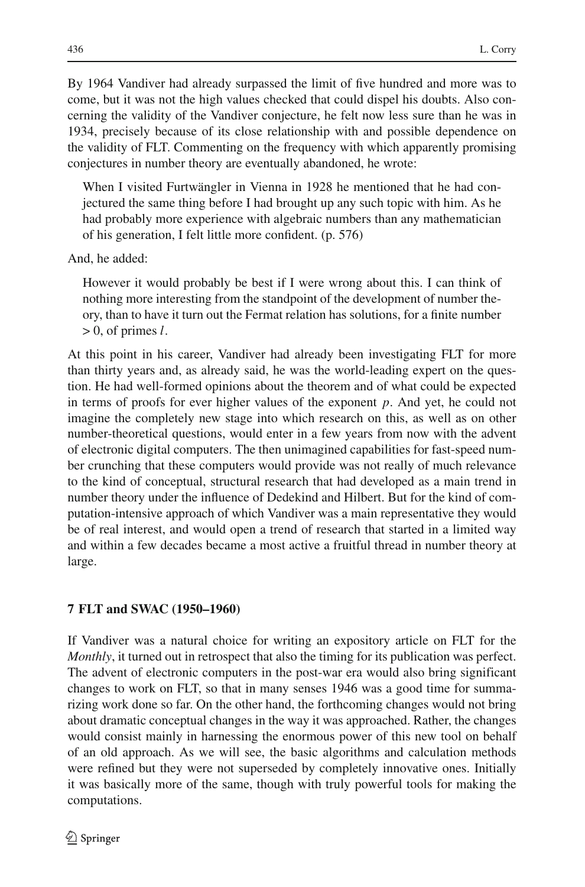By 1964 Vandiver had already surpassed the limit of five hundred and more was to come, but it was not the high values checked that could dispel his doubts. Also concerning the validity of the Vandiver conjecture, he felt now less sure than he was in 1934, precisely because of its close relationship with and possible dependence on the validity of FLT. Commenting on the frequency with which apparently promising conjectures in number theory are eventually abandoned, he wrote:

> When I visited Furtwängler in Vienna in 1928 he mentioned that he had conjectured the same thing before I had brought up any such topic with him. As he had probably more experience with algebraic numbers than any mathematician of his generation, I felt little more confident. (p. 576)

And, he added:

> However it would probably be best if I were wrong about this. I can think of nothing more interesting from the standpoint of the development of number theory, than to have it turn out the Fermat relation has solutions, for a finite number $> 0$, of primes $l$.

At this point in his career, Vandiver had already been investigating FLT for more than thirty years and, as already said, he was the world-leading expert on the question. He had well-formed opinions about the theorem and of what could be expected in terms of proofs for ever higher values of the exponent $p$. And yet, he could not imagine the completely new stage into which research on this, as well as on other number-theoretical questions, would enter in a few years from now with the advent of electronic digital computers. The then unimagined capabilities for fast-speed number crunching that these computers would provide was not really of much relevance to the kind of conceptual, structural research that had developed as a main trend in number theory under the influence of Dedekind and Hilbert. But for the kind of computation-intensive approach of which Vandiver was a main representative they would be of real interest, and would open a trend of research that started in a limited way and within a few decades became a most active a fruitful thread in number theory at large.

## 7 FLT and SWAC (1950–1960)

If Vandiver was a natural choice for writing an expository article on FLT for the *Monthly*, it turned out in retrospect that also the timing for its publication was perfect. The advent of electronic computers in the post-war era would also bring significant changes to work on FLT, so that in many senses 1946 was a good time for summarizing work done so far. On the other hand, the forthcoming changes would not bring about dramatic conceptual changes in the way it was approached. Rather, the changes would consist mainly in harnessing the enormous power of this new tool on behalf of an old approach. As we will see, the basic algorithms and calculation methods were refined but they were not superseded by completely innovative ones. Initially it was basically more of the same, though with truly powerful tools for making the computations.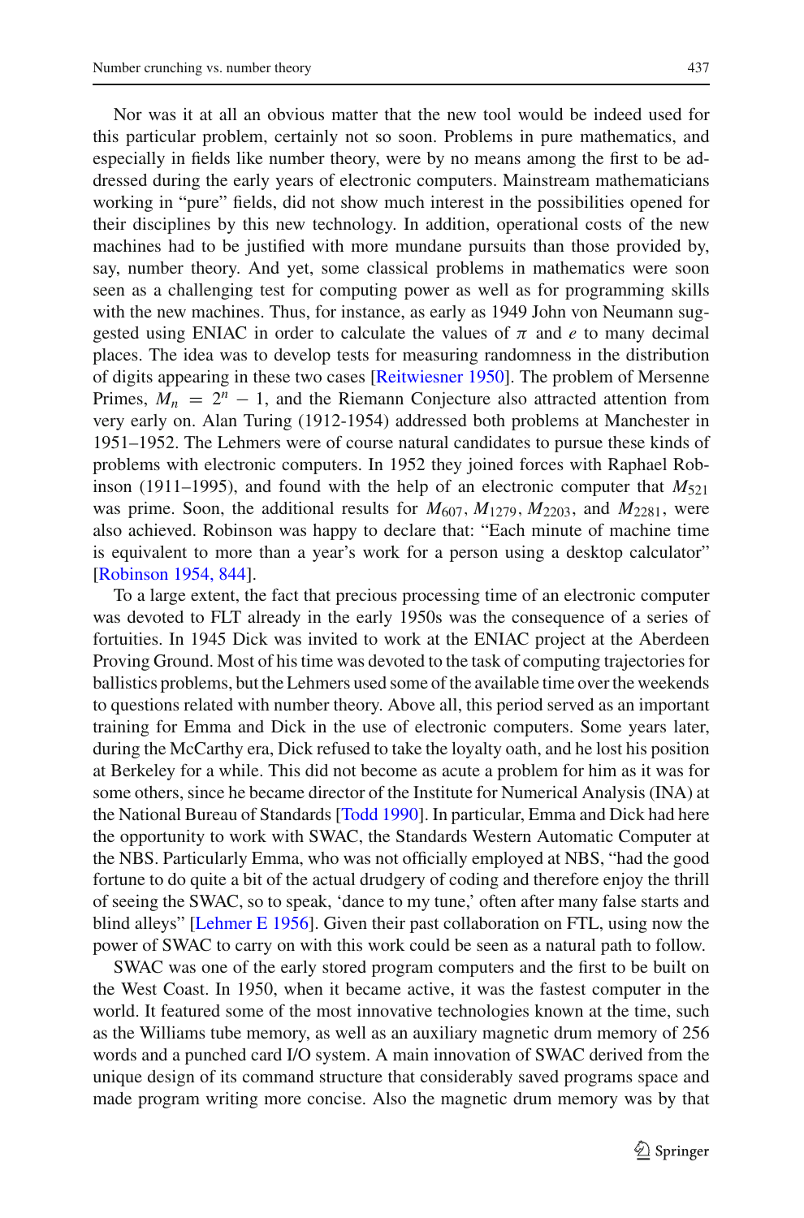Nor was it at all an obvious matter that the new tool would be indeed used for this particular problem, certainly not so soon. Problems in pure mathematics, and especially in fields like number theory, were by no means among the first to be addressed during the early years of electronic computers. Mainstream mathematicians working in "pure" fields, did not show much interest in the possibilities opened for their disciplines by this new technology. In addition, operational costs of the new machines had to be justified with more mundane pursuits than those provided by, say, number theory. And yet, some classical problems in mathematics were soon seen as a challenging test for computing power as well as for programming skills with the new machines. Thus, for instance, as early as 1949 John von Neumann suggested using ENIAC in order to calculate the values of $\pi$ and $e$ to many decimal places. The idea was to develop tests for measuring randomness in the distribution of digits appearing in these two cases [Reitwiesner 1950]. The problem of Mersenne Primes, $M_n = 2^n - 1$, and the Riemann Conjecture also attracted attention from very early on. Alan Turing (1912-1954) addressed both problems at Manchester in 1951–1952. The Lehmers were of course natural candidates to pursue these kinds of problems with electronic computers. In 1952 they joined forces with Raphael Robinson (1911–1995), and found with the help of an electronic computer that $M_{521}$ was prime. Soon, the additional results for $M_{607}$, $M_{1279}$, $M_{2203}$, and $M_{2281}$, were also achieved. Robinson was happy to declare that: "Each minute of machine time is equivalent to more than a year's work for a person using a desktop calculator" [Robinson 1954, 844].

To a large extent, the fact that precious processing time of an electronic computer was devoted to FLT already in the early 1950s was the consequence of a series of fortuities. In 1945 Dick was invited to work at the ENIAC project at the Aberdeen Proving Ground. Most of his time was devoted to the task of computing trajectories for ballistics problems, but the Lehmers used some of the available time over the weekends to questions related with number theory. Above all, this period served as an important training for Emma and Dick in the use of electronic computers. Some years later, during the McCarthy era, Dick refused to take the loyalty oath, and he lost his position at Berkeley for a while. This did not become as acute a problem for him as it was for some others, since he became director of the Institute for Numerical Analysis (INA) at the National Bureau of Standards [Todd 1990]. In particular, Emma and Dick had here the opportunity to work with SWAC, the Standards Western Automatic Computer at the NBS. Particularly Emma, who was not officially employed at NBS, "had the good fortune to do quite a bit of the actual drudgery of coding and therefore enjoy the thrill of seeing the SWAC, so to speak, 'dance to my tune,' often after many false starts and blind alleys" [Lehmer E 1956]. Given their past collaboration on FTL, using now the power of SWAC to carry on with this work could be seen as a natural path to follow.

SWAC was one of the early stored program computers and the first to be built on the West Coast. In 1950, when it became active, it was the fastest computer in the world. It featured some of the most innovative technologies known at the time, such as the Williams tube memory, as well as an auxiliary magnetic drum memory of 256 words and a punched card I/O system. A main innovation of SWAC derived from the unique design of its command structure that considerably saved programs space and made program writing more concise. Also the magnetic drum memory was by that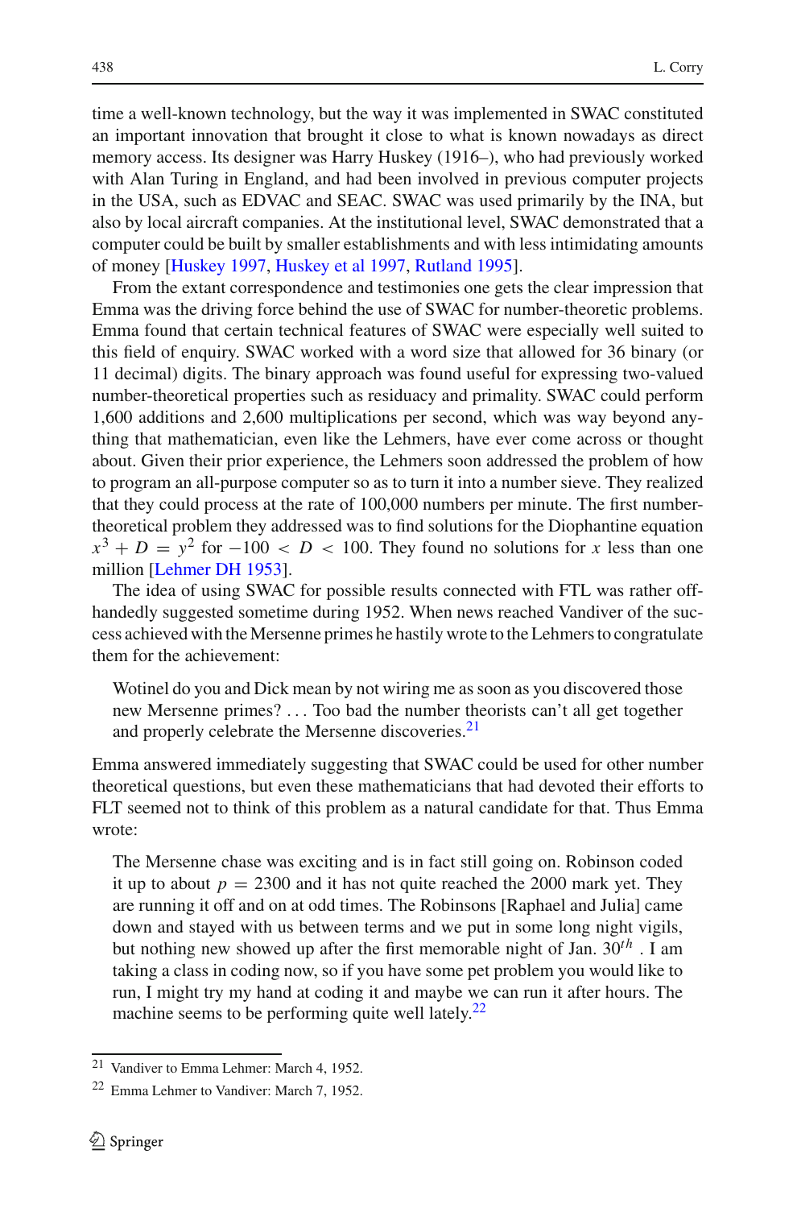time a well-known technology, but the way it was implemented in SWAC constituted an important innovation that brought it close to what is known nowadays as direct memory access. Its designer was Harry Huskey (1916–), who had previously worked with Alan Turing in England, and had been involved in previous computer projects in the USA, such as EDVAC and SEAC. SWAC was used primarily by the INA, but also by local aircraft companies. At the institutional level, SWAC demonstrated that a computer could be built by smaller establishments and with less intimidating amounts of money [Huskey 1997, Huskey et al 1997, Rutland 1995].

From the extant correspondence and testimonies one gets the clear impression that Emma was the driving force behind the use of SWAC for number-theoretic problems. Emma found that certain technical features of SWAC were especially well suited to this field of enquiry. SWAC worked with a word size that allowed for 36 binary (or 11 decimal) digits. The binary approach was found useful for expressing two-valued number-theoretical properties such as residuacy and primality. SWAC could perform 1,600 additions and 2,600 multiplications per second, which was way beyond anything that mathematician, even like the Lehmers, have ever come across or thought about. Given their prior experience, the Lehmers soon addressed the problem of how to program an all-purpose computer so as to turn it into a number sieve. They realized that they could process at the rate of 100,000 numbers per minute. The first number-theoretical problem they addressed was to find solutions for the Diophantine equation $x^3 + D = y^2$ for $-100 < D < 100$. They found no solutions for $x$ less than one million [Lehmer DH 1953].

The idea of using SWAC for possible results connected with FTL was rather off-handedly suggested sometime during 1952. When news reached Vandiver of the success achieved with the Mersenne primes he hastily wrote to the Lehmers to congratulate them for the achievement:

> Wotinel do you and Dick mean by not wiring me as soon as you discovered those new Mersenne primes? ... Too bad the number theorists can't all get together and properly celebrate the Mersenne discoveries.[21]

Emma answered immediately suggesting that SWAC could be used for other number theoretical questions, but even these mathematicians that had devoted their efforts to FLT seemed not to think of this problem as a natural candidate for that. Thus Emma wrote:

> The Mersenne chase was exciting and is in fact still going on. Robinson coded it up to about $p = 2300$ and it has not quite reached the 2000 mark yet. They are running it off and on at odd times. The Robinsons [Raphael and Julia] came down and stayed with us between terms and we put in some long night vigils, but nothing new showed up after the first memorable night of Jan. $30^{th}$. I am taking a class in coding now, so if you have some pet problem you would like to run, I might try my hand at coding it and maybe we can run it after hours. The machine seems to be performing quite well lately.[22]

[21] Vandiver to Emma Lehmer: March 4, 1952.

[22] Emma Lehmer to Vandiver: March 7, 1952.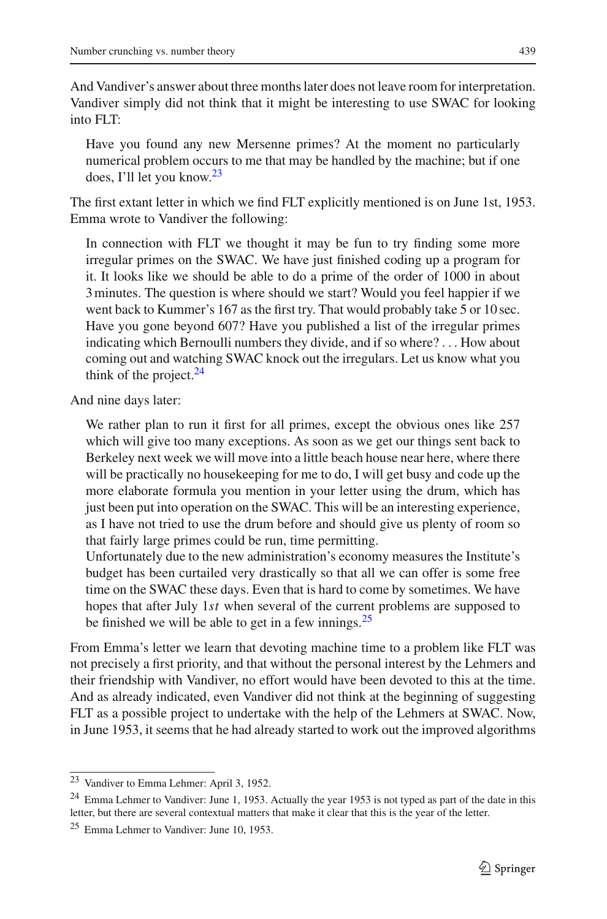And Vandiver's answer about three months later does not leave room for interpretation. Vandiver simply did not think that it might be interesting to use SWAC for looking into FLT:

> Have you found any new Mersenne primes? At the moment no particularly numerical problem occurs to me that may be handled by the machine; but if one does, I'll let you know.[23]

The first extant letter in which we find FLT explicitly mentioned is on June 1st, 1953. Emma wrote to Vandiver the following:

> In connection with FLT we thought it may be fun to try finding some more irregular primes on the SWAC. We have just finished coding up a program for it. It looks like we should be able to do a prime of the order of 1000 in about 3 minutes. The question is where should we start? Would you feel happier if we went back to Kummer's 167 as the first try. That would probably take 5 or 10 sec. Have you gone beyond 607? Have you published a list of the irregular primes indicating which Bernoulli numbers they divide, and if so where? ... How about coming out and watching SWAC knock out the irregulars. Let us know what you think of the project.[24]

And nine days later:

> We rather plan to run it first for all primes, except the obvious ones like 257 which will give too many exceptions. As soon as we get our things sent back to Berkeley next week we will move into a little beach house near here, where there will be practically no housekeeping for me to do, I will get busy and code up the more elaborate formula you mention in your letter using the drum, which has just been put into operation on the SWAC. This will be an interesting experience, as I have not tried to use the drum before and should give us plenty of room so that fairly large primes could be run, time permitting.
> Unfortunately due to the new administration's economy measures the Institute's budget has been curtailed very drastically so that all we can offer is some free time on the SWAC these days. Even that is hard to come by sometimes. We have hopes that after July 1*st* when several of the current problems are supposed to be finished we will be able to get in a few innings.[25]

From Emma's letter we learn that devoting machine time to a problem like FLT was not precisely a first priority, and that without the personal interest by the Lehmers and their friendship with Vandiver, no effort would have been devoted to this at the time. And as already indicated, even Vandiver did not think at the beginning of suggesting FLT as a possible project to undertake with the help of the Lehmers at SWAC. Now, in June 1953, it seems that he had already started to work out the improved algorithms

---

[23] Vandiver to Emma Lehmer: April 3, 1952.

[24] Emma Lehmer to Vandiver: June 1, 1953. Actually the year 1953 is not typed as part of the date in this letter, but there are several contextual matters that make it clear that this is the year of the letter.

[25] Emma Lehmer to Vandiver: June 10, 1953.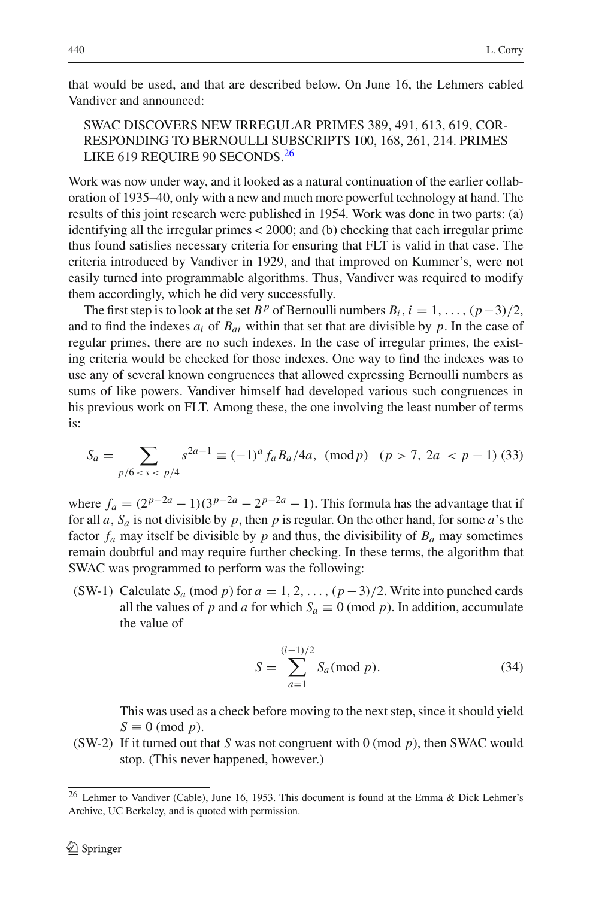that would be used, and that are described below. On June 16, the Lehmers cabled Vandiver and announced:

> SWAC DISCOVERS NEW IRREGULAR PRIMES 389, 491, 613, 619, CORRESPONDING TO BERNOULLI SUBSCRIPTS 100, 168, 261, 214. PRIMES LIKE 619 REQUIRE 90 SECONDS.[26]

Work was now under way, and it looked as a natural continuation of the earlier collaboration of 1935–40, only with a new and much more powerful technology at hand. The results of this joint research were published in 1954. Work was done in two parts: (a) identifying all the irregular primes < 2000; and (b) checking that each irregular prime thus found satisfies necessary criteria for ensuring that FLT is valid in that case. The criteria introduced by Vandiver in 1929, and that improved on Kummer's, were not easily turned into programmable algorithms. Thus, Vandiver was required to modify them accordingly, which he did very successfully.

The first step is to look at the set $B^p$ of Bernoulli numbers $B_i$, $i = 1, \ldots, (p-3)/2$, and to find the indexes $a_i$ of $B_{ai}$ within that set that are divisible by $p$. In the case of regular primes, there are no such indexes. In the case of irregular primes, the existing criteria would be checked for those indexes. One way to find the indexes was to use any of several known congruences that allowed expressing Bernoulli numbers as sums of like powers. Vandiver himself had developed various such congruences in his previous work on FLT. Among these, the one involving the least number of terms is:

$$S_a = \sum_{p/6 < s < p/4} s^{2a-1} \equiv (-1)^a f_a B_a/4a, \pmod{p} \quad (p > 7,\ 2a < p-1) \tag{33}$$

where $f_a = (2^{p-2a} - 1)(3^{p-2a} - 2^{p-2a} - 1)$. This formula has the advantage that if for all $a$, $S_a$ is not divisible by $p$, then $p$ is regular. On the other hand, for some $a$'s the factor $f_a$ may itself be divisible by $p$ and thus, the divisibility of $B_a$ may sometimes remain doubtful and may require further checking. In these terms, the algorithm that SWAC was programmed to perform was the following:

(SW-1) Calculate $S_a \pmod{p}$ for $a = 1, 2, \ldots, (p-3)/2$. Write into punched cards all the values of $p$ and $a$ for which $S_a \equiv 0 \pmod{p}$. In addition, accumulate the value of

$$S = \sum_{a=1}^{(l-1)/2} S_a \pmod{p}. \tag{34}$$

This was used as a check before moving to the next step, since it should yield $S \equiv 0 \pmod{p}$.

(SW-2) If it turned out that $S$ was not congruent with $0 \pmod{p}$, then SWAC would stop. (This never happened, however.)

---

[26] Lehmer to Vandiver (Cable), June 16, 1953. This document is found at the Emma & Dick Lehmer's Archive, UC Berkeley, and is quoted with permission.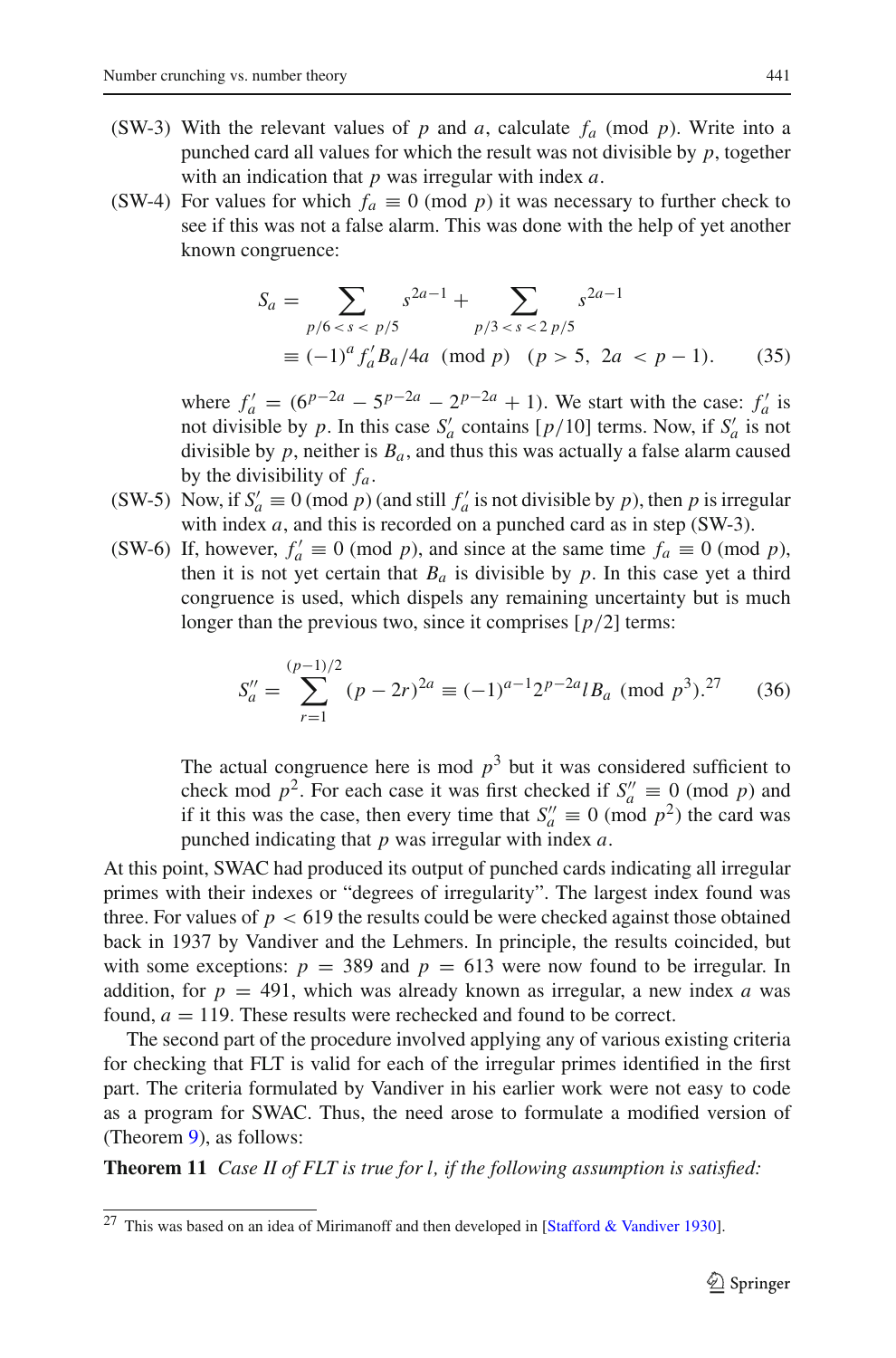(SW-3) With the relevant values of $p$ and $a$, calculate $f_a \pmod{p}$. Write into a punched card all values for which the result was not divisible by $p$, together with an indication that $p$ was irregular with index $a$.

(SW-4) For values for which $f_a \equiv 0 \pmod{p}$ it was necessary to further check to see if this was not a false alarm. This was done with the help of yet another known congruence:

$$S_a = \sum_{p/6 < s < p/5} s^{2a-1} + \sum_{p/3 < s < 2p/5} s^{2a-1}$$
$$\equiv (-1)^a f'_a B_a / 4a \pmod{p} \quad (p > 5,\ 2a < p-1). \qquad (35)$$

where $f'_a = (6^{p-2a} - 5^{p-2a} - 2^{p-2a} + 1)$. We start with the case: $f'_a$ is not divisible by $p$. In this case $S'_a$ contains $[p/10]$ terms. Now, if $S'_a$ is not divisible by $p$, neither is $B_a$, and thus this was actually a false alarm caused by the divisibility of $f_a$.

(SW-5) Now, if $S'_a \equiv 0 \pmod{p}$ (and still $f'_a$ is not divisible by $p$), then $p$ is irregular with index $a$, and this is recorded on a punched card as in step (SW-3).

(SW-6) If, however, $f'_a \equiv 0 \pmod{p}$, and since at the same time $f_a \equiv 0 \pmod{p}$, then it is not yet certain that $B_a$ is divisible by $p$. In this case yet a third congruence is used, which dispels any remaining uncertainty but is much longer than the previous two, since it comprises $[p/2]$ terms:

$$S''_a = \sum_{r=1}^{(p-1)/2} (p-2r)^{2a} \equiv (-1)^{a-1} 2^{p-2a} l B_a \pmod{p^3}.^{27} \qquad (36)$$

The actual congruence here is mod $p^3$ but it was considered sufficient to check mod $p^2$. For each case it was first checked if $S''_a \equiv 0 \pmod{p}$ and if it this was the case, then every time that $S''_a \equiv 0 \pmod{p^2}$ the card was punched indicating that $p$ was irregular with index $a$.

At this point, SWAC had produced its output of punched cards indicating all irregular primes with their indexes or "degrees of irregularity". The largest index found was three. For values of $p < 619$ the results could be were checked against those obtained back in 1937 by Vandiver and the Lehmers. In principle, the results coincided, but with some exceptions: $p = 389$ and $p = 613$ were now found to be irregular. In addition, for $p = 491$, which was already known as irregular, a new index $a$ was found, $a = 119$. These results were rechecked and found to be correct.

The second part of the procedure involved applying any of various existing criteria for checking that FLT is valid for each of the irregular primes identified in the first part. The criteria formulated by Vandiver in his earlier work were not easy to code as a program for SWAC. Thus, the need arose to formulate a modified version of (Theorem 9), as follows:

**Theorem 11** *Case II of FLT is true for l, if the following assumption is satisfied:*

---

[27] This was based on an idea of Mirimanoff and then developed in [Stafford & Vandiver 1930].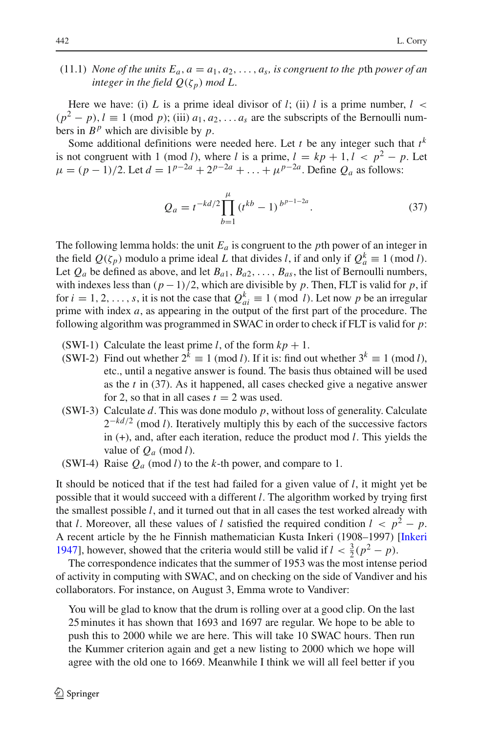(11.1) *None of the units $E_a$, $a = a_1, a_2, \ldots, a_s$, is congruent to the pth power of an integer in the field $Q(\zeta_p)$ mod $L$.*

Here we have: (i) $L$ is a prime ideal divisor of $l$; (ii) $l$ is a prime number, $l < (p^2 - p)$, $l \equiv 1 \pmod{p}$; (iii) $a_1, a_2, \ldots a_s$ are the subscripts of the Bernoulli numbers in $B^p$ which are divisible by $p$.

Some additional definitions were needed here. Let $t$ be any integer such that $t^k$ is not congruent with 1 (mod $l$), where $l$ is a prime, $l = kp + 1$, $l < p^2 - p$. Let $\mu = (p-1)/2$. Let $d = 1^{p-2a} + 2^{p-2a} + \ldots + \mu^{p-2a}$. Define $Q_a$ as follows:

$$Q_a = t^{-kd/2} \prod_{b=1}^{\mu} (t^{kb} - 1)^{b^{p-1-2a}}. \tag{37}$$

The following lemma holds: the unit $E_a$ is congruent to the $p$th power of an integer in the field $Q(\zeta_p)$ modulo a prime ideal $L$ that divides $l$, if and only if $Q_a^k \equiv 1 \pmod{l}$. Let $Q_a$ be defined as above, and let $B_{a1}, B_{a2}, \ldots, B_{as}$, the list of Bernoulli numbers, with indexes less than $(p-1)/2$, which are divisible by $p$. Then, FLT is valid for $p$, if for $i = 1, 2, \ldots, s$, it is not the case that $Q_{ai}^k \equiv 1 \pmod{l}$. Let now $p$ be an irregular prime with index $a$, as appearing in the output of the first part of the procedure. The following algorithm was programmed in SWAC in order to check if FLT is valid for $p$:

- (SWI-1) Calculate the least prime $l$, of the form $kp + 1$.
- (SWI-2) Find out whether $2^k \equiv 1 \pmod{l}$. If it is: find out whether $3^k \equiv 1 \pmod{l}$, etc., until a negative answer is found. The basis thus obtained will be used as the $t$ in (37). As it happened, all cases checked give a negative answer for 2, so that in all cases $t = 2$ was used.
- (SWI-3) Calculate $d$. This was done modulo $p$, without loss of generality. Calculate $2^{-kd/2} \pmod{l}$. Iteratively multiply this by each of the successive factors in (+), and, after each iteration, reduce the product mod $l$. This yields the value of $Q_a \pmod{l}$.
- (SWI-4) Raise $Q_a \pmod{l}$ to the $k$-th power, and compare to 1.

It should be noticed that if the test had failed for a given value of $l$, it might yet be possible that it would succeed with a different $l$. The algorithm worked by trying first the smallest possible $l$, and it turned out that in all cases the test worked already with that $l$. Moreover, all these values of $l$ satisfied the required condition $l < p^2 - p$. A recent article by the he Finnish mathematician Kusta Inkeri (1908–1997) [Inkeri 1947], however, showed that the criteria would still be valid if $l < \frac{3}{2}(p^2 - p)$.

The correspondence indicates that the summer of 1953 was the most intense period of activity in computing with SWAC, and on checking on the side of Vandiver and his collaborators. For instance, on August 3, Emma wrote to Vandiver:

> You will be glad to know that the drum is rolling over at a good clip. On the last 25 minutes it has shown that 1693 and 1697 are regular. We hope to be able to push this to 2000 while we are here. This will take 10 SWAC hours. Then run the Kummer criterion again and get a new listing to 2000 which we hope will agree with the old one to 1669. Meanwhile I think we will all feel better if you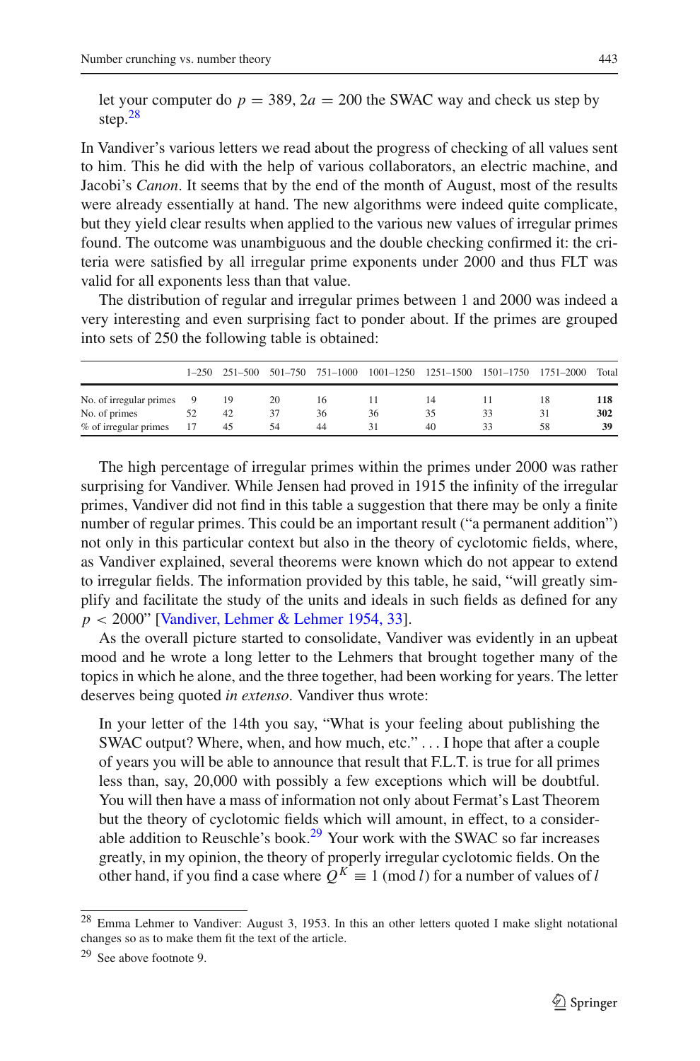let your computer do $p = 389$, $2a = 200$ the SWAC way and check us step by step.[28]

In Vandiver's various letters we read about the progress of checking of all values sent to him. This he did with the help of various collaborators, an electric machine, and Jacobi's *Canon*. It seems that by the end of the month of August, most of the results were already essentially at hand. The new algorithms were indeed quite complicate, but they yield clear results when applied to the various new values of irregular primes found. The outcome was unambiguous and the double checking confirmed it: the criteria were satisfied by all irregular prime exponents under 2000 and thus FLT was valid for all exponents less than that value.

The distribution of regular and irregular primes between 1 and 2000 was indeed a very interesting and even surprising fact to ponder about. If the primes are grouped into sets of 250 the following table is obtained:

| | 1–250 | 251–500 | 501–750 | 751–1000 | 1001–1250 | 1251–1500 | 1501–1750 | 1751–2000 | Total |
|---|---|---|---|---|---|---|---|---|---|
| No. of irregular primes | 9 | 19 | 20 | 16 | 11 | 14 | 11 | 18 | **118** |
| No. of primes | 52 | 42 | 37 | 36 | 36 | 35 | 33 | 31 | **302** |
| % of irregular primes | 17 | 45 | 54 | 44 | 31 | 40 | 33 | 58 | **39** |

The high percentage of irregular primes within the primes under 2000 was rather surprising for Vandiver. While Jensen had proved in 1915 the infinity of the irregular primes, Vandiver did not find in this table a suggestion that there may be only a finite number of regular primes. This could be an important result ("a permanent addition") not only in this particular context but also in the theory of cyclotomic fields, where, as Vandiver explained, several theorems were known which do not appear to extend to irregular fields. The information provided by this table, he said, "will greatly simplify and facilitate the study of the units and ideals in such fields as defined for any $p < 2000$" [Vandiver, Lehmer & Lehmer 1954, 33].

As the overall picture started to consolidate, Vandiver was evidently in an upbeat mood and he wrote a long letter to the Lehmers that brought together many of the topics in which he alone, and the three together, had been working for years. The letter deserves being quoted *in extenso*. Vandiver thus wrote:

In your letter of the 14th you say, "What is your feeling about publishing the SWAC output? Where, when, and how much, etc." ... I hope that after a couple of years you will be able to announce that result that F.L.T. is true for all primes less than, say, 20,000 with possibly a few exceptions which will be doubtful. You will then have a mass of information not only about Fermat's Last Theorem but the theory of cyclotomic fields which will amount, in effect, to a considerable addition to Reuschle's book.[29] Your work with the SWAC so far increases greatly, in my opinion, the theory of properly irregular cyclotomic fields. On the other hand, if you find a case where $Q^K \equiv 1 \pmod{l}$ for a number of values of $l$

---

[28] Emma Lehmer to Vandiver: August 3, 1953. In this an other letters quoted I make slight notational changes so as to make them fit the text of the article.

[29] See above footnote 9.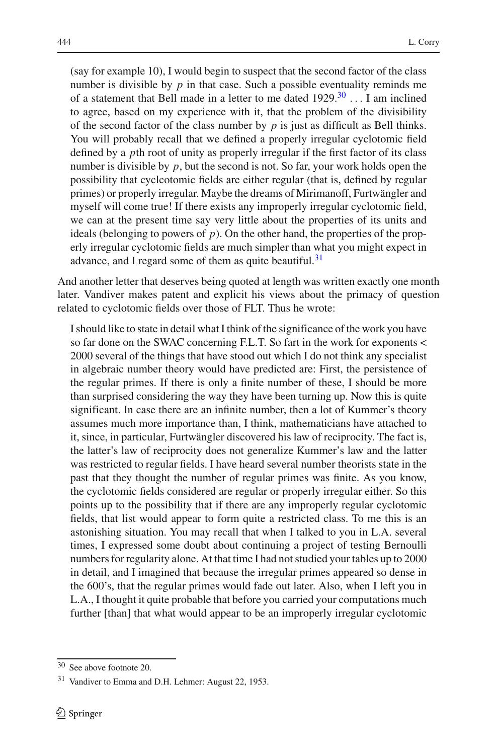> (say for example 10), I would begin to suspect that the second factor of the class number is divisible by $p$ in that case. Such a possible eventuality reminds me of a statement that Bell made in a letter to me dated 1929.[30] . . . I am inclined to agree, based on my experience with it, that the problem of the divisibility of the second factor of the class number by $p$ is just as difficult as Bell thinks. You will probably recall that we defined a properly irregular cyclotomic field defined by a $p$th root of unity as properly irregular if the first factor of its class number is divisible by $p$, but the second is not. So far, your work holds open the possibility that cyclcotomic fields are either regular (that is, defined by regular primes) or properly irregular. Maybe the dreams of Mirimanoff, Furtwängler and myself will come true! If there exists any improperly irregular cyclotomic field, we can at the present time say very little about the properties of its units and ideals (belonging to powers of $p$). On the other hand, the properties of the properly irregular cyclotomic fields are much simpler than what you might expect in advance, and I regard some of them as quite beautiful.[31]

And another letter that deserves being quoted at length was written exactly one month later. Vandiver makes patent and explicit his views about the primacy of question related to cyclotomic fields over those of FLT. Thus he wrote:

> I should like to state in detail what I think of the significance of the work you have so far done on the SWAC concerning F.L.T. So fart in the work for exponents < 2000 several of the things that have stood out which I do not think any specialist in algebraic number theory would have predicted are: First, the persistence of the regular primes. If there is only a finite number of these, I should be more than surprised considering the way they have been turning up. Now this is quite significant. In case there are an infinite number, then a lot of Kummer's theory assumes much more importance than, I think, mathematicians have attached to it, since, in particular, Furtwängler discovered his law of reciprocity. The fact is, the latter's law of reciprocity does not generalize Kummer's law and the latter was restricted to regular fields. I have heard several number theorists state in the past that they thought the number of regular primes was finite. As you know, the cyclotomic fields considered are regular or properly irregular either. So this points up to the possibility that if there are any improperly regular cyclotomic fields, that list would appear to form quite a restricted class. To me this is an astonishing situation. You may recall that when I talked to you in L.A. several times, I expressed some doubt about continuing a project of testing Bernoulli numbers for regularity alone. At that time I had not studied your tables up to 2000 in detail, and I imagined that because the irregular primes appeared so dense in the 600's, that the regular primes would fade out later. Also, when I left you in L.A., I thought it quite probable that before you carried your computations much further [than] that what would appear to be an improperly irregular cyclotomic

[30] See above footnote 20.

[31] Vandiver to Emma and D.H. Lehmer: August 22, 1953.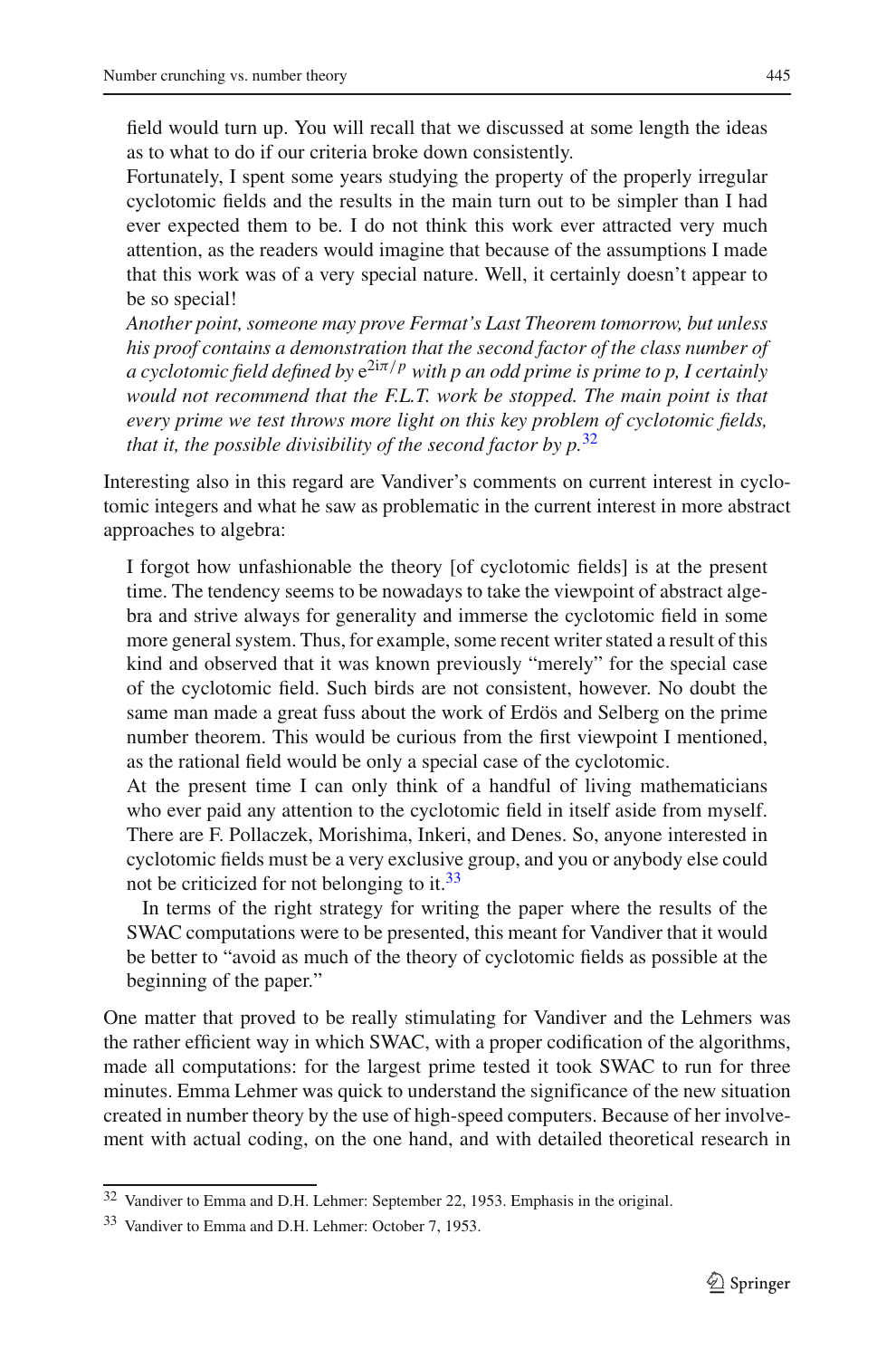field would turn up. You will recall that we discussed at some length the ideas as to what to do if our criteria broke down consistently.

> Fortunately, I spent some years studying the property of the properly irregular cyclotomic fields and the results in the main turn out to be simpler than I had ever expected them to be. I do not think this work ever attracted very much attention, as the readers would imagine that because of the assumptions I made that this work was of a very special nature. Well, it certainly doesn't appear to be so special!
>
> *Another point, someone may prove Fermat's Last Theorem tomorrow, but unless his proof contains a demonstration that the second factor of the class number of a cyclotomic field defined by* $e^{2i\pi/p}$ *with p an odd prime is prime to p, I certainly would not recommend that the F.L.T. work be stopped. The main point is that every prime we test throws more light on this key problem of cyclotomic fields, that it, the possible divisibility of the second factor by p.*[32]

Interesting also in this regard are Vandiver's comments on current interest in cyclotomic integers and what he saw as problematic in the current interest in more abstract approaches to algebra:

> I forgot how unfashionable the theory [of cyclotomic fields] is at the present time. The tendency seems to be nowadays to take the viewpoint of abstract algebra and strive always for generality and immerse the cyclotomic field in some more general system. Thus, for example, some recent writer stated a result of this kind and observed that it was known previously "merely" for the special case of the cyclotomic field. Such birds are not consistent, however. No doubt the same man made a great fuss about the work of Erdös and Selberg on the prime number theorem. This would be curious from the first viewpoint I mentioned, as the rational field would be only a special case of the cyclotomic.
>
> At the present time I can only think of a handful of living mathematicians who ever paid any attention to the cyclotomic field in itself aside from myself. There are F. Pollaczek, Morishima, Inkeri, and Denes. So, anyone interested in cyclotomic fields must be a very exclusive group, and you or anybody else could not be criticized for not belonging to it.[33]
>
> In terms of the right strategy for writing the paper where the results of the SWAC computations were to be presented, this meant for Vandiver that it would be better to "avoid as much of the theory of cyclotomic fields as possible at the beginning of the paper."

One matter that proved to be really stimulating for Vandiver and the Lehmers was the rather efficient way in which SWAC, with a proper codification of the algorithms, made all computations: for the largest prime tested it took SWAC to run for three minutes. Emma Lehmer was quick to understand the significance of the new situation created in number theory by the use of high-speed computers. Because of her involvement with actual coding, on the one hand, and with detailed theoretical research in

[32] Vandiver to Emma and D.H. Lehmer: September 22, 1953. Emphasis in the original.

[33] Vandiver to Emma and D.H. Lehmer: October 7, 1953.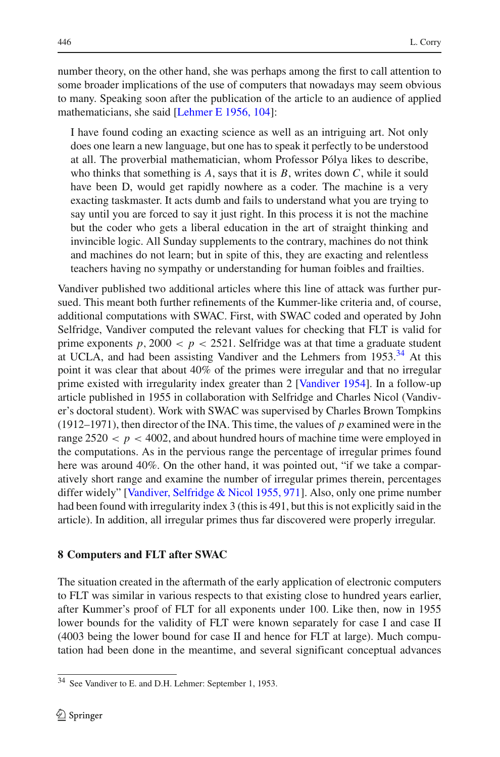number theory, on the other hand, she was perhaps among the first to call attention to some broader implications of the use of computers that nowadays may seem obvious to many. Speaking soon after the publication of the article to an audience of applied mathematicians, she said [Lehmer E 1956, 104]:

> I have found coding an exacting science as well as an intriguing art. Not only does one learn a new language, but one has to speak it perfectly to be understood at all. The proverbial mathematician, whom Professor Pólya likes to describe, who thinks that something is $A$, says that it is $B$, writes down $C$, while it sould have been D, would get rapidly nowhere as a coder. The machine is a very exacting taskmaster. It acts dumb and fails to understand what you are trying to say until you are forced to say it just right. In this process it is not the machine but the coder who gets a liberal education in the art of straight thinking and invincible logic. All Sunday supplements to the contrary, machines do not think and machines do not learn; but in spite of this, they are exacting and relentless teachers having no sympathy or understanding for human foibles and frailties.

Vandiver published two additional articles where this line of attack was further pursued. This meant both further refinements of the Kummer-like criteria and, of course, additional computations with SWAC. First, with SWAC coded and operated by John Selfridge, Vandiver computed the relevant values for checking that FLT is valid for prime exponents $p$, $2000 < p < 2521$. Selfridge was at that time a graduate student at UCLA, and had been assisting Vandiver and the Lehmers from 1953.[34] At this point it was clear that about 40% of the primes were irregular and that no irregular prime existed with irregularity index greater than 2 [Vandiver 1954]. In a follow-up article published in 1955 in collaboration with Selfridge and Charles Nicol (Vandiver's doctoral student). Work with SWAC was supervised by Charles Brown Tompkins (1912–1971), then director of the INA. This time, the values of $p$ examined were in the range $2520 < p < 4002$, and about hundred hours of machine time were employed in the computations. As in the pervious range the percentage of irregular primes found here was around 40%. On the other hand, it was pointed out, "if we take a comparatively short range and examine the number of irregular primes therein, percentages differ widely" [Vandiver, Selfridge & Nicol 1955, 971]. Also, only one prime number had been found with irregularity index 3 (this is 491, but this is not explicitly said in the article). In addition, all irregular primes thus far discovered were properly irregular.

## 8 Computers and FLT after SWAC

The situation created in the aftermath of the early application of electronic computers to FLT was similar in various respects to that existing close to hundred years earlier, after Kummer's proof of FLT for all exponents under 100. Like then, now in 1955 lower bounds for the validity of FLT were known separately for case I and case II (4003 being the lower bound for case II and hence for FLT at large). Much computation had been done in the meantime, and several significant conceptual advances

[34] See Vandiver to E. and D.H. Lehmer: September 1, 1953.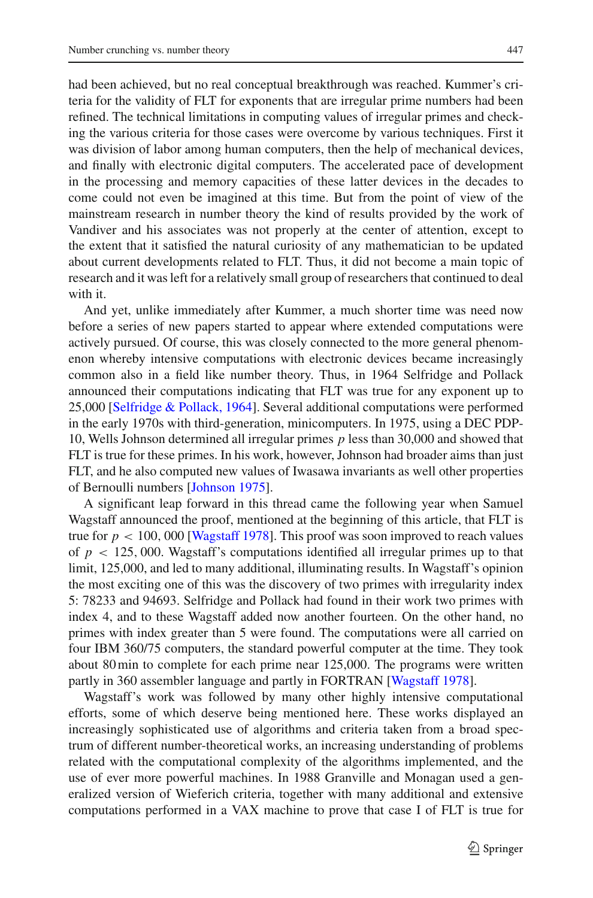had been achieved, but no real conceptual breakthrough was reached. Kummer's criteria for the validity of FLT for exponents that are irregular prime numbers had been refined. The technical limitations in computing values of irregular primes and checking the various criteria for those cases were overcome by various techniques. First it was division of labor among human computers, then the help of mechanical devices, and finally with electronic digital computers. The accelerated pace of development in the processing and memory capacities of these latter devices in the decades to come could not even be imagined at this time. But from the point of view of the mainstream research in number theory the kind of results provided by the work of Vandiver and his associates was not properly at the center of attention, except to the extent that it satisfied the natural curiosity of any mathematician to be updated about current developments related to FLT. Thus, it did not become a main topic of research and it was left for a relatively small group of researchers that continued to deal with it.

And yet, unlike immediately after Kummer, a much shorter time was need now before a series of new papers started to appear where extended computations were actively pursued. Of course, this was closely connected to the more general phenomenon whereby intensive computations with electronic devices became increasingly common also in a field like number theory. Thus, in 1964 Selfridge and Pollack announced their computations indicating that FLT was true for any exponent up to 25,000 [Selfridge & Pollack, 1964]. Several additional computations were performed in the early 1970s with third-generation, minicomputers. In 1975, using a DEC PDP-10, Wells Johnson determined all irregular primes $p$ less than 30,000 and showed that FLT is true for these primes. In his work, however, Johnson had broader aims than just FLT, and he also computed new values of Iwasawa invariants as well other properties of Bernoulli numbers [Johnson 1975].

A significant leap forward in this thread came the following year when Samuel Wagstaff announced the proof, mentioned at the beginning of this article, that FLT is true for $p < 100,000$ [Wagstaff 1978]. This proof was soon improved to reach values of $p < 125,000$. Wagstaff's computations identified all irregular primes up to that limit, 125,000, and led to many additional, illuminating results. In Wagstaff's opinion the most exciting one of this was the discovery of two primes with irregularity index 5: 78233 and 94693. Selfridge and Pollack had found in their work two primes with index 4, and to these Wagstaff added now another fourteen. On the other hand, no primes with index greater than 5 were found. The computations were all carried on four IBM 360/75 computers, the standard powerful computer at the time. They took about 80 min to complete for each prime near 125,000. The programs were written partly in 360 assembler language and partly in FORTRAN [Wagstaff 1978].

Wagstaff's work was followed by many other highly intensive computational efforts, some of which deserve being mentioned here. These works displayed an increasingly sophisticated use of algorithms and criteria taken from a broad spectrum of different number-theoretical works, an increasing understanding of problems related with the computational complexity of the algorithms implemented, and the use of ever more powerful machines. In 1988 Granville and Monagan used a generalized version of Wieferich criteria, together with many additional and extensive computations performed in a VAX machine to prove that case I of FLT is true for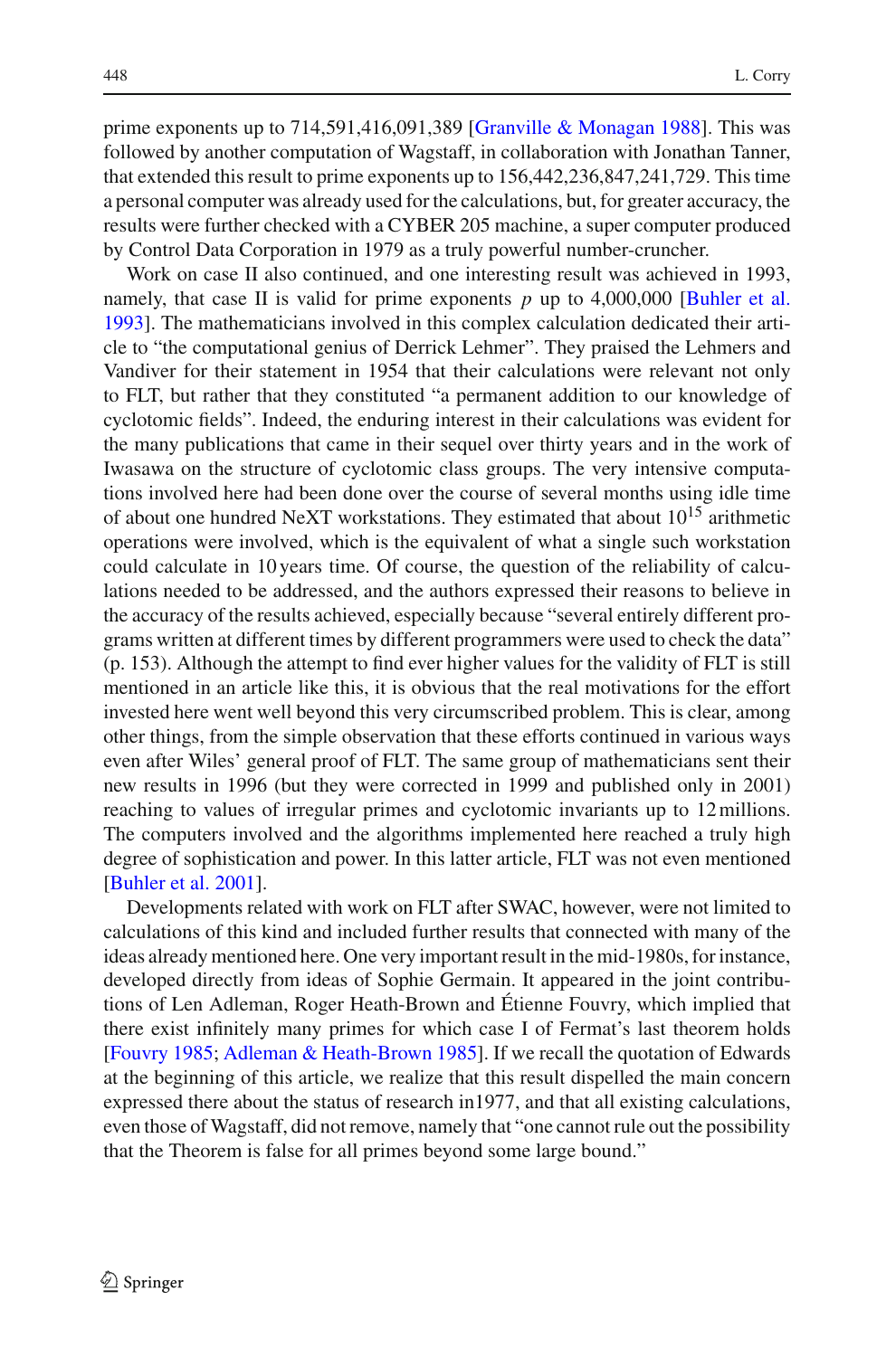prime exponents up to 714,591,416,091,389 [Granville & Monagan 1988]. This was followed by another computation of Wagstaff, in collaboration with Jonathan Tanner, that extended this result to prime exponents up to 156,442,236,847,241,729. This time a personal computer was already used for the calculations, but, for greater accuracy, the results were further checked with a CYBER 205 machine, a super computer produced by Control Data Corporation in 1979 as a truly powerful number-cruncher.

Work on case II also continued, and one interesting result was achieved in 1993, namely, that case II is valid for prime exponents $p$ up to 4,000,000 [Buhler et al. 1993]. The mathematicians involved in this complex calculation dedicated their article to "the computational genius of Derrick Lehmer". They praised the Lehmers and Vandiver for their statement in 1954 that their calculations were relevant not only to FLT, but rather that they constituted "a permanent addition to our knowledge of cyclotomic fields". Indeed, the enduring interest in their calculations was evident for the many publications that came in their sequel over thirty years and in the work of Iwasawa on the structure of cyclotomic class groups. The very intensive computations involved here had been done over the course of several months using idle time of about one hundred NeXT workstations. They estimated that about $10^{15}$ arithmetic operations were involved, which is the equivalent of what a single such workstation could calculate in 10 years time. Of course, the question of the reliability of calculations needed to be addressed, and the authors expressed their reasons to believe in the accuracy of the results achieved, especially because "several entirely different programs written at different times by different programmers were used to check the data" (p. 153). Although the attempt to find ever higher values for the validity of FLT is still mentioned in an article like this, it is obvious that the real motivations for the effort invested here went well beyond this very circumscribed problem. This is clear, among other things, from the simple observation that these efforts continued in various ways even after Wiles' general proof of FLT. The same group of mathematicians sent their new results in 1996 (but they were corrected in 1999 and published only in 2001) reaching to values of irregular primes and cyclotomic invariants up to 12 millions. The computers involved and the algorithms implemented here reached a truly high degree of sophistication and power. In this latter article, FLT was not even mentioned [Buhler et al. 2001].

Developments related with work on FLT after SWAC, however, were not limited to calculations of this kind and included further results that connected with many of the ideas already mentioned here. One very important result in the mid-1980s, for instance, developed directly from ideas of Sophie Germain. It appeared in the joint contributions of Len Adleman, Roger Heath-Brown and Étienne Fouvry, which implied that there exist infinitely many primes for which case I of Fermat's last theorem holds [Fouvry 1985; Adleman & Heath-Brown 1985]. If we recall the quotation of Edwards at the beginning of this article, we realize that this result dispelled the main concern expressed there about the status of research in1977, and that all existing calculations, even those of Wagstaff, did not remove, namely that "one cannot rule out the possibility that the Theorem is false for all primes beyond some large bound."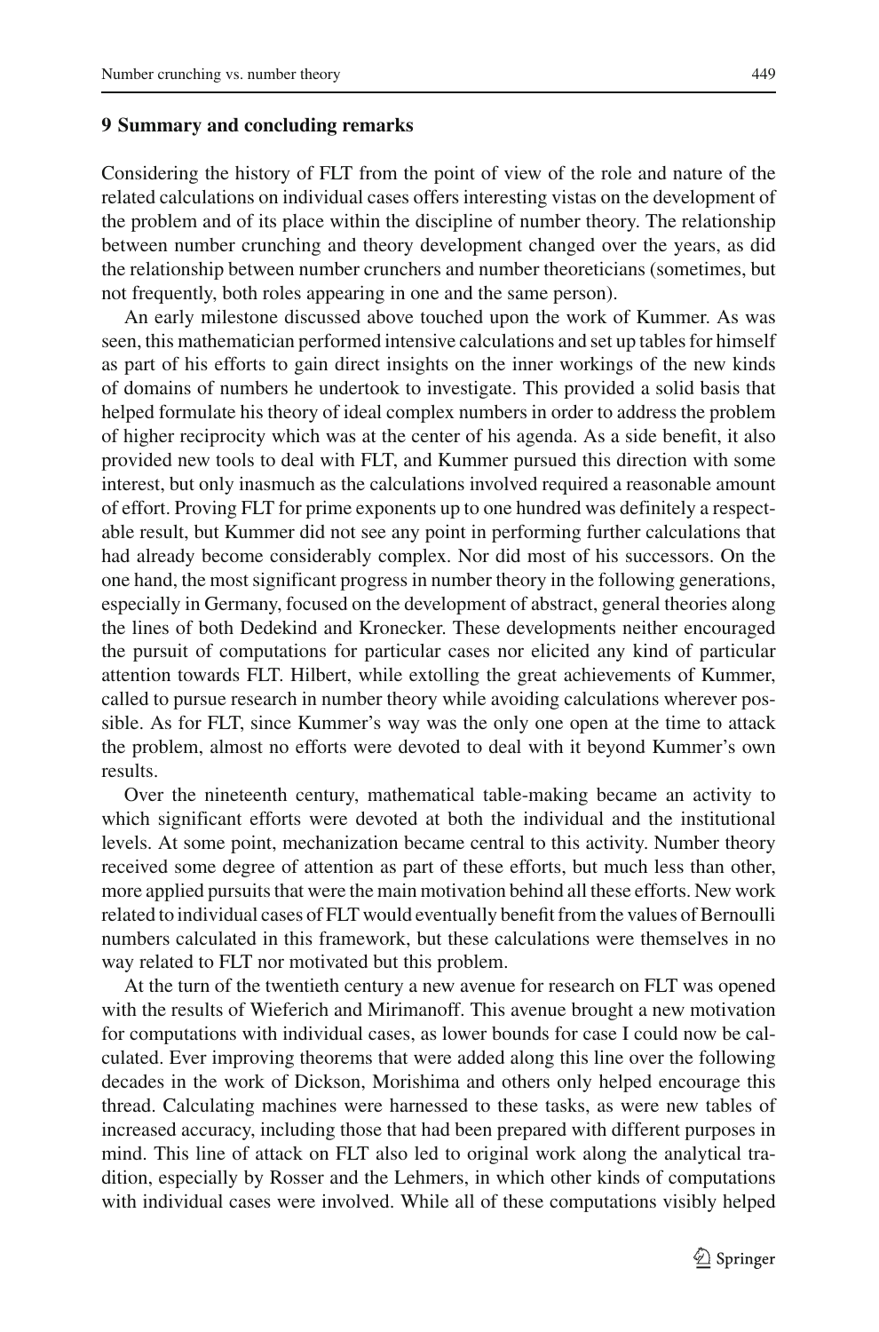## 9 Summary and concluding remarks

Considering the history of FLT from the point of view of the role and nature of the related calculations on individual cases offers interesting vistas on the development of the problem and of its place within the discipline of number theory. The relationship between number crunching and theory development changed over the years, as did the relationship between number crunchers and number theoreticians (sometimes, but not frequently, both roles appearing in one and the same person).

An early milestone discussed above touched upon the work of Kummer. As was seen, this mathematician performed intensive calculations and set up tables for himself as part of his efforts to gain direct insights on the inner workings of the new kinds of domains of numbers he undertook to investigate. This provided a solid basis that helped formulate his theory of ideal complex numbers in order to address the problem of higher reciprocity which was at the center of his agenda. As a side benefit, it also provided new tools to deal with FLT, and Kummer pursued this direction with some interest, but only inasmuch as the calculations involved required a reasonable amount of effort. Proving FLT for prime exponents up to one hundred was definitely a respectable result, but Kummer did not see any point in performing further calculations that had already become considerably complex. Nor did most of his successors. On the one hand, the most significant progress in number theory in the following generations, especially in Germany, focused on the development of abstract, general theories along the lines of both Dedekind and Kronecker. These developments neither encouraged the pursuit of computations for particular cases nor elicited any kind of particular attention towards FLT. Hilbert, while extolling the great achievements of Kummer, called to pursue research in number theory while avoiding calculations wherever possible. As for FLT, since Kummer's way was the only one open at the time to attack the problem, almost no efforts were devoted to deal with it beyond Kummer's own results.

Over the nineteenth century, mathematical table-making became an activity to which significant efforts were devoted at both the individual and the institutional levels. At some point, mechanization became central to this activity. Number theory received some degree of attention as part of these efforts, but much less than other, more applied pursuits that were the main motivation behind all these efforts. New work related to individual cases of FLT would eventually benefit from the values of Bernoulli numbers calculated in this framework, but these calculations were themselves in no way related to FLT nor motivated but this problem.

At the turn of the twentieth century a new avenue for research on FLT was opened with the results of Wieferich and Mirimanoff. This avenue brought a new motivation for computations with individual cases, as lower bounds for case I could now be calculated. Ever improving theorems that were added along this line over the following decades in the work of Dickson, Morishima and others only helped encourage this thread. Calculating machines were harnessed to these tasks, as were new tables of increased accuracy, including those that had been prepared with different purposes in mind. This line of attack on FLT also led to original work along the analytical tradition, especially by Rosser and the Lehmers, in which other kinds of computations with individual cases were involved. While all of these computations visibly helped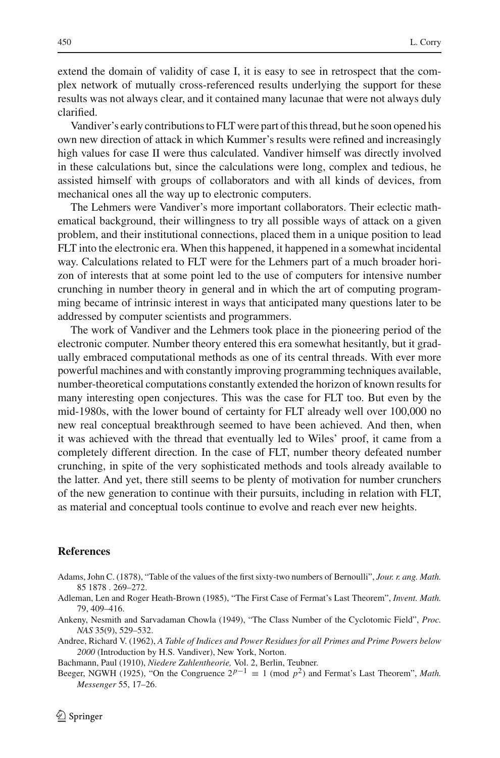extend the domain of validity of case I, it is easy to see in retrospect that the complex network of mutually cross-referenced results underlying the support for these results was not always clear, and it contained many lacunae that were not always duly clarified.

Vandiver's early contributions to FLT were part of this thread, but he soon opened his own new direction of attack in which Kummer's results were refined and increasingly high values for case II were thus calculated. Vandiver himself was directly involved in these calculations but, since the calculations were long, complex and tedious, he assisted himself with groups of collaborators and with all kinds of devices, from mechanical ones all the way up to electronic computers.

The Lehmers were Vandiver's more important collaborators. Their eclectic mathematical background, their willingness to try all possible ways of attack on a given problem, and their institutional connections, placed them in a unique position to lead FLT into the electronic era. When this happened, it happened in a somewhat incidental way. Calculations related to FLT were for the Lehmers part of a much broader horizon of interests that at some point led to the use of computers for intensive number crunching in number theory in general and in which the art of computing programming became of intrinsic interest in ways that anticipated many questions later to be addressed by computer scientists and programmers.

The work of Vandiver and the Lehmers took place in the pioneering period of the electronic computer. Number theory entered this era somewhat hesitantly, but it gradually embraced computational methods as one of its central threads. With ever more powerful machines and with constantly improving programming techniques available, number-theoretical computations constantly extended the horizon of known results for many interesting open conjectures. This was the case for FLT too. But even by the mid-1980s, with the lower bound of certainty for FLT already well over 100,000 no new real conceptual breakthrough seemed to have been achieved. And then, when it was achieved with the thread that eventually led to Wiles' proof, it came from a completely different direction. In the case of FLT, number theory defeated number crunching, in spite of the very sophisticated methods and tools already available to the latter. And yet, there still seems to be plenty of motivation for number crunchers of the new generation to continue with their pursuits, including in relation with FLT, as material and conceptual tools continue to evolve and reach ever new heights.

## References

Adams, John C. (1878), "Table of the values of the first sixty-two numbers of Bernoulli", *Jour. r. ang. Math.* 85 1878 . 269–272.

Adleman, Len and Roger Heath-Brown (1985), "The First Case of Fermat's Last Theorem", *Invent. Math.* 79, 409–416.

Ankeny, Nesmith and Sarvadaman Chowla (1949), "The Class Number of the Cyclotomic Field", *Proc. NAS* 35(9), 529–532.

Andree, Richard V. (1962), *A Table of Indices and Power Residues for all Primes and Prime Powers below 2000* (Introduction by H.S. Vandiver), New York, Norton.

Bachmann, Paul (1910), *Niedere Zahlentheorie,* Vol. 2, Berlin, Teubner.

Beeger, NGWH (1925), "On the Congruence $2^{p-1} \equiv 1 \pmod{p^2}$ and Fermat's Last Theorem", *Math. Messenger* 55, 17–26.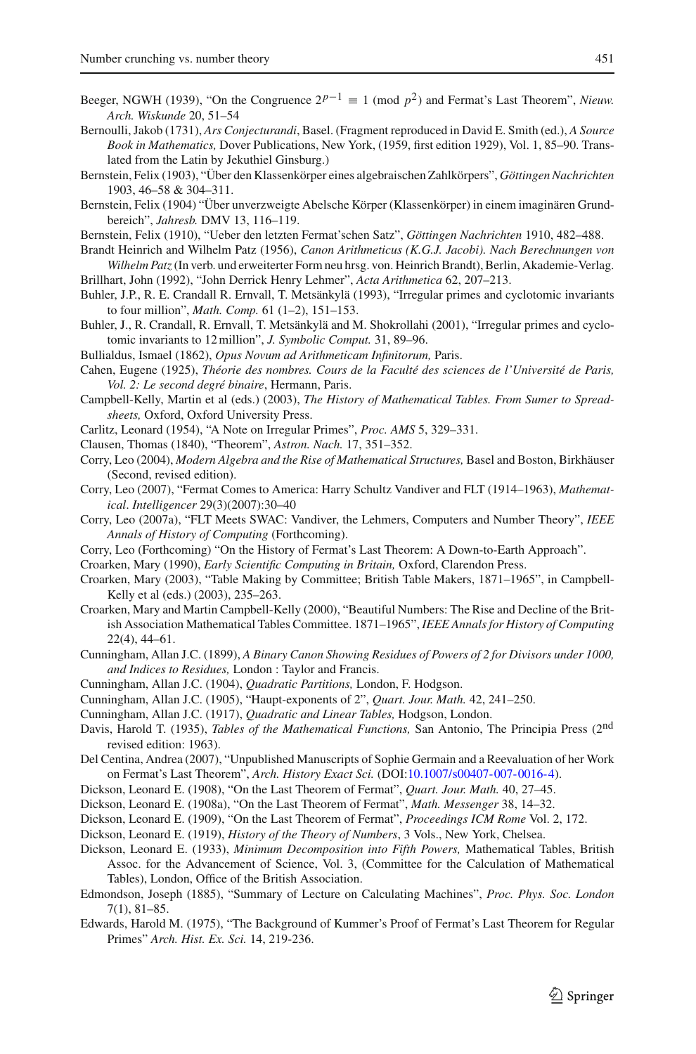Beeger, NGWH (1939), "On the Congruence $2^{p-1} \equiv 1 \pmod{p^2}$ and Fermat's Last Theorem", *Nieuw. Arch. Wiskunde* 20, 51–54

Bernoulli, Jakob (1731), *Ars Conjecturandi*, Basel. (Fragment reproduced in David E. Smith (ed.), *A Source Book in Mathematics,* Dover Publications, New York, (1959, first edition 1929), Vol. 1, 85–90. Translated from the Latin by Jekuthiel Ginsburg.)

Bernstein, Felix (1903), "Über den Klassenkörper eines algebraischen Zahlkörpers", *Göttingen Nachrichten* 1903, 46–58 & 304–311.

Bernstein, Felix (1904) "Über unverzweigte Abelsche Körper (Klassenkörper) in einem imaginären Grundbereich", *Jahresb.* DMV 13, 116–119.

Bernstein, Felix (1910), "Ueber den letzten Fermat'schen Satz", *Göttingen Nachrichten* 1910, 482–488.

Brandt Heinrich and Wilhelm Patz (1956), *Canon Arithmeticus (K.G.J. Jacobi). Nach Berechnungen von Wilhelm Patz* (In verb. und erweiterter Form neu hrsg. von. Heinrich Brandt), Berlin, Akademie-Verlag.

Brillhart, John (1992), "John Derrick Henry Lehmer", *Acta Arithmetica* 62, 207–213.

Buhler, J.P., R. E. Crandall R. Ernvall, T. Metsänkylä (1993), "Irregular primes and cyclotomic invariants to four million", *Math. Comp.* 61 (1–2), 151–153.

Buhler, J., R. Crandall, R. Ernvall, T. Metsänkylä and M. Shokrollahi (2001), "Irregular primes and cyclotomic invariants to 12 million", *J. Symbolic Comput.* 31, 89–96.

Bullialdus, Ismael (1862), *Opus Novum ad Arithmeticam Infinitorum,* Paris.

Cahen, Eugene (1925), *Théorie des nombres. Cours de la Faculté des sciences de l'Université de Paris, Vol. 2: Le second degré binaire*, Hermann, Paris.

Campbell-Kelly, Martin et al (eds.) (2003), *The History of Mathematical Tables. From Sumer to Spreadsheets,* Oxford, Oxford University Press.

Carlitz, Leonard (1954), "A Note on Irregular Primes", *Proc. AMS* 5, 329–331.

Clausen, Thomas (1840), "Theorem", *Astron. Nach.* 17, 351–352.

Corry, Leo (2004), *Modern Algebra and the Rise of Mathematical Structures,* Basel and Boston, Birkhäuser (Second, revised edition).

Corry, Leo (2007), "Fermat Comes to America: Harry Schultz Vandiver and FLT (1914–1963), *Mathematical. Intelligencer* 29(3)(2007):30–40

Corry, Leo (2007a), "FLT Meets SWAC: Vandiver, the Lehmers, Computers and Number Theory", *IEEE Annals of History of Computing* (Forthcoming).

Corry, Leo (Forthcoming) "On the History of Fermat's Last Theorem: A Down-to-Earth Approach".

Croarken, Mary (1990), *Early Scientific Computing in Britain,* Oxford, Clarendon Press.

Croarken, Mary (2003), "Table Making by Committee; British Table Makers, 1871–1965", in Campbell-Kelly et al (eds.) (2003), 235–263.

Croarken, Mary and Martin Campbell-Kelly (2000), "Beautiful Numbers: The Rise and Decline of the British Association Mathematical Tables Committee. 1871–1965", *IEEE Annals for History of Computing* 22(4), 44–61.

Cunningham, Allan J.C. (1899), *A Binary Canon Showing Residues of Powers of 2 for Divisors under 1000, and Indices to Residues,* London : Taylor and Francis.

Cunningham, Allan J.C. (1904), *Quadratic Partitions,* London, F. Hodgson.

Cunningham, Allan J.C. (1905), "Haupt-exponents of 2", *Quart. Jour. Math.* 42, 241–250.

Cunningham, Allan J.C. (1917), *Quadratic and Linear Tables,* Hodgson, London.

Davis, Harold T. (1935), *Tables of the Mathematical Functions,* San Antonio, The Principia Press (2nd revised edition: 1963).

Del Centina, Andrea (2007), "Unpublished Manuscripts of Sophie Germain and a Reevaluation of her Work on Fermat's Last Theorem", *Arch. History Exact Sci.* (DOI:10.1007/s00407-007-0016-4).

Dickson, Leonard E. (1908), "On the Last Theorem of Fermat", *Quart. Jour. Math.* 40, 27–45.

Dickson, Leonard E. (1908a), "On the Last Theorem of Fermat", *Math. Messenger* 38, 14–32.

Dickson, Leonard E. (1909), "On the Last Theorem of Fermat", *Proceedings ICM Rome* Vol. 2, 172.

Dickson, Leonard E. (1919), *History of the Theory of Numbers*, 3 Vols., New York, Chelsea.

Dickson, Leonard E. (1933), *Minimum Decomposition into Fifth Powers,* Mathematical Tables, British Assoc. for the Advancement of Science, Vol. 3, (Committee for the Calculation of Mathematical Tables), London, Office of the British Association.

Edmondson, Joseph (1885), "Summary of Lecture on Calculating Machines", *Proc. Phys. Soc. London* 7(1), 81–85.

Edwards, Harold M. (1975), "The Background of Kummer's Proof of Fermat's Last Theorem for Regular Primes" *Arch. Hist. Ex. Sci.* 14, 219-236.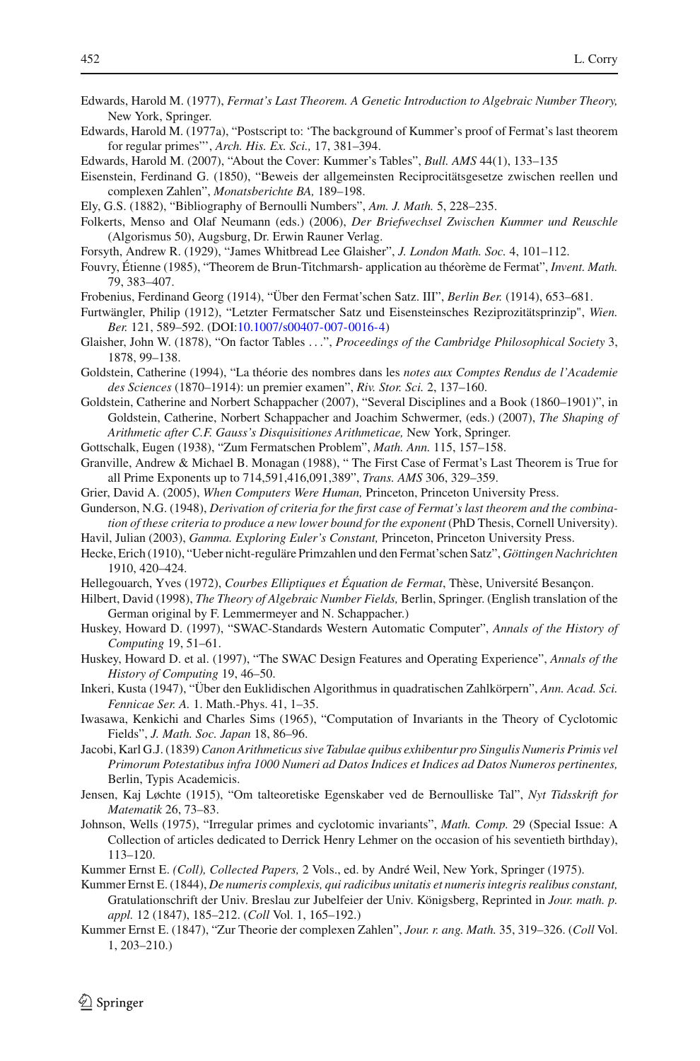Edwards, Harold M. (1977), *Fermat's Last Theorem. A Genetic Introduction to Algebraic Number Theory,* New York, Springer.

Edwards, Harold M. (1977a), "Postscript to: 'The background of Kummer's proof of Fermat's last theorem for regular primes"', *Arch. His. Ex. Sci.,* 17, 381–394.

Edwards, Harold M. (2007), "About the Cover: Kummer's Tables", *Bull. AMS* 44(1), 133–135

Eisenstein, Ferdinand G. (1850), "Beweis der allgemeinsten Reciprocitätsgesetze zwischen reellen und complexen Zahlen", *Monatsberichte BA,* 189–198.

Ely, G.S. (1882), "Bibliography of Bernoulli Numbers", *Am. J. Math.* 5, 228–235.

Folkerts, Menso and Olaf Neumann (eds.) (2006), *Der Briefwechsel Zwischen Kummer und Reuschle* (Algorismus 50), Augsburg, Dr. Erwin Rauner Verlag.

Forsyth, Andrew R. (1929), "James Whitbread Lee Glaisher", *J. London Math. Soc.* 4, 101–112.

Fouvry, Étienne (1985), "Theorem de Brun-Titchmarsh- application au théorème de Fermat", *Invent. Math.* 79, 383–407.

Frobenius, Ferdinand Georg (1914), "Über den Fermat'schen Satz. III", *Berlin Ber.* (1914), 653–681.

Furtwängler, Philip (1912), "Letzter Fermatscher Satz und Eisensteinsches Reziprozitätsprinzip", *Wien. Ber.* 121, 589–592. (DOI:10.1007/s00407-007-0016-4)

Glaisher, John W. (1878), "On factor Tables . . .", *Proceedings of the Cambridge Philosophical Society* 3, 1878, 99–138.

Goldstein, Catherine (1994), "La théorie des nombres dans les *notes aux Comptes Rendus de l'Academie des Sciences* (1870–1914): un premier examen", *Riv. Stor. Sci.* 2, 137–160.

Goldstein, Catherine and Norbert Schappacher (2007), "Several Disciplines and a Book (1860–1901)", in Goldstein, Catherine, Norbert Schappacher and Joachim Schwermer, (eds.) (2007), *The Shaping of Arithmetic after C.F. Gauss's Disquisitiones Arithmeticae,* New York, Springer.

Gottschalk, Eugen (1938), "Zum Fermatschen Problem", *Math. Ann.* 115, 157–158.

Granville, Andrew & Michael B. Monagan (1988), " The First Case of Fermat's Last Theorem is True for all Prime Exponents up to 714,591,416,091,389", *Trans. AMS* 306, 329–359.

Grier, David A. (2005), *When Computers Were Human,* Princeton, Princeton University Press.

Gunderson, N.G. (1948), *Derivation of criteria for the first case of Fermat's last theorem and the combination of these criteria to produce a new lower bound for the exponent* (PhD Thesis, Cornell University).

Havil, Julian (2003), *Gamma. Exploring Euler's Constant,* Princeton, Princeton University Press.

Hecke, Erich (1910), "Ueber nicht-reguläre Primzahlen und den Fermat'schen Satz", *Göttingen Nachrichten* 1910, 420–424.

Hellegouarch, Yves (1972), *Courbes Elliptiques et Équation de Fermat*, Thèse, Université Besançon.

Hilbert, David (1998), *The Theory of Algebraic Number Fields,* Berlin, Springer. (English translation of the German original by F. Lemmermeyer and N. Schappacher.)

Huskey, Howard D. (1997), "SWAC-Standards Western Automatic Computer", *Annals of the History of Computing* 19, 51–61.

Huskey, Howard D. et al. (1997), "The SWAC Design Features and Operating Experience", *Annals of the History of Computing* 19, 46–50.

Inkeri, Kusta (1947), "Über den Euklidischen Algorithmus in quadratischen Zahlkörpern", *Ann. Acad. Sci. Fennicae Ser. A.* 1. Math.-Phys. 41, 1–35.

Iwasawa, Kenkichi and Charles Sims (1965), "Computation of Invariants in the Theory of Cyclotomic Fields", *J. Math. Soc. Japan* 18, 86–96.

Jacobi, Karl G.J. (1839) *Canon Arithmeticus sive Tabulae quibus exhibentur pro Singulis Numeris Primis vel Primorum Potestatibus infra 1000 Numeri ad Datos Indices et Indices ad Datos Numeros pertinentes,* Berlin, Typis Academicis.

Jensen, Kaj Løchte (1915), "Om talteoretiske Egenskaber ved de Bernoulliske Tal", *Nyt Tidsskrift for Matematik* 26, 73–83.

Johnson, Wells (1975), "Irregular primes and cyclotomic invariants", *Math. Comp.* 29 (Special Issue: A Collection of articles dedicated to Derrick Henry Lehmer on the occasion of his seventieth birthday), 113–120.

Kummer Ernst E. *(Coll), Collected Papers,* 2 Vols., ed. by André Weil, New York, Springer (1975).

Kummer Ernst E. (1844), *De numeris complexis, qui radicibus unitatis et numeris integris realibus constant,* Gratulationschrift der Univ. Breslau zur Jubelfeier der Univ. Königsberg, Reprinted in *Jour. math. p. appl.* 12 (1847), 185–212. (*Coll* Vol. 1, 165–192.)

Kummer Ernst E. (1847), "Zur Theorie der complexen Zahlen", *Jour. r. ang. Math.* 35, 319–326. (*Coll* Vol. 1, 203–210.)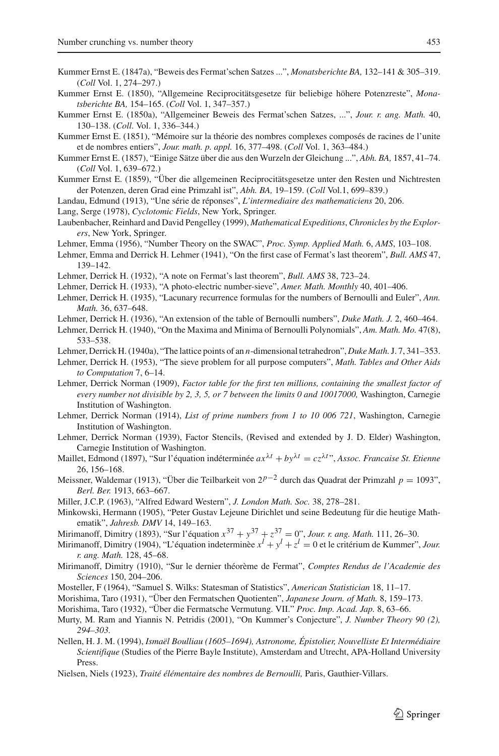Kummer Ernst E. (1847a), "Beweis des Fermat'schen Satzes ...", *Monatsberichte BA,* 132–141 & 305–319. (*Coll* Vol. 1, 274–297.)

Kummer Ernst E. (1850), "Allgemeine Reciprocitätsgesetze für beliebige höhere Potenzreste", *Monatsberichte BA,* 154–165. (*Coll* Vol. 1, 347–357.)

Kummer Ernst E. (1850a), "Allgemeiner Beweis des Fermat'schen Satzes, ...", *Jour. r. ang. Math.* 40, 130–138. (*Coll*. Vol. 1, 336–344.)

Kummer Ernst E. (1851), "Mémoire sur la théorie des nombres complexes composés de racines de l'unite et de nombres entiers", *Jour. math. p. appl.* 16, 377–498. (*Coll* Vol. 1, 363–484.)

Kummer Ernst E. (1857), "Einige Sätze über die aus den Wurzeln der Gleichung ...", *Abh. BA,* 1857, 41–74. (*Coll* Vol. 1, 639–672.)

Kummer Ernst E. (1859), "Über die allgemeinen Reciprocitätsgesetze unter den Resten und Nichtresten der Potenzen, deren Grad eine Primzahl ist", *Abh. BA,* 19–159. (*Coll* Vol.1, 699–839.)

Landau, Edmund (1913), "Une série de réponses", *L'intermediaire des mathematiciens* 20, 206.

Lang, Serge (1978), *Cyclotomic Fields*, New York, Springer.

Laubenbacher, Reinhard and David Pengelley (1999), *Mathematical Expeditions*, *Chronicles by the Explorers*, New York, Springer.

Lehmer, Emma (1956), "Number Theory on the SWAC", *Proc. Symp. Applied Math.* 6, *AMS*, 103–108.

Lehmer, Emma and Derrick H. Lehmer (1941), "On the first case of Fermat's last theorem", *Bull. AMS* 47, 139–142.

Lehmer, Derrick H. (1932), "A note on Fermat's last theorem", *Bull. AMS* 38, 723–24.

Lehmer, Derrick H. (1933), "A photo-electric number-sieve", *Amer. Math. Monthly* 40, 401–406.

Lehmer, Derrick H. (1935), "Lacunary recurrence formulas for the numbers of Bernoulli and Euler", *Ann. Math.* 36, 637–648.

Lehmer, Derrick H. (1936), "An extension of the table of Bernoulli numbers", *Duke Math. J.* 2, 460–464.

Lehmer, Derrick H. (1940), "On the Maxima and Minima of Bernoulli Polynomials", *Am. Math. Mo.* 47(8), 533–538.

Lehmer, Derrick H. (1940a), "The lattice points of an $n$-dimensional tetrahedron", *Duke Math.* J. 7, 341–353.

Lehmer, Derrick H. (1953), "The sieve problem for all purpose computers", *Math. Tables and Other Aids to Computation* 7, 6–14.

Lehmer, Derrick Norman (1909), *Factor table for the first ten millions, containing the smallest factor of every number not divisible by 2, 3, 5, or 7 between the limits 0 and 10017000,* Washington, Carnegie Institution of Washington.

Lehmer, Derrick Norman (1914), *List of prime numbers from 1 to 10 006 721*, Washington, Carnegie Institution of Washington.

Lehmer, Derrick Norman (1939), Factor Stencils, (Revised and extended by J. D. Elder) Washington, Carnegie Institution of Washington.

Maillet, Edmond (1897), "Sur l'équation indéterminée $ax^{\lambda t} + by^{\lambda t} = cz^{\lambda t}$", *Assoc. Francaise St. Etienne* 26, 156–168.

Meissner, Waldemar (1913), "Über die Teilbarkeit von $2^{p-2}$ durch das Quadrat der Primzahl $p = 1093$", *Berl. Ber.* 1913, 663–667.

Miller, J.C.P. (1963), "Alfred Edward Western", *J. London Math. Soc.* 38, 278–281.

Minkowski, Hermann (1905), "Peter Gustav Lejeune Dirichlet und seine Bedeutung für die heutige Mathematik", *Jahresb. DMV* 14, 149–163.

Mirimanoff, Dimitry (1893), "Sur l'équation $x^{37} + y^{37} + z^{37} = 0$", *Jour. r. ang. Math.* 111, 26–30.

Mirimanoff, Dimitry (1904), "L'équation indeterminèe $x^l + y^l + z^l = 0$ et le critérium de Kummer", *Jour. r. ang. Math.* 128, 45–68.

Mirimanoff, Dimitry (1910), "Sur le dernier théorème de Fermat", *Comptes Rendus de l'Academie des Sciences* 150, 204–206.

Mosteller, F (1964), "Samuel S. Wilks: Statesman of Statistics", *American Statistician* 18, 11–17.

Morishima, Taro (1931), "Über den Fermatschen Quotienten", *Japanese Journ. of Math.* 8, 159–173.

Morishima, Taro (1932), "Über die Fermatsche Vermutung. VII." *Proc. Imp. Acad. Jap.* 8, 63–66.

Murty, M. Ram and Yiannis N. Petridis (2001), "On Kummer's Conjecture", *J. Number Theory 90 (2), 294–303.*

Nellen, H. J. M. (1994), *Ismaël Boulliau (1605–1694), Astronome, Épistolier, Nouvelliste Et Intermédiaire Scientifique* (Studies of the Pierre Bayle Institute), Amsterdam and Utrecht, APA-Holland University Press.

Nielsen, Niels (1923), *Traité élémentaire des nombres de Bernoulli,* Paris, Gauthier-Villars.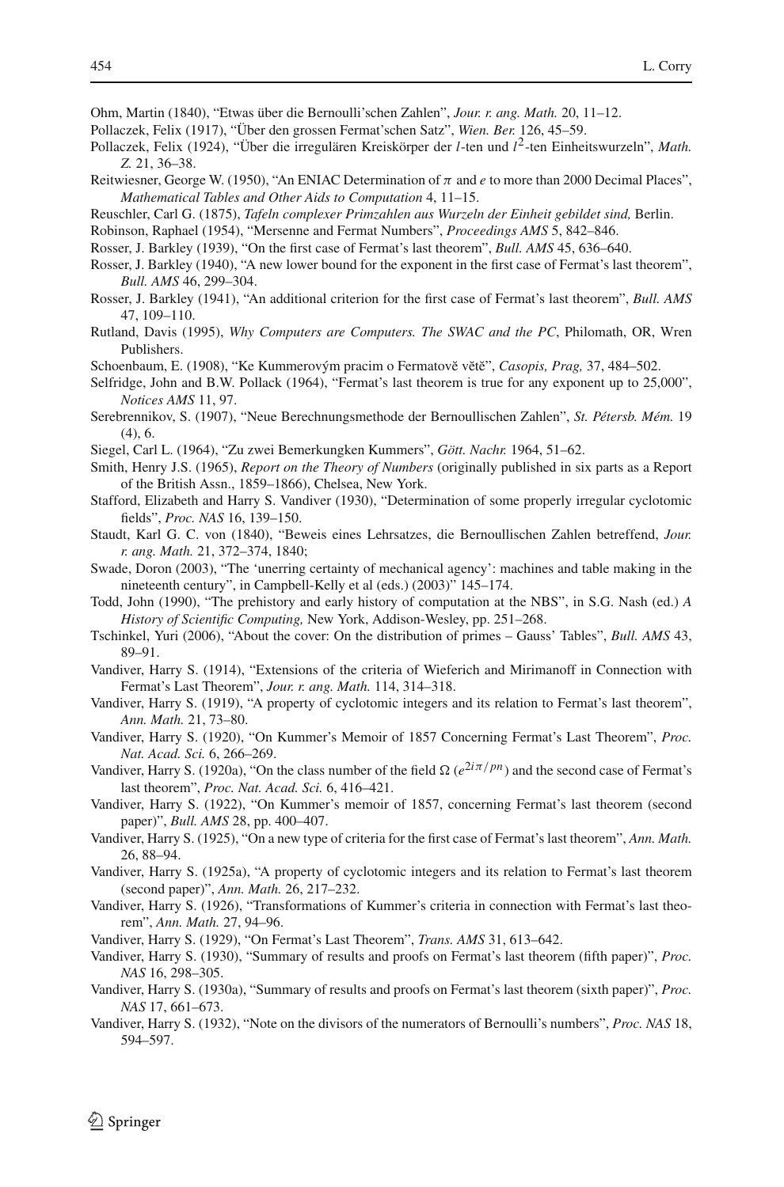Ohm, Martin (1840), "Etwas über die Bernoulli'schen Zahlen", *Jour. r. ang. Math.* 20, 11–12.

Pollaczek, Felix (1917), "Über den grossen Fermat'schen Satz", *Wien. Ber.* 126, 45–59.

Pollaczek, Felix (1924), "Über die irregulären Kreiskörper der $l$-ten und $l^2$-ten Einheitswurzeln", *Math. Z.* 21, 36–38.

Reitwiesner, George W. (1950), "An ENIAC Determination of $\pi$ and $e$ to more than 2000 Decimal Places", *Mathematical Tables and Other Aids to Computation* 4, 11–15.

Reuschler, Carl G. (1875), *Tafeln complexer Primzahlen aus Wurzeln der Einheit gebildet sind,* Berlin.

Robinson, Raphael (1954), "Mersenne and Fermat Numbers", *Proceedings AMS* 5, 842–846.

Rosser, J. Barkley (1939), "On the first case of Fermat's last theorem", *Bull. AMS* 45, 636–640.

Rosser, J. Barkley (1940), "A new lower bound for the exponent in the first case of Fermat's last theorem", *Bull. AMS* 46, 299–304.

Rosser, J. Barkley (1941), "An additional criterion for the first case of Fermat's last theorem", *Bull. AMS* 47, 109–110.

Rutland, Davis (1995), *Why Computers are Computers. The SWAC and the PC*, Philomath, OR, Wren Publishers.

Schoenbaum, E. (1908), "Ke Kummerovým pracim o Fermatově větě", *Casopis, Prag,* 37, 484–502.

Selfridge, John and B.W. Pollack (1964), "Fermat's last theorem is true for any exponent up to 25,000", *Notices AMS* 11, 97.

Serebrennikov, S. (1907), "Neue Berechnungsmethode der Bernoullischen Zahlen", *St. Pétersb. Mém.* 19 (4), 6.

Siegel, Carl L. (1964), "Zu zwei Bemerkungken Kummers", *Gött. Nachr.* 1964, 51–62.

Smith, Henry J.S. (1965), *Report on the Theory of Numbers* (originally published in six parts as a Report of the British Assn., 1859–1866), Chelsea, New York.

Stafford, Elizabeth and Harry S. Vandiver (1930), "Determination of some properly irregular cyclotomic fields", *Proc. NAS* 16, 139–150.

Staudt, Karl G. C. von (1840), "Beweis eines Lehrsatzes, die Bernoullischen Zahlen betreffend, *Jour. r. ang. Math.* 21, 372–374, 1840;

Swade, Doron (2003), "The 'unerring certainty of mechanical agency': machines and table making in the nineteenth century", in Campbell-Kelly et al (eds.) (2003)" 145–174.

Todd, John (1990), "The prehistory and early history of computation at the NBS", in S.G. Nash (ed.) *A History of Scientific Computing,* New York, Addison-Wesley, pp. 251–268.

Tschinkel, Yuri (2006), "About the cover: On the distribution of primes – Gauss' Tables", *Bull. AMS* 43, 89–91.

Vandiver, Harry S. (1914), "Extensions of the criteria of Wieferich and Mirimanoff in Connection with Fermat's Last Theorem", *Jour. r. ang. Math.* 114, 314–318.

Vandiver, Harry S. (1919), "A property of cyclotomic integers and its relation to Fermat's last theorem", *Ann. Math.* 21, 73–80.

Vandiver, Harry S. (1920), "On Kummer's Memoir of 1857 Concerning Fermat's Last Theorem", *Proc. Nat. Acad. Sci.* 6, 266–269.

Vandiver, Harry S. (1920a), "On the class number of the field $\Omega$ ($e^{2i\pi/pn}$) and the second case of Fermat's last theorem", *Proc. Nat. Acad. Sci.* 6, 416–421.

Vandiver, Harry S. (1922), "On Kummer's memoir of 1857, concerning Fermat's last theorem (second paper)", *Bull. AMS* 28, pp. 400–407.

Vandiver, Harry S. (1925), "On a new type of criteria for the first case of Fermat's last theorem", *Ann. Math.* 26, 88–94.

Vandiver, Harry S. (1925a), "A property of cyclotomic integers and its relation to Fermat's last theorem (second paper)", *Ann. Math.* 26, 217–232.

Vandiver, Harry S. (1926), "Transformations of Kummer's criteria in connection with Fermat's last theorem", *Ann. Math.* 27, 94–96.

Vandiver, Harry S. (1929), "On Fermat's Last Theorem", *Trans. AMS* 31, 613–642.

Vandiver, Harry S. (1930), "Summary of results and proofs on Fermat's last theorem (fifth paper)", *Proc. NAS* 16, 298–305.

Vandiver, Harry S. (1930a), "Summary of results and proofs on Fermat's last theorem (sixth paper)", *Proc. NAS* 17, 661–673.

Vandiver, Harry S. (1932), "Note on the divisors of the numerators of Bernoulli's numbers", *Proc. NAS* 18, 594–597.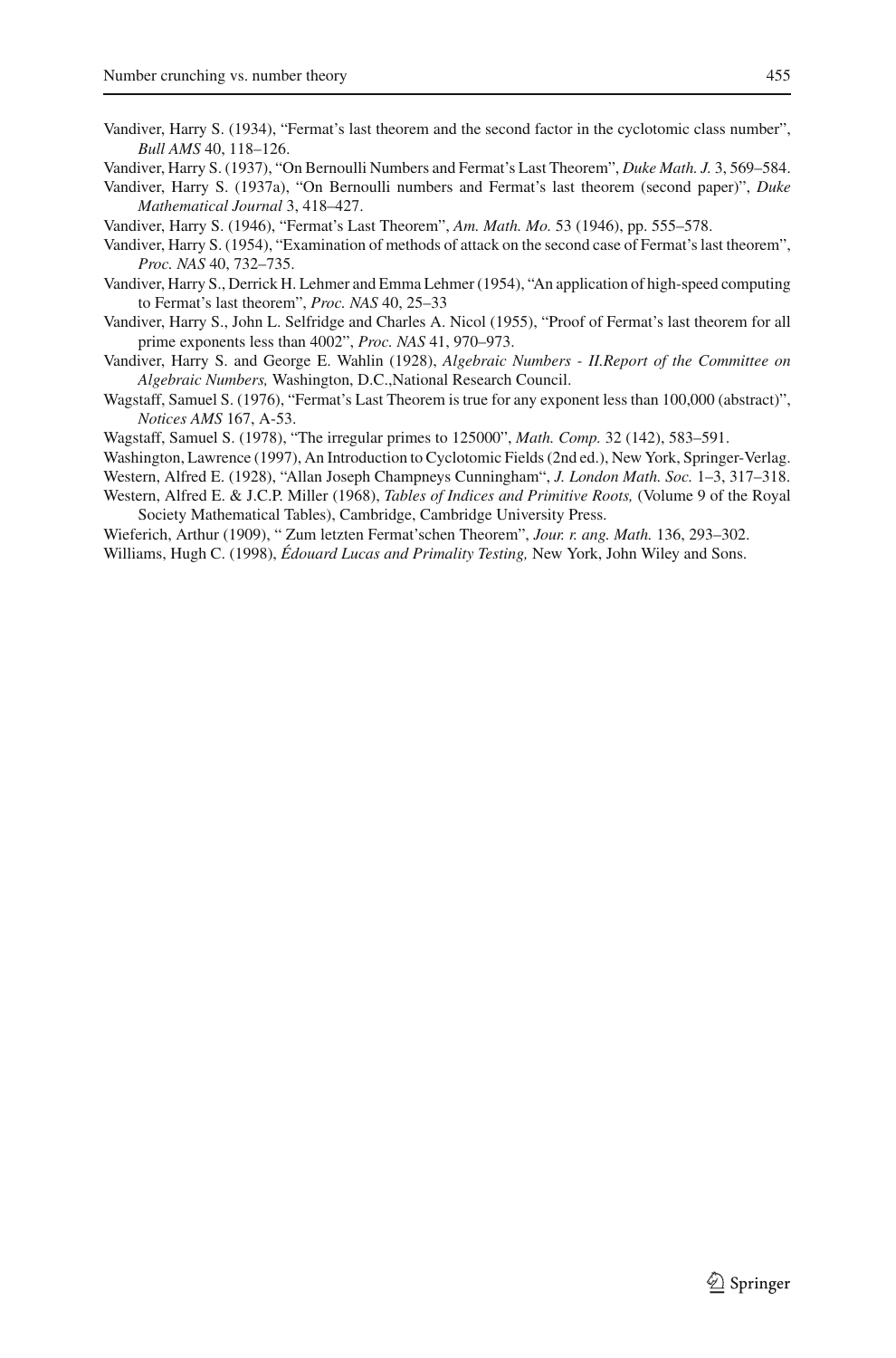Vandiver, Harry S. (1934), "Fermat's last theorem and the second factor in the cyclotomic class number", *Bull AMS* 40, 118–126.

Vandiver, Harry S. (1937), "On Bernoulli Numbers and Fermat's Last Theorem", *Duke Math. J.* 3, 569–584.

Vandiver, Harry S. (1937a), "On Bernoulli numbers and Fermat's last theorem (second paper)", *Duke Mathematical Journal* 3, 418–427.

Vandiver, Harry S. (1946), "Fermat's Last Theorem", *Am. Math. Mo.* 53 (1946), pp. 555–578.

Vandiver, Harry S. (1954), "Examination of methods of attack on the second case of Fermat's last theorem", *Proc. NAS* 40, 732–735.

Vandiver, Harry S., Derrick H. Lehmer and Emma Lehmer (1954), "An application of high-speed computing to Fermat's last theorem", *Proc. NAS* 40, 25–33

Vandiver, Harry S., John L. Selfridge and Charles A. Nicol (1955), "Proof of Fermat's last theorem for all prime exponents less than 4002", *Proc. NAS* 41, 970–973.

Vandiver, Harry S. and George E. Wahlin (1928), *Algebraic Numbers - II.Report of the Committee on Algebraic Numbers,* Washington, D.C.,National Research Council.

Wagstaff, Samuel S. (1976), "Fermat's Last Theorem is true for any exponent less than 100,000 (abstract)", *Notices AMS* 167, A-53.

Wagstaff, Samuel S. (1978), "The irregular primes to 125000", *Math. Comp.* 32 (142), 583–591.

Washington, Lawrence (1997), An Introduction to Cyclotomic Fields (2nd ed.), New York, Springer-Verlag.

Western, Alfred E. (1928), "Allan Joseph Champneys Cunningham", *J. London Math. Soc.* 1–3, 317–318.

Western, Alfred E. & J.C.P. Miller (1968), *Tables of Indices and Primitive Roots,* (Volume 9 of the Royal Society Mathematical Tables), Cambridge, Cambridge University Press.

Wieferich, Arthur (1909), " Zum letzten Fermat'schen Theorem", *Jour. r. ang. Math.* 136, 293–302.

Williams, Hugh C. (1998), *Édouard Lucas and Primality Testing,* New York, John Wiley and Sons.